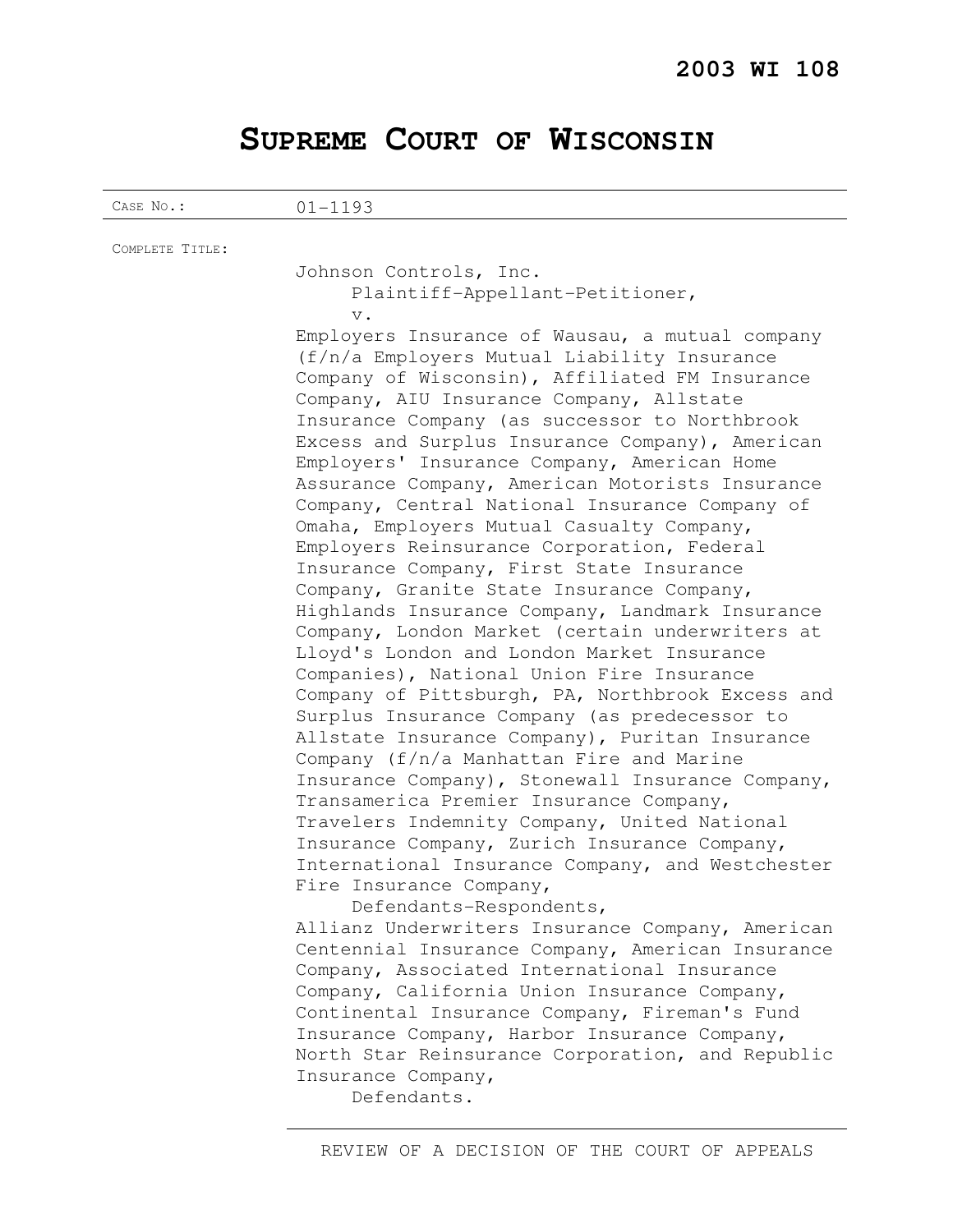**2003 WI 108**

# SUPREME COURT OF WISCONSIN

CASE NO.: 01-1193

COMPLETE TITLE:

Johnson Controls, Inc.
Plaintiff-Appellant-Petitioner,
v.
Employers Insurance of Wausau, a mutual company (f/n/a Employers Mutual Liability Insurance Company of Wisconsin), Affiliated FM Insurance Company, AIU Insurance Company, Allstate Insurance Company (as successor to Northbrook Excess and Surplus Insurance Company), American Employers' Insurance Company, American Home Assurance Company, American Motorists Insurance Company, Central National Insurance Company of Omaha, Employers Mutual Casualty Company, Employers Reinsurance Corporation, Federal Insurance Company, First State Insurance Company, Granite State Insurance Company, Highlands Insurance Company, Landmark Insurance Company, London Market (certain underwriters at Lloyd's London and London Market Insurance Companies), National Union Fire Insurance Company of Pittsburgh, PA, Northbrook Excess and Surplus Insurance Company (as predecessor to Allstate Insurance Company), Puritan Insurance Company (f/n/a Manhattan Fire and Marine Insurance Company), Stonewall Insurance Company, Transamerica Premier Insurance Company, Travelers Indemnity Company, United National Insurance Company, Zurich Insurance Company, International Insurance Company, and Westchester Fire Insurance Company,
Defendants-Respondents,
Allianz Underwriters Insurance Company, American Centennial Insurance Company, American Insurance Company, Associated International Insurance Company, California Union Insurance Company, Continental Insurance Company, Fireman's Fund Insurance Company, Harbor Insurance Company, North Star Reinsurance Corporation, and Republic Insurance Company,
Defendants.

---

REVIEW OF A DECISION OF THE COURT OF APPEALS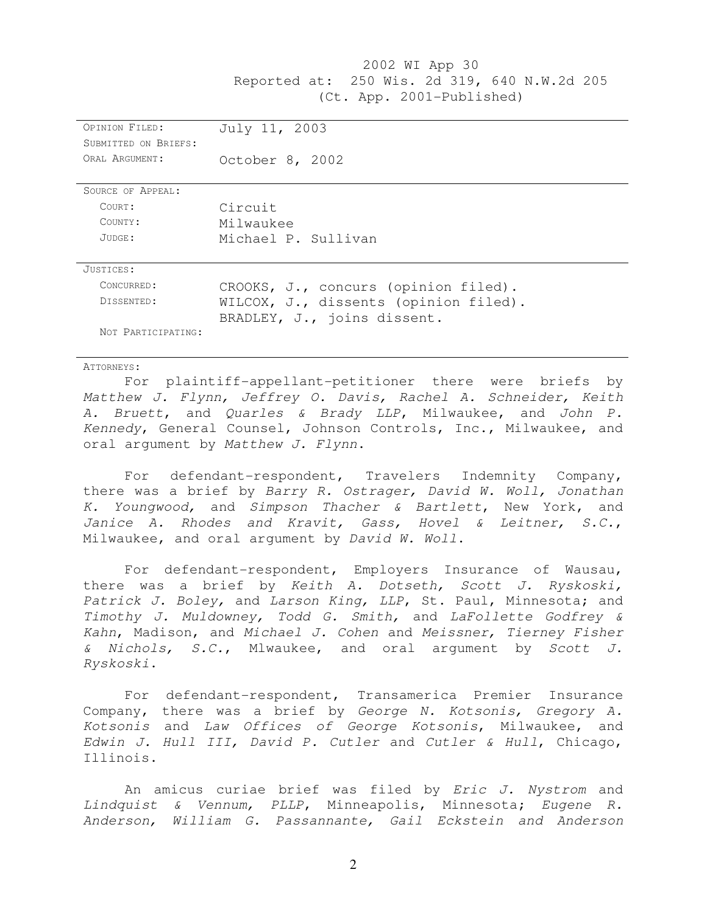2002 WI App 30
Reported at: 250 Wis. 2d 319, 640 N.W.2d 205
(Ct. App. 2001–Published)

| | |
|---|---|
| OPINION FILED: | July 11, 2003 |
| SUBMITTED ON BRIEFS: | |
| ORAL ARGUMENT: | October 8, 2002 |

| | |
|---|---|
| SOURCE OF APPEAL: | |
| COURT: | Circuit |
| COUNTY: | Milwaukee |
| JUDGE: | Michael P. Sullivan |

| | |
|---|---|
| JUSTICES: | |
| CONCURRED: | CROOKS, J., concurs (opinion filed). |
| DISSENTED: | WILCOX, J., dissents (opinion filed). BRADLEY, J., joins dissent. |
| NOT PARTICIPATING: | |

ATTORNEYS:

For plaintiff-appellant-petitioner there were briefs by *Matthew J. Flynn, Jeffrey O. Davis, Rachel A. Schneider, Keith A. Bruett*, and *Quarles & Brady LLP*, Milwaukee, and *John P. Kennedy*, General Counsel, Johnson Controls, Inc., Milwaukee, and oral argument by *Matthew J. Flynn*.

For defendant-respondent, Travelers Indemnity Company, there was a brief by *Barry R. Ostrager, David W. Woll, Jonathan K. Youngwood,* and *Simpson Thacher & Bartlett*, New York, and *Janice A. Rhodes and Kravit, Gass, Hovel & Leitner, S.C.*, Milwaukee, and oral argument by *David W. Woll*.

For defendant-respondent, Employers Insurance of Wausau, there was a brief by *Keith A. Dotseth, Scott J. Ryskoski, Patrick J. Boley,* and *Larson King, LLP*, St. Paul, Minnesota; and *Timothy J. Muldowney, Todd G. Smith,* and *LaFollette Godfrey & Kahn*, Madison, and *Michael J. Cohen* and *Meissner, Tierney Fisher & Nichols, S.C.*, Mlwaukee, and oral argument by *Scott J. Ryskoski*.

For defendant-respondent, Transamerica Premier Insurance Company, there was a brief by *George N. Kotsonis, Gregory A. Kotsonis* and *Law Offices of George Kotsonis*, Milwaukee, and *Edwin J. Hull III, David P. Cutler* and *Cutler & Hull*, Chicago, Illinois.

An amicus curiae brief was filed by *Eric J. Nystrom* and *Lindquist & Vennum, PLLP*, Minneapolis, Minnesota; *Eugene R. Anderson, William G. Passannante, Gail Eckstein and Anderson*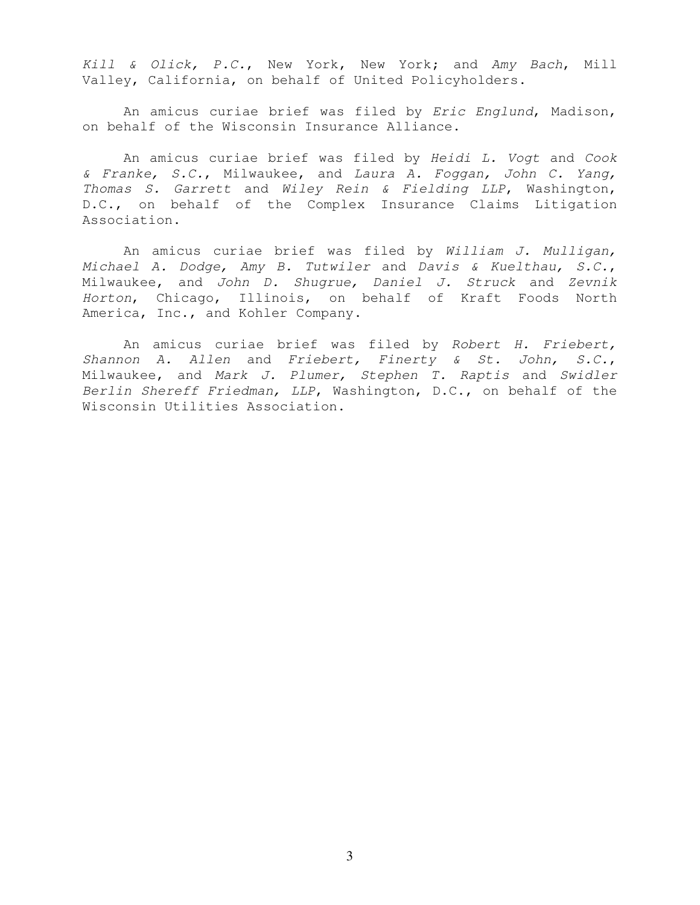*Kill & Olick, P.C.*, New York, New York; and *Amy Bach*, Mill Valley, California, on behalf of United Policyholders.

An amicus curiae brief was filed by *Eric Englund*, Madison, on behalf of the Wisconsin Insurance Alliance.

An amicus curiae brief was filed by *Heidi L. Vogt* and *Cook & Franke, S.C.*, Milwaukee, and *Laura A. Foggan, John C. Yang, Thomas S. Garrett* and *Wiley Rein & Fielding LLP*, Washington, D.C., on behalf of the Complex Insurance Claims Litigation Association.

An amicus curiae brief was filed by *William J. Mulligan, Michael A. Dodge, Amy B. Tutwiler* and *Davis & Kuelthau, S.C.*, Milwaukee, and *John D. Shugrue, Daniel J. Struck* and *Zevnik Horton*, Chicago, Illinois, on behalf of Kraft Foods North America, Inc., and Kohler Company.

An amicus curiae brief was filed by *Robert H. Friebert, Shannon A. Allen* and *Friebert, Finerty & St. John, S.C.*, Milwaukee, and *Mark J. Plumer, Stephen T. Raptis* and *Swidler Berlin Shereff Friedman, LLP*, Washington, D.C., on behalf of the Wisconsin Utilities Association.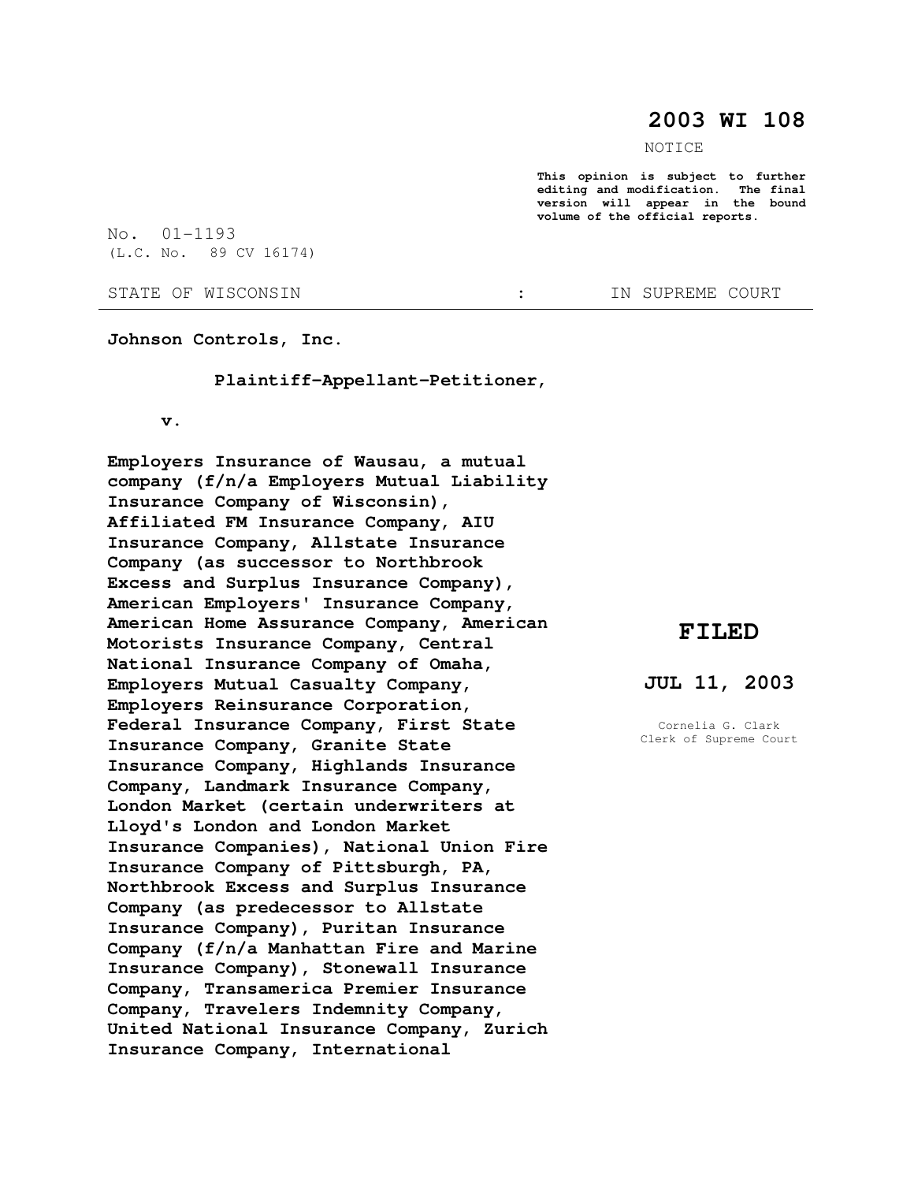# 2003 WI 108

NOTICE

**This opinion is subject to further editing and modification. The final version will appear in the bound volume of the official reports.**

No. 01-1193
(L.C. No. 89 CV 16174)

STATE OF WISCONSIN : IN SUPREME COURT

**Johnson Controls, Inc.**

**Plaintiff-Appellant-Petitioner,**

**v.**

**Employers Insurance of Wausau, a mutual company (f/n/a Employers Mutual Liability Insurance Company of Wisconsin), Affiliated FM Insurance Company, AIU Insurance Company, Allstate Insurance Company (as successor to Northbrook Excess and Surplus Insurance Company), American Employers' Insurance Company, American Home Assurance Company, American Motorists Insurance Company, Central National Insurance Company of Omaha, Employers Mutual Casualty Company, Employers Reinsurance Corporation, Federal Insurance Company, First State Insurance Company, Granite State Insurance Company, Highlands Insurance Company, Landmark Insurance Company, London Market (certain underwriters at Lloyd's London and London Market Insurance Companies), National Union Fire Insurance Company of Pittsburgh, PA, Northbrook Excess and Surplus Insurance Company (as predecessor to Allstate Insurance Company), Puritan Insurance Company (f/n/a Manhattan Fire and Marine Insurance Company), Stonewall Insurance Company, Transamerica Premier Insurance Company, Travelers Indemnity Company, United National Insurance Company, Zurich Insurance Company, International**

**FILED**

**JUL 11, 2003**

Cornelia G. Clark
Clerk of Supreme Court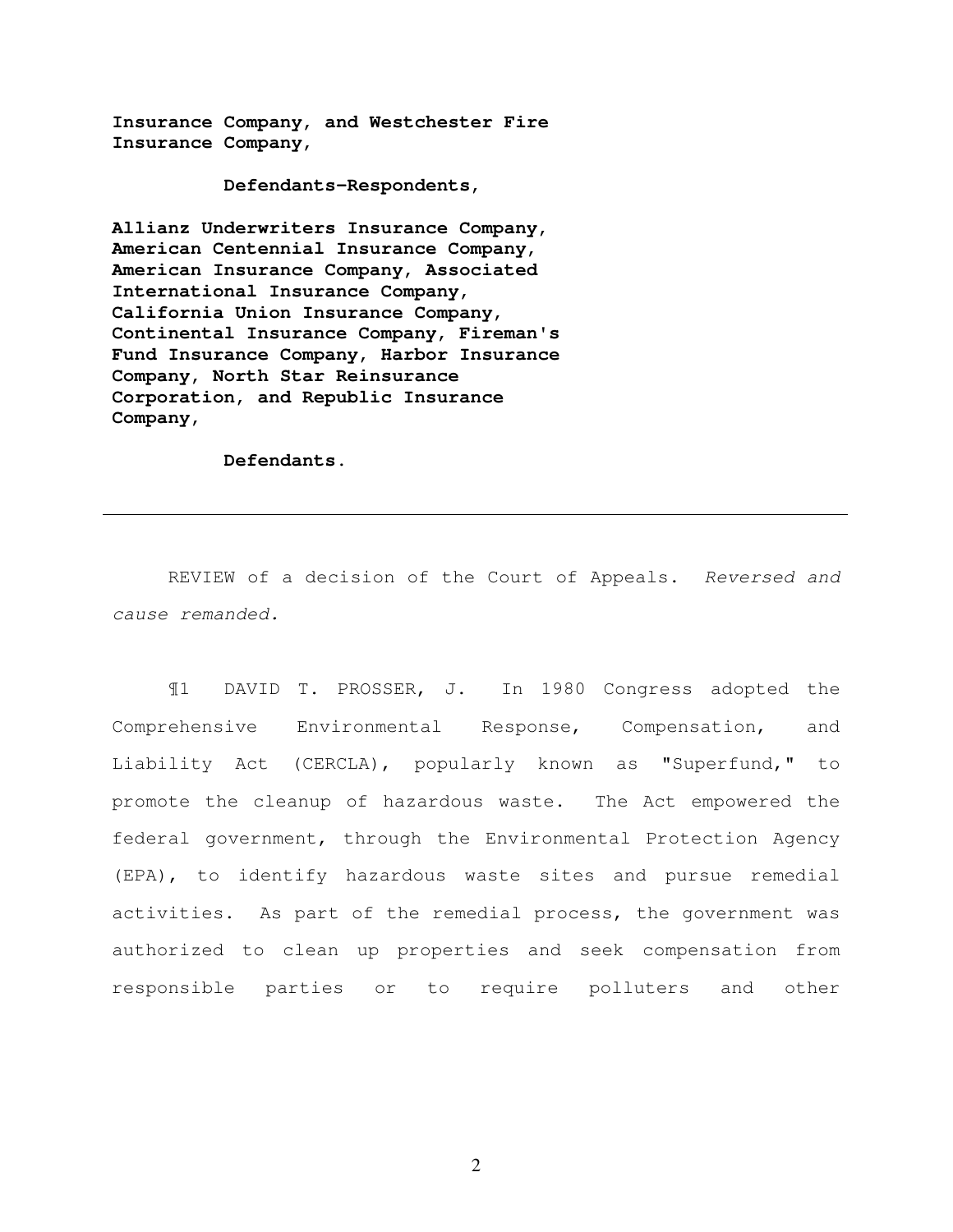**Insurance Company, and Westchester Fire Insurance Company,**

**Defendants-Respondents,**

**Allianz Underwriters Insurance Company, American Centennial Insurance Company, American Insurance Company, Associated International Insurance Company, California Union Insurance Company, Continental Insurance Company, Fireman's Fund Insurance Company, Harbor Insurance Company, North Star Reinsurance Corporation, and Republic Insurance Company,**

**Defendants.**

---

REVIEW of a decision of the Court of Appeals. *Reversed and cause remanded.*

¶1 DAVID T. PROSSER, J. In 1980 Congress adopted the Comprehensive Environmental Response, Compensation, and Liability Act (CERCLA), popularly known as "Superfund," to promote the cleanup of hazardous waste. The Act empowered the federal government, through the Environmental Protection Agency (EPA), to identify hazardous waste sites and pursue remedial activities. As part of the remedial process, the government was authorized to clean up properties and seek compensation from responsible parties or to require polluters and other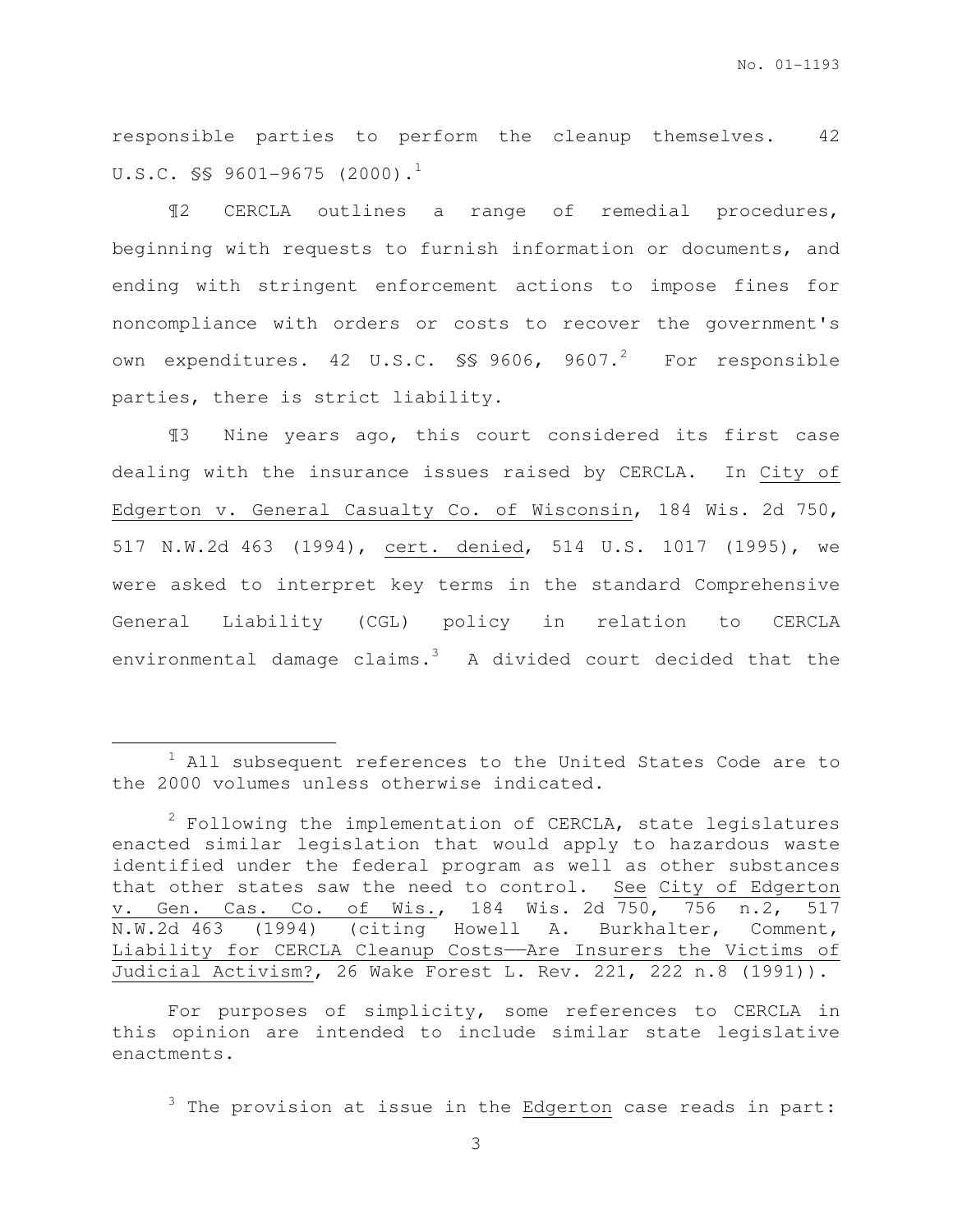responsible parties to perform the cleanup themselves. 42 U.S.C. §§ 9601-9675 (2000).[1]

¶2 CERCLA outlines a range of remedial procedures, beginning with requests to furnish information or documents, and ending with stringent enforcement actions to impose fines for noncompliance with orders or costs to recover the government's own expenditures. 42 U.S.C. §§ 9606, 9607.[2] For responsible parties, there is strict liability.

¶3 Nine years ago, this court considered its first case dealing with the insurance issues raised by CERCLA. In City of Edgerton v. General Casualty Co. of Wisconsin, 184 Wis. 2d 750, 517 N.W.2d 463 (1994), cert. denied, 514 U.S. 1017 (1995), we were asked to interpret key terms in the standard Comprehensive General Liability (CGL) policy in relation to CERCLA environmental damage claims.[3] A divided court decided that the

---

[1] All subsequent references to the United States Code are to the 2000 volumes unless otherwise indicated.

[2] Following the implementation of CERCLA, state legislatures enacted similar legislation that would apply to hazardous waste identified under the federal program as well as other substances that other states saw the need to control. See City of Edgerton v. Gen. Cas. Co. of Wis., 184 Wis. 2d 750, 756 n.2, 517 N.W.2d 463 (1994) (citing Howell A. Burkhalter, Comment, Liability for CERCLA Cleanup Costs——Are Insurers the Victims of Judicial Activism?, 26 Wake Forest L. Rev. 221, 222 n.8 (1991)).

For purposes of simplicity, some references to CERCLA in this opinion are intended to include similar state legislative enactments.

[3] The provision at issue in the Edgerton case reads in part: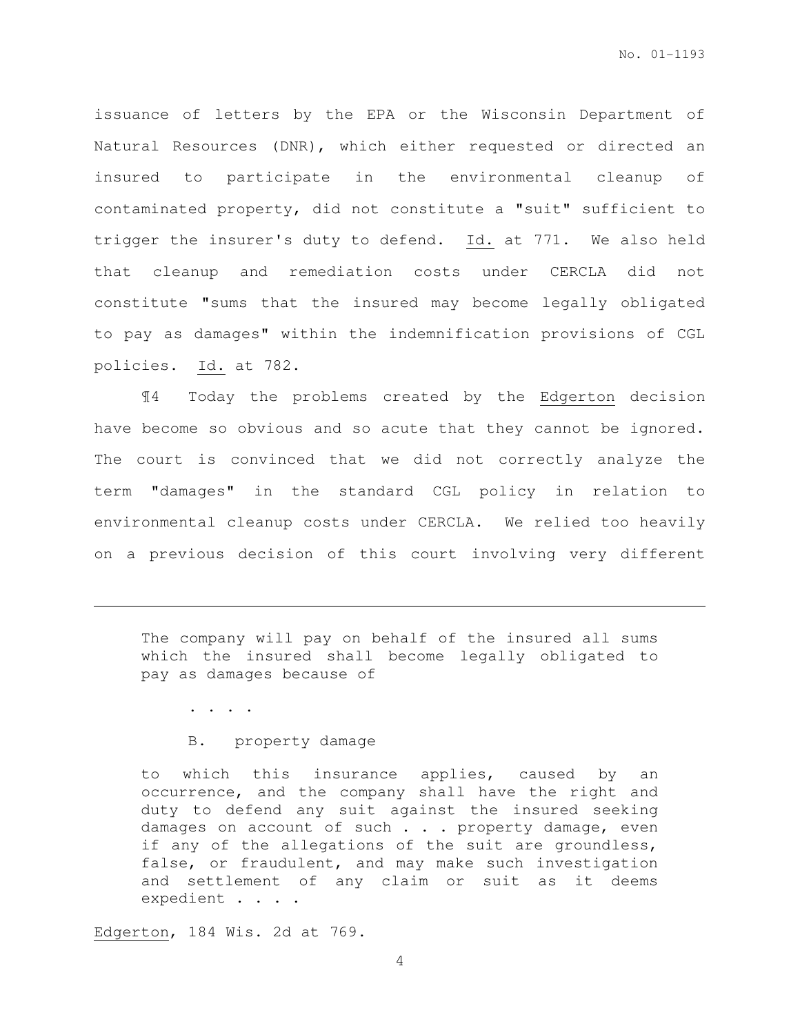issuance of letters by the EPA or the Wisconsin Department of Natural Resources (DNR), which either requested or directed an insured to participate in the environmental cleanup of contaminated property, did not constitute a "suit" sufficient to trigger the insurer's duty to defend. Id. at 771. We also held that cleanup and remediation costs under CERCLA did not constitute "sums that the insured may become legally obligated to pay as damages" within the indemnification provisions of CGL policies. Id. at 782.

¶4 Today the problems created by the Edgerton decision have become so obvious and so acute that they cannot be ignored. The court is convinced that we did not correctly analyze the term "damages" in the standard CGL policy in relation to environmental cleanup costs under CERCLA. We relied too heavily on a previous decision of this court involving very different

---

> The company will pay on behalf of the insured all sums which the insured shall become legally obligated to pay as damages because of
>
> . . . .
>
> B. property damage
>
> to which this insurance applies, caused by an occurrence, and the company shall have the right and duty to defend any suit against the insured seeking damages on account of such . . . property damage, even if any of the allegations of the suit are groundless, false, or fraudulent, and may make such investigation and settlement of any claim or suit as it deems expedient . . . .

Edgerton, 184 Wis. 2d at 769.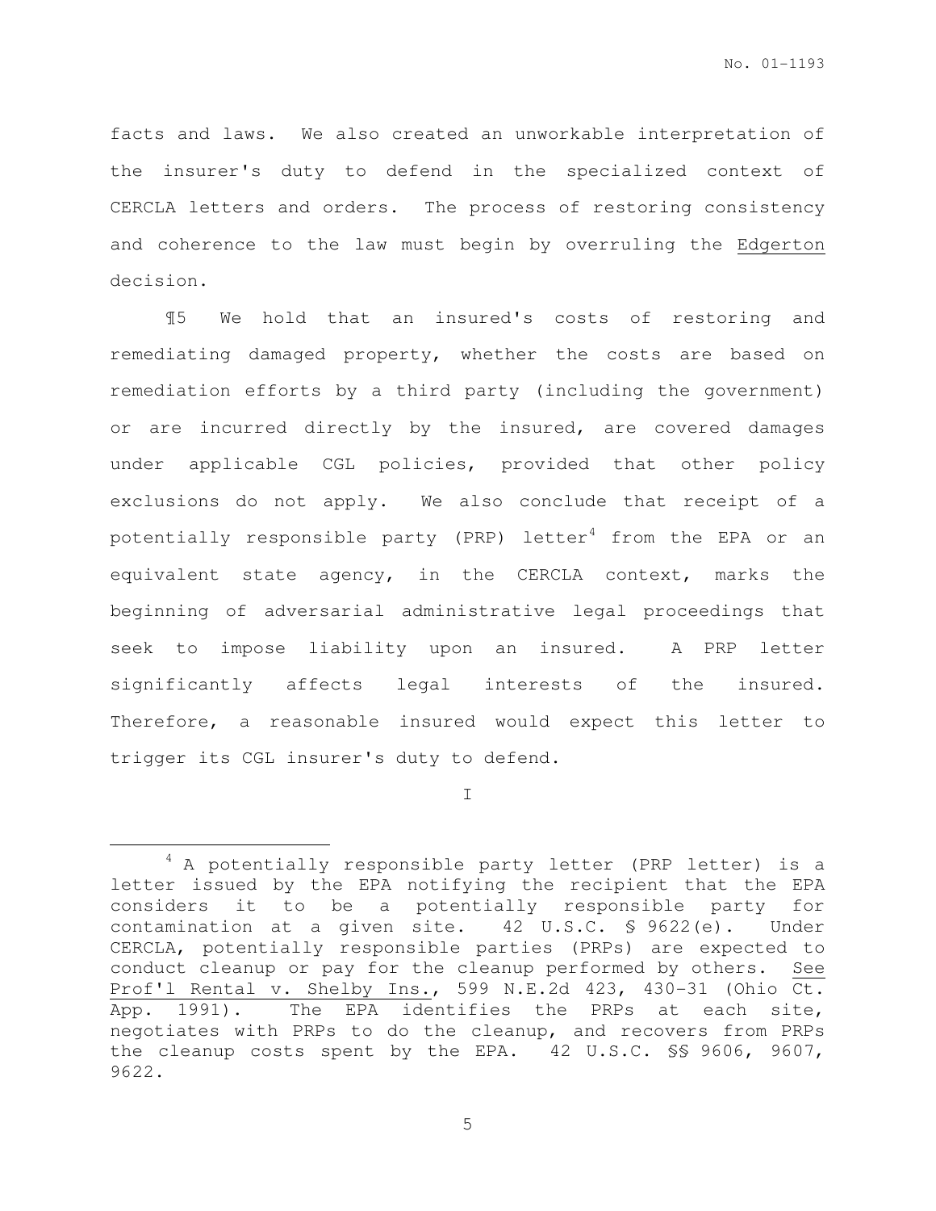facts and laws. We also created an unworkable interpretation of the insurer's duty to defend in the specialized context of CERCLA letters and orders. The process of restoring consistency and coherence to the law must begin by overruling the Edgerton decision.

¶5 We hold that an insured's costs of restoring and remediating damaged property, whether the costs are based on remediation efforts by a third party (including the government) or are incurred directly by the insured, are covered damages under applicable CGL policies, provided that other policy exclusions do not apply. We also conclude that receipt of a potentially responsible party (PRP) letter[4] from the EPA or an equivalent state agency, in the CERCLA context, marks the beginning of adversarial administrative legal proceedings that seek to impose liability upon an insured. A PRP letter significantly affects legal interests of the insured. Therefore, a reasonable insured would expect this letter to trigger its CGL insurer's duty to defend.

## I

[4] A potentially responsible party letter (PRP letter) is a letter issued by the EPA notifying the recipient that the EPA considers it to be a potentially responsible party for contamination at a given site. 42 U.S.C. § 9622(e). Under CERCLA, potentially responsible parties (PRPs) are expected to conduct cleanup or pay for the cleanup performed by others. See Prof'l Rental v. Shelby Ins., 599 N.E.2d 423, 430-31 (Ohio Ct. App. 1991). The EPA identifies the PRPs at each site, negotiates with PRPs to do the cleanup, and recovers from PRPs the cleanup costs spent by the EPA. 42 U.S.C. §§ 9606, 9607, 9622.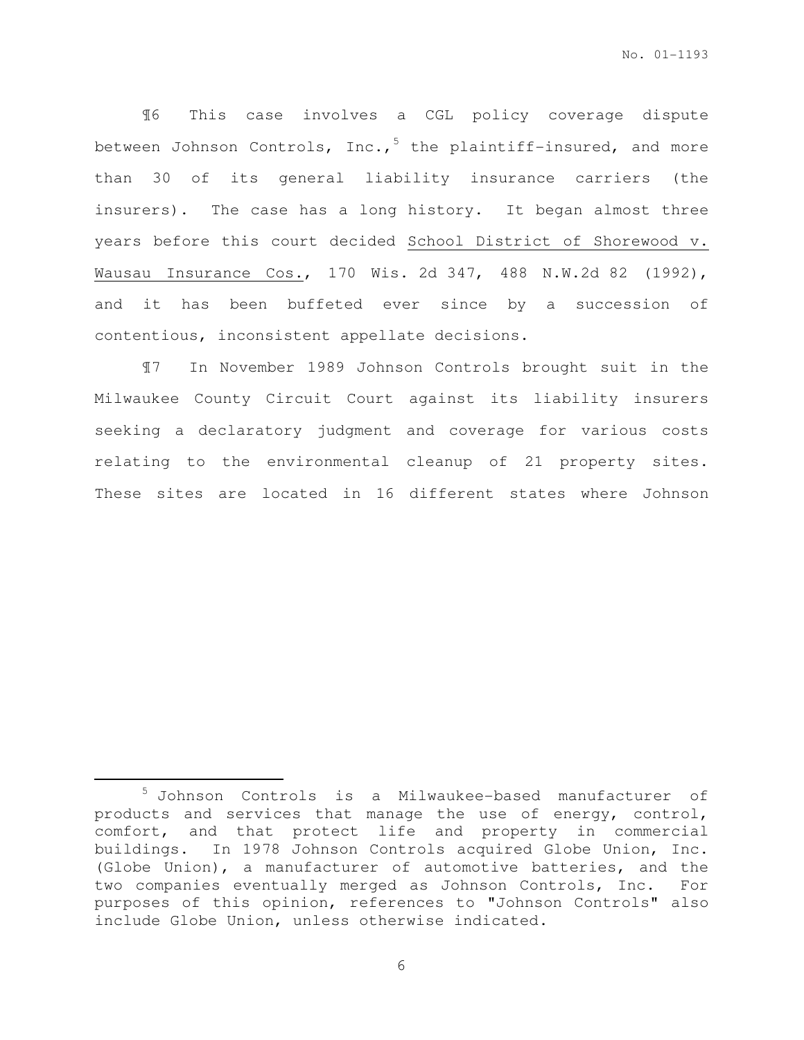¶6 This case involves a CGL policy coverage dispute between Johnson Controls, Inc.,[5] the plaintiff-insured, and more than 30 of its general liability insurance carriers (the insurers). The case has a long history. It began almost three years before this court decided School District of Shorewood v. Wausau Insurance Cos., 170 Wis. 2d 347, 488 N.W.2d 82 (1992), and it has been buffeted ever since by a succession of contentious, inconsistent appellate decisions.

¶7 In November 1989 Johnson Controls brought suit in the Milwaukee County Circuit Court against its liability insurers seeking a declaratory judgment and coverage for various costs relating to the environmental cleanup of 21 property sites. These sites are located in 16 different states where Johnson

---

[5] Johnson Controls is a Milwaukee-based manufacturer of products and services that manage the use of energy, control, comfort, and that protect life and property in commercial buildings. In 1978 Johnson Controls acquired Globe Union, Inc. (Globe Union), a manufacturer of automotive batteries, and the two companies eventually merged as Johnson Controls, Inc. For purposes of this opinion, references to "Johnson Controls" also include Globe Union, unless otherwise indicated.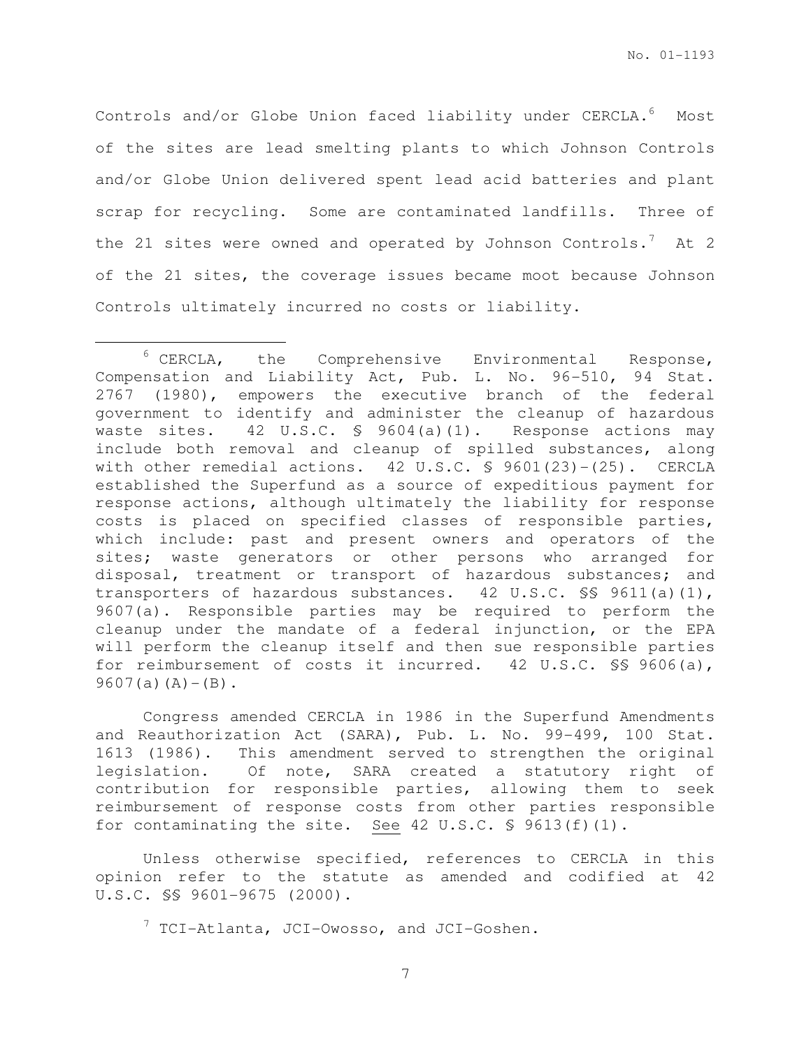Controls and/or Globe Union faced liability under CERCLA.[6] Most of the sites are lead smelting plants to which Johnson Controls and/or Globe Union delivered spent lead acid batteries and plant scrap for recycling. Some are contaminated landfills. Three of the 21 sites were owned and operated by Johnson Controls.[7] At 2 of the 21 sites, the coverage issues became moot because Johnson Controls ultimately incurred no costs or liability.

---

[6] CERCLA, the Comprehensive Environmental Response, Compensation and Liability Act, Pub. L. No. 96-510, 94 Stat. 2767 (1980), empowers the executive branch of the federal government to identify and administer the cleanup of hazardous waste sites. 42 U.S.C. § 9604(a)(1). Response actions may include both removal and cleanup of spilled substances, along with other remedial actions. 42 U.S.C. § 9601(23)-(25). CERCLA established the Superfund as a source of expeditious payment for response actions, although ultimately the liability for response costs is placed on specified classes of responsible parties, which include: past and present owners and operators of the sites; waste generators or other persons who arranged for disposal, treatment or transport of hazardous substances; and transporters of hazardous substances. 42 U.S.C. §§ 9611(a)(1), 9607(a). Responsible parties may be required to perform the cleanup under the mandate of a federal injunction, or the EPA will perform the cleanup itself and then sue responsible parties for reimbursement of costs it incurred. 42 U.S.C. §§ 9606(a), 9607(a)(A)-(B).

Congress amended CERCLA in 1986 in the Superfund Amendments and Reauthorization Act (SARA), Pub. L. No. 99-499, 100 Stat. 1613 (1986). This amendment served to strengthen the original legislation. Of note, SARA created a statutory right of contribution for responsible parties, allowing them to seek reimbursement of response costs from other parties responsible for contaminating the site. See 42 U.S.C. § 9613(f)(1).

Unless otherwise specified, references to CERCLA in this opinion refer to the statute as amended and codified at 42 U.S.C. §§ 9601-9675 (2000).

[7] TCI-Atlanta, JCI-Owosso, and JCI-Goshen.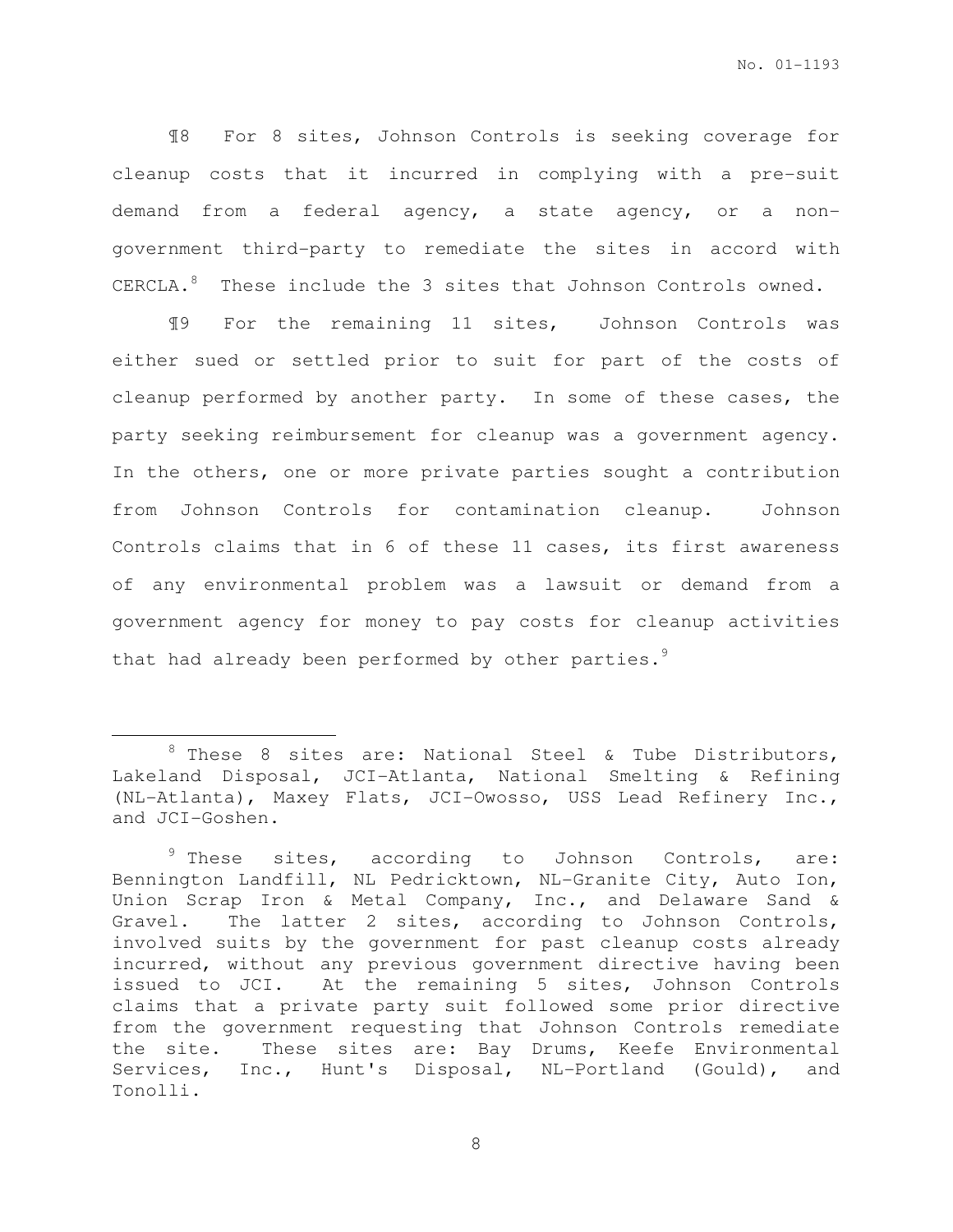¶8 For 8 sites, Johnson Controls is seeking coverage for cleanup costs that it incurred in complying with a pre-suit demand from a federal agency, a state agency, or a non-government third-party to remediate the sites in accord with CERCLA.[8] These include the 3 sites that Johnson Controls owned.

¶9 For the remaining 11 sites, Johnson Controls was either sued or settled prior to suit for part of the costs of cleanup performed by another party. In some of these cases, the party seeking reimbursement for cleanup was a government agency. In the others, one or more private parties sought a contribution from Johnson Controls for contamination cleanup. Johnson Controls claims that in 6 of these 11 cases, its first awareness of any environmental problem was a lawsuit or demand from a government agency for money to pay costs for cleanup activities that had already been performed by other parties.[9]

---

[8] These 8 sites are: National Steel & Tube Distributors, Lakeland Disposal, JCI-Atlanta, National Smelting & Refining (NL-Atlanta), Maxey Flats, JCI-Owosso, USS Lead Refinery Inc., and JCI-Goshen.

[9] These sites, according to Johnson Controls, are: Bennington Landfill, NL Pedricktown, NL-Granite City, Auto Ion, Union Scrap Iron & Metal Company, Inc., and Delaware Sand & Gravel. The latter 2 sites, according to Johnson Controls, involved suits by the government for past cleanup costs already incurred, without any previous government directive having been issued to JCI. At the remaining 5 sites, Johnson Controls claims that a private party suit followed some prior directive from the government requesting that Johnson Controls remediate the site. These sites are: Bay Drums, Keefe Environmental Services, Inc., Hunt's Disposal, NL-Portland (Gould), and Tonolli.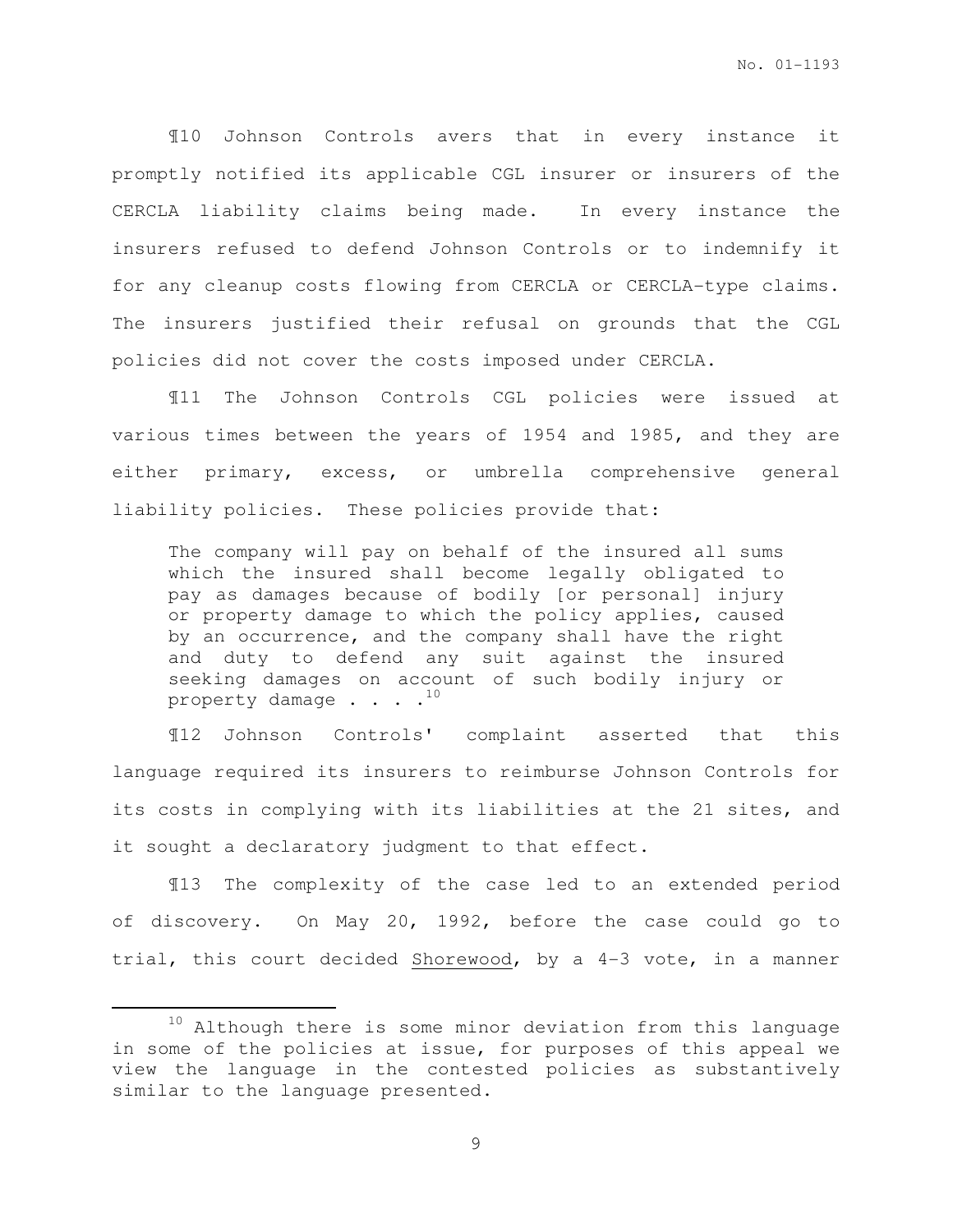¶10 Johnson Controls avers that in every instance it promptly notified its applicable CGL insurer or insurers of the CERCLA liability claims being made. In every instance the insurers refused to defend Johnson Controls or to indemnify it for any cleanup costs flowing from CERCLA or CERCLA-type claims. The insurers justified their refusal on grounds that the CGL policies did not cover the costs imposed under CERCLA.

¶11 The Johnson Controls CGL policies were issued at various times between the years of 1954 and 1985, and they are either primary, excess, or umbrella comprehensive general liability policies. These policies provide that:

> The company will pay on behalf of the insured all sums which the insured shall become legally obligated to pay as damages because of bodily [or personal] injury or property damage to which the policy applies, caused by an occurrence, and the company shall have the right and duty to defend any suit against the insured seeking damages on account of such bodily injury or property damage . . . .[10]

¶12 Johnson Controls' complaint asserted that this language required its insurers to reimburse Johnson Controls for its costs in complying with its liabilities at the 21 sites, and it sought a declaratory judgment to that effect.

¶13 The complexity of the case led to an extended period of discovery. On May 20, 1992, before the case could go to trial, this court decided Shorewood, by a 4-3 vote, in a manner

---

[10] Although there is some minor deviation from this language in some of the policies at issue, for purposes of this appeal we view the language in the contested policies as substantively similar to the language presented.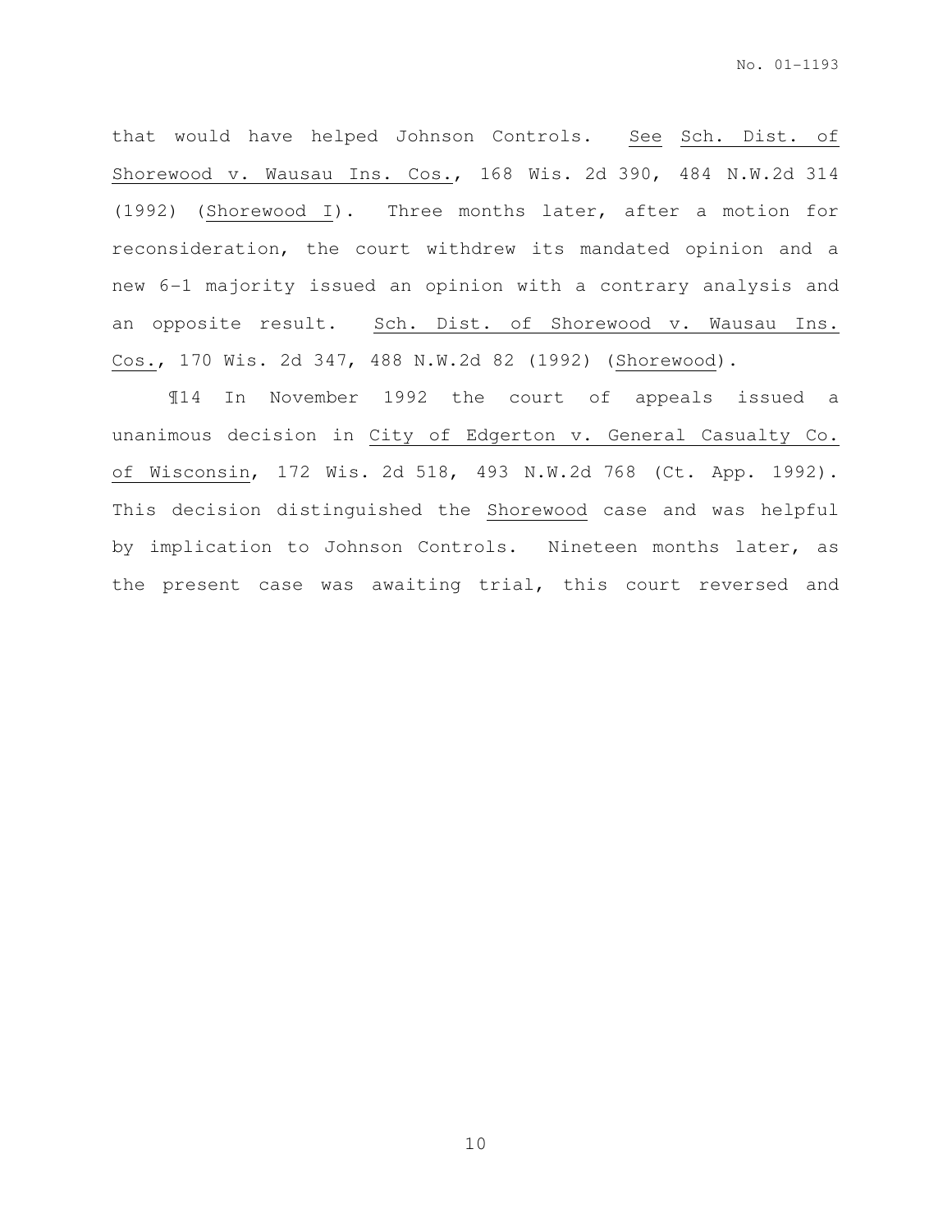that would have helped Johnson Controls. See Sch. Dist. of Shorewood v. Wausau Ins. Cos., 168 Wis. 2d 390, 484 N.W.2d 314 (1992) (Shorewood I). Three months later, after a motion for reconsideration, the court withdrew its mandated opinion and a new 6-1 majority issued an opinion with a contrary analysis and an opposite result. Sch. Dist. of Shorewood v. Wausau Ins. Cos., 170 Wis. 2d 347, 488 N.W.2d 82 (1992) (Shorewood).

¶14 In November 1992 the court of appeals issued a unanimous decision in City of Edgerton v. General Casualty Co. of Wisconsin, 172 Wis. 2d 518, 493 N.W.2d 768 (Ct. App. 1992). This decision distinguished the Shorewood case and was helpful by implication to Johnson Controls. Nineteen months later, as the present case was awaiting trial, this court reversed and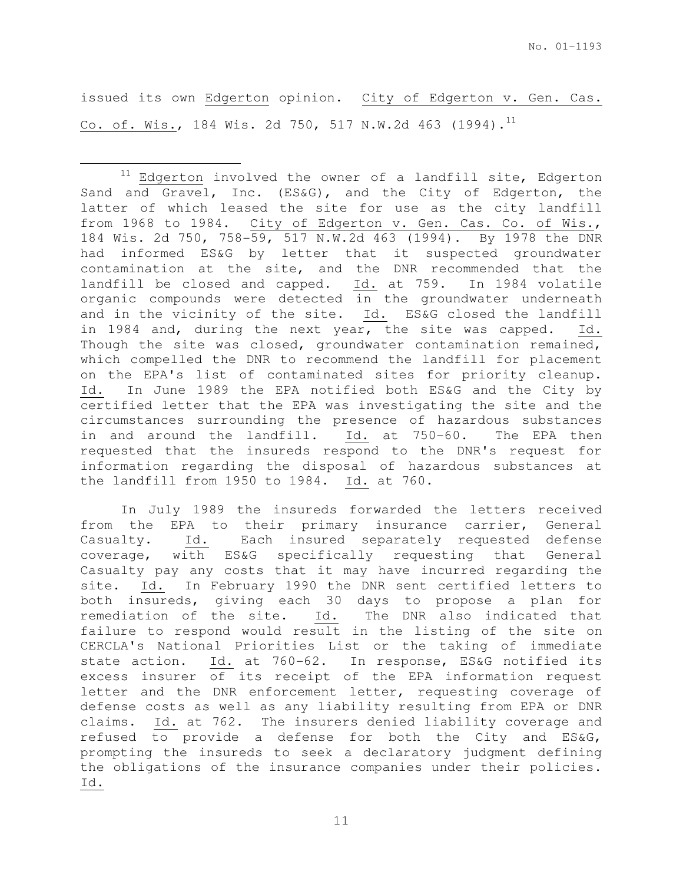issued its own Edgerton opinion. City of Edgerton v. Gen. Cas. Co. of. Wis., 184 Wis. 2d 750, 517 N.W.2d 463 (1994).[11]

---

[11] Edgerton involved the owner of a landfill site, Edgerton Sand and Gravel, Inc. (ES&G), and the City of Edgerton, the latter of which leased the site for use as the city landfill from 1968 to 1984. City of Edgerton v. Gen. Cas. Co. of Wis., 184 Wis. 2d 750, 758-59, 517 N.W.2d 463 (1994). By 1978 the DNR had informed ES&G by letter that it suspected groundwater contamination at the site, and the DNR recommended that the landfill be closed and capped. Id. at 759. In 1984 volatile organic compounds were detected in the groundwater underneath and in the vicinity of the site. Id. ES&G closed the landfill in 1984 and, during the next year, the site was capped. Id. Though the site was closed, groundwater contamination remained, which compelled the DNR to recommend the landfill for placement on the EPA's list of contaminated sites for priority cleanup. Id. In June 1989 the EPA notified both ES&G and the City by certified letter that the EPA was investigating the site and the circumstances surrounding the presence of hazardous substances in and around the landfill. Id. at 750-60. The EPA then requested that the insureds respond to the DNR's request for information regarding the disposal of hazardous substances at the landfill from 1950 to 1984. Id. at 760.

In July 1989 the insureds forwarded the letters received from the EPA to their primary insurance carrier, General Casualty. Id. Each insured separately requested defense coverage, with ES&G specifically requesting that General Casualty pay any costs that it may have incurred regarding the site. Id. In February 1990 the DNR sent certified letters to both insureds, giving each 30 days to propose a plan for remediation of the site. Id. The DNR also indicated that failure to respond would result in the listing of the site on CERCLA's National Priorities List or the taking of immediate state action. Id. at 760-62. In response, ES&G notified its excess insurer of its receipt of the EPA information request letter and the DNR enforcement letter, requesting coverage of defense costs as well as any liability resulting from EPA or DNR claims. Id. at 762. The insurers denied liability coverage and refused to provide a defense for both the City and ES&G, prompting the insureds to seek a declaratory judgment defining the obligations of the insurance companies under their policies. Id.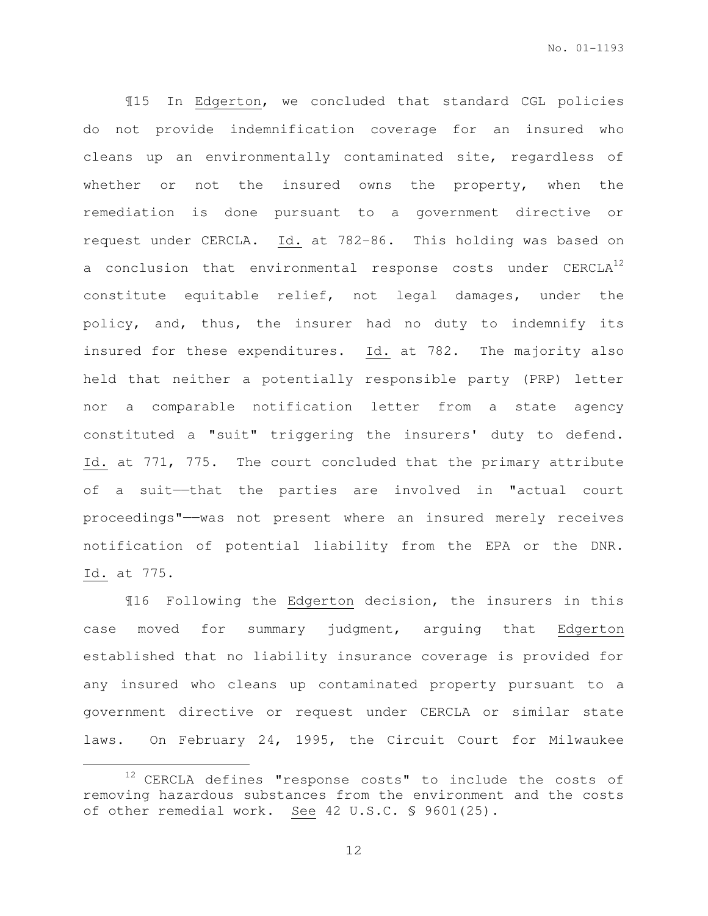¶15 In Edgerton, we concluded that standard CGL policies do not provide indemnification coverage for an insured who cleans up an environmentally contaminated site, regardless of whether or not the insured owns the property, when the remediation is done pursuant to a government directive or request under CERCLA. Id. at 782-86. This holding was based on a conclusion that environmental response costs under CERCLA[12] constitute equitable relief, not legal damages, under the policy, and, thus, the insurer had no duty to indemnify its insured for these expenditures. Id. at 782. The majority also held that neither a potentially responsible party (PRP) letter nor a comparable notification letter from a state agency constituted a "suit" triggering the insurers' duty to defend. Id. at 771, 775. The court concluded that the primary attribute of a suit——that the parties are involved in "actual court proceedings"——was not present where an insured merely receives notification of potential liability from the EPA or the DNR. Id. at 775.

¶16 Following the Edgerton decision, the insurers in this case moved for summary judgment, arguing that Edgerton established that no liability insurance coverage is provided for any insured who cleans up contaminated property pursuant to a government directive or request under CERCLA or similar state laws. On February 24, 1995, the Circuit Court for Milwaukee

---

[12] CERCLA defines "response costs" to include the costs of removing hazardous substances from the environment and the costs of other remedial work. See 42 U.S.C. § 9601(25).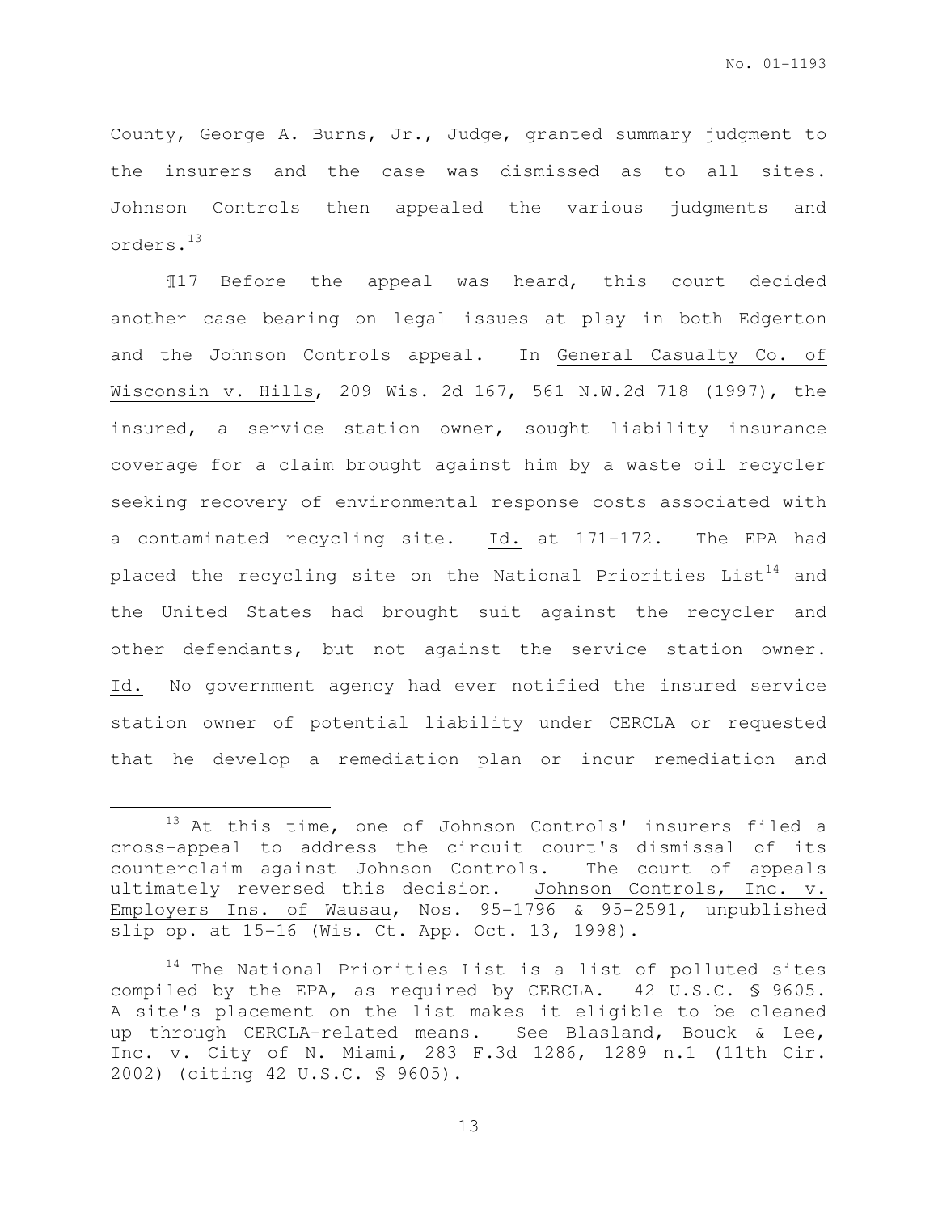County, George A. Burns, Jr., Judge, granted summary judgment to the insurers and the case was dismissed as to all sites. Johnson Controls then appealed the various judgments and orders.[13]

¶17 Before the appeal was heard, this court decided another case bearing on legal issues at play in both Edgerton and the Johnson Controls appeal. In General Casualty Co. of Wisconsin v. Hills, 209 Wis. 2d 167, 561 N.W.2d 718 (1997), the insured, a service station owner, sought liability insurance coverage for a claim brought against him by a waste oil recycler seeking recovery of environmental response costs associated with a contaminated recycling site. Id. at 171-172. The EPA had placed the recycling site on the National Priorities List[14] and the United States had brought suit against the recycler and other defendants, but not against the service station owner. Id. No government agency had ever notified the insured service station owner of potential liability under CERCLA or requested that he develop a remediation plan or incur remediation and

---

[13] At this time, one of Johnson Controls' insurers filed a cross-appeal to address the circuit court's dismissal of its counterclaim against Johnson Controls. The court of appeals ultimately reversed this decision. Johnson Controls, Inc. v. Employers Ins. of Wausau, Nos. 95-1796 & 95-2591, unpublished slip op. at 15-16 (Wis. Ct. App. Oct. 13, 1998).

[14] The National Priorities List is a list of polluted sites compiled by the EPA, as required by CERCLA. 42 U.S.C. § 9605. A site's placement on the list makes it eligible to be cleaned up through CERCLA-related means. See Blasland, Bouck & Lee, Inc. v. City of N. Miami, 283 F.3d 1286, 1289 n.1 (11th Cir. 2002) (citing 42 U.S.C. § 9605).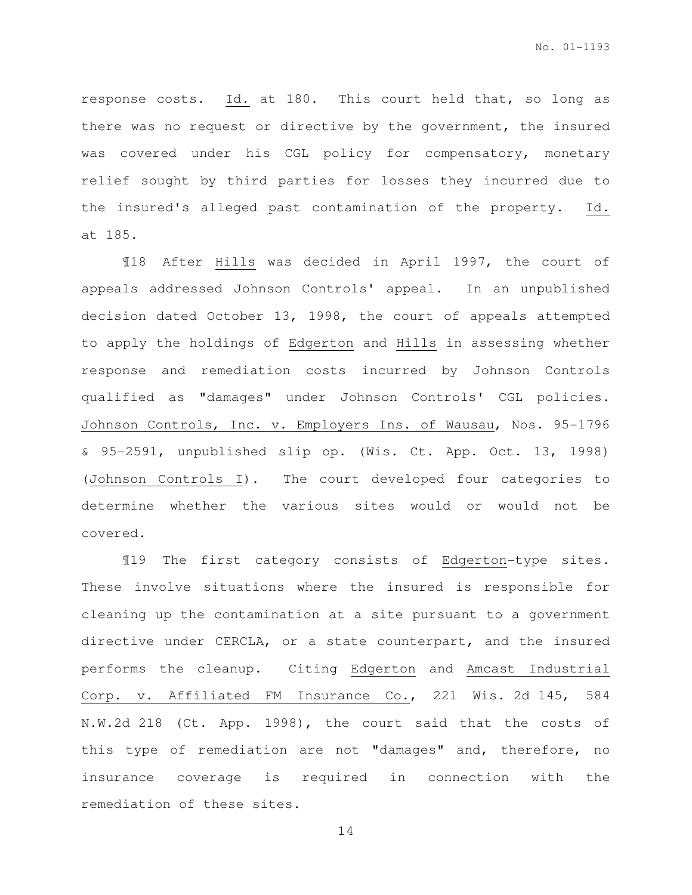response costs. Id. at 180. This court held that, so long as there was no request or directive by the government, the insured was covered under his CGL policy for compensatory, monetary relief sought by third parties for losses they incurred due to the insured's alleged past contamination of the property. Id. at 185.

¶18 After Hills was decided in April 1997, the court of appeals addressed Johnson Controls' appeal. In an unpublished decision dated October 13, 1998, the court of appeals attempted to apply the holdings of Edgerton and Hills in assessing whether response and remediation costs incurred by Johnson Controls qualified as "damages" under Johnson Controls' CGL policies. Johnson Controls, Inc. v. Employers Ins. of Wausau, Nos. 95-1796 & 95-2591, unpublished slip op. (Wis. Ct. App. Oct. 13, 1998) (Johnson Controls I). The court developed four categories to determine whether the various sites would or would not be covered.

¶19 The first category consists of Edgerton-type sites. These involve situations where the insured is responsible for cleaning up the contamination at a site pursuant to a government directive under CERCLA, or a state counterpart, and the insured performs the cleanup. Citing Edgerton and Amcast Industrial Corp. v. Affiliated FM Insurance Co., 221 Wis. 2d 145, 584 N.W.2d 218 (Ct. App. 1998), the court said that the costs of this type of remediation are not "damages" and, therefore, no insurance coverage is required in connection with the remediation of these sites.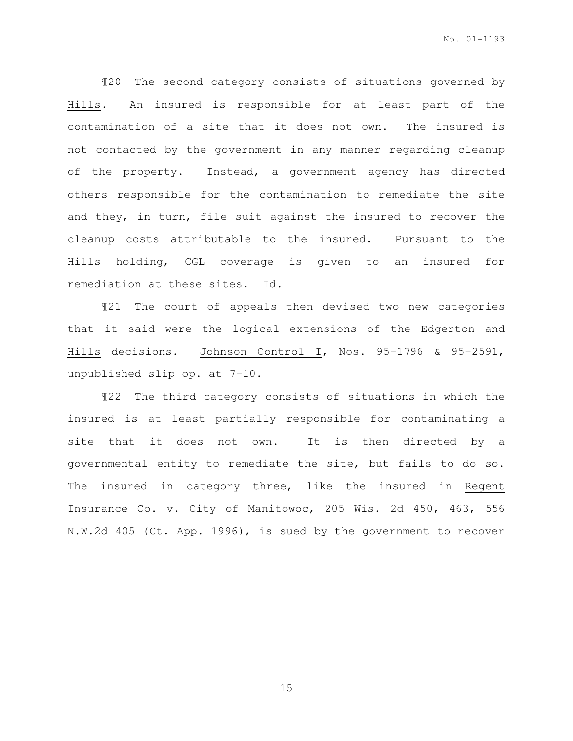¶20 The second category consists of situations governed by Hills. An insured is responsible for at least part of the contamination of a site that it does not own. The insured is not contacted by the government in any manner regarding cleanup of the property. Instead, a government agency has directed others responsible for the contamination to remediate the site and they, in turn, file suit against the insured to recover the cleanup costs attributable to the insured. Pursuant to the Hills holding, CGL coverage is given to an insured for remediation at these sites. Id.

¶21 The court of appeals then devised two new categories that it said were the logical extensions of the Edgerton and Hills decisions. Johnson Control I, Nos. 95-1796 & 95-2591, unpublished slip op. at 7-10.

¶22 The third category consists of situations in which the insured is at least partially responsible for contaminating a site that it does not own. It is then directed by a governmental entity to remediate the site, but fails to do so. The insured in category three, like the insured in Regent Insurance Co. v. City of Manitowoc, 205 Wis. 2d 450, 463, 556 N.W.2d 405 (Ct. App. 1996), is sued by the government to recover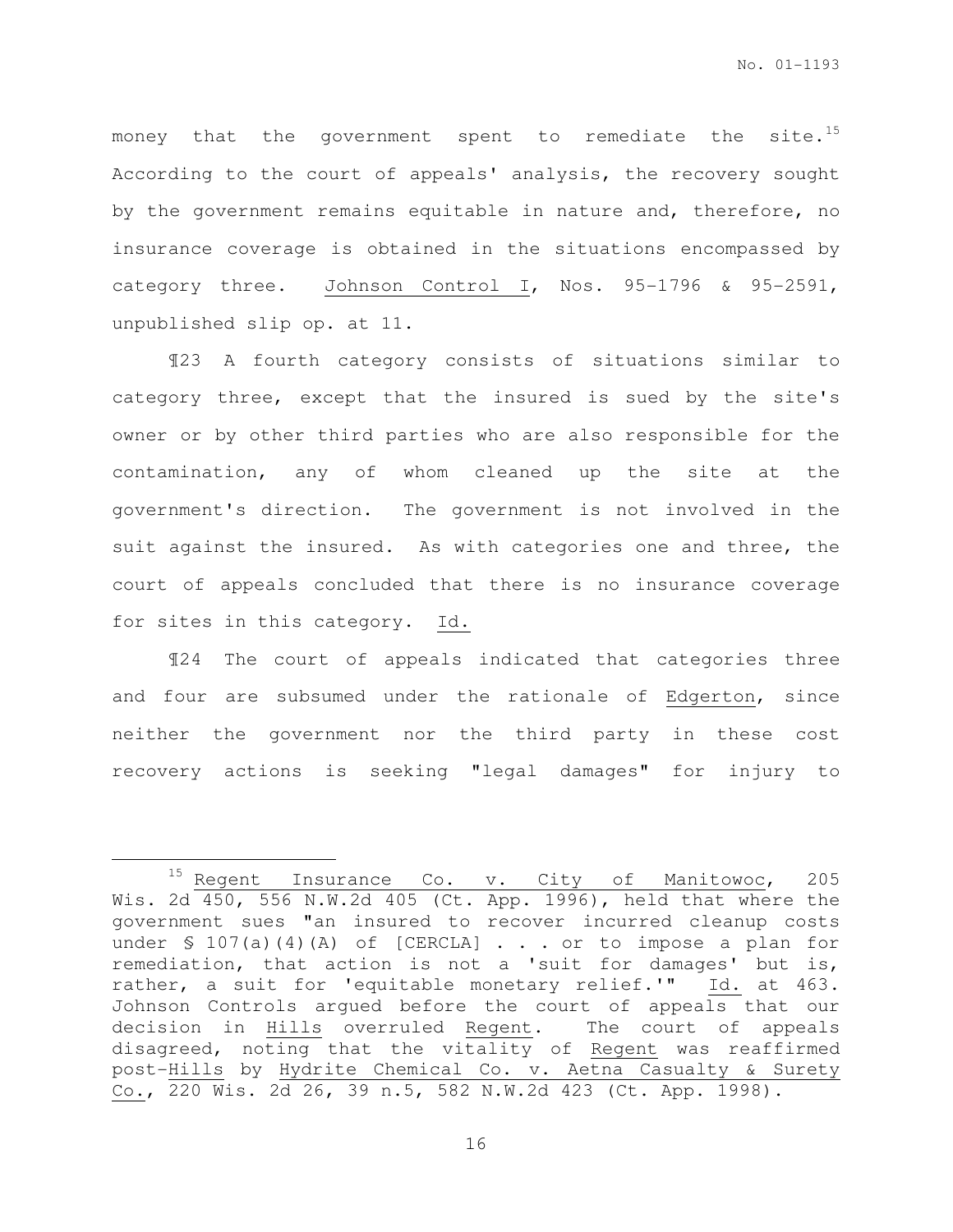money that the government spent to remediate the site.[15] According to the court of appeals' analysis, the recovery sought by the government remains equitable in nature and, therefore, no insurance coverage is obtained in the situations encompassed by category three. Johnson Control I, Nos. 95-1796 & 95-2591, unpublished slip op. at 11.

¶23 A fourth category consists of situations similar to category three, except that the insured is sued by the site's owner or by other third parties who are also responsible for the contamination, any of whom cleaned up the site at the government's direction. The government is not involved in the suit against the insured. As with categories one and three, the court of appeals concluded that there is no insurance coverage for sites in this category. Id.

¶24 The court of appeals indicated that categories three and four are subsumed under the rationale of Edgerton, since neither the government nor the third party in these cost recovery actions is seeking "legal damages" for injury to

---

[15] Regent Insurance Co. v. City of Manitowoc, 205 Wis. 2d 450, 556 N.W.2d 405 (Ct. App. 1996), held that where the government sues "an insured to recover incurred cleanup costs under § 107(a)(4)(A) of [CERCLA] . . . or to impose a plan for remediation, that action is not a 'suit for damages' but is, rather, a suit for 'equitable monetary relief.'" Id. at 463. Johnson Controls argued before the court of appeals that our decision in Hills overruled Regent. The court of appeals disagreed, noting that the vitality of Regent was reaffirmed post-Hills by Hydrite Chemical Co. v. Aetna Casualty & Surety Co., 220 Wis. 2d 26, 39 n.5, 582 N.W.2d 423 (Ct. App. 1998).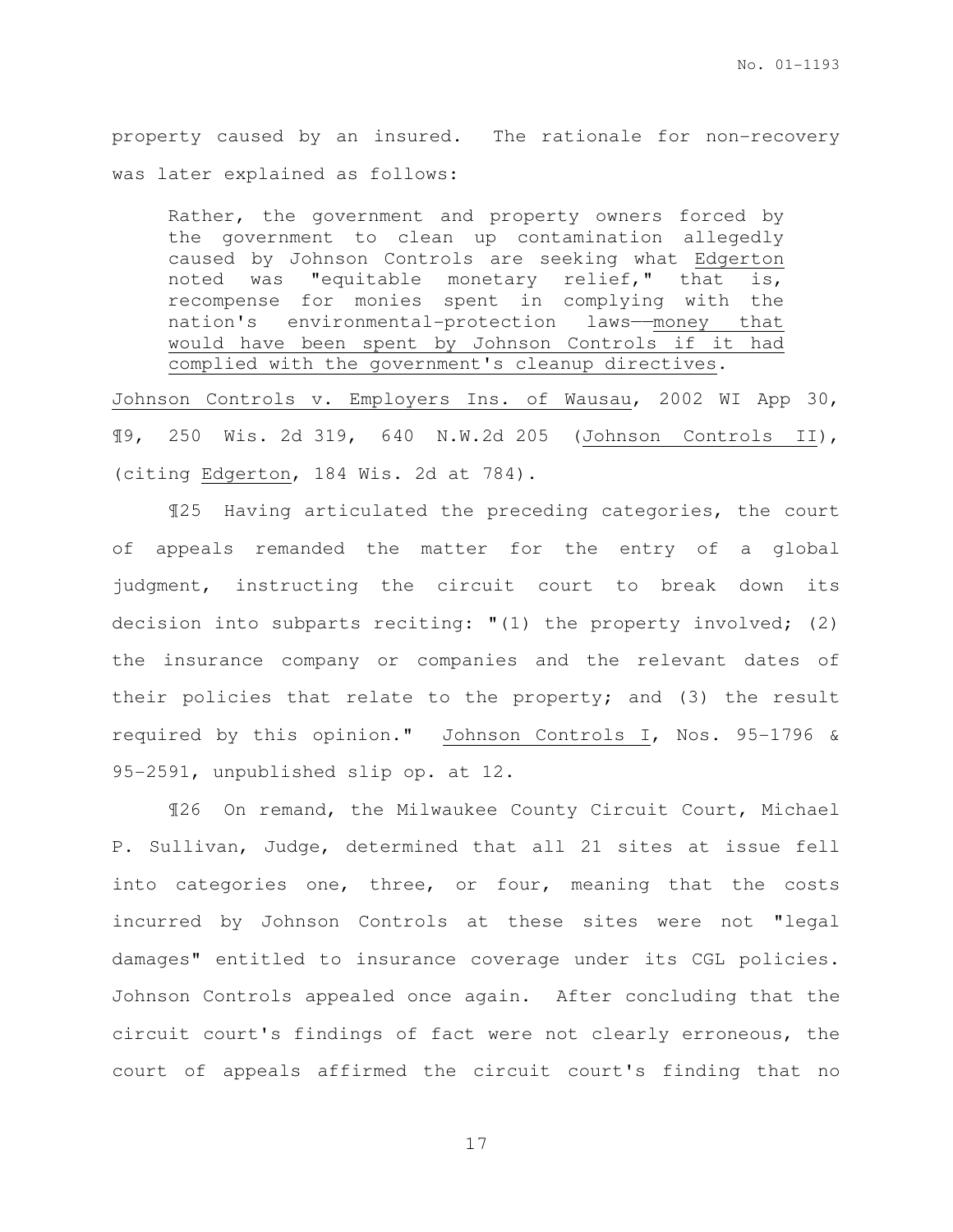property caused by an insured. The rationale for non-recovery was later explained as follows:

> Rather, the government and property owners forced by the government to clean up contamination allegedly caused by Johnson Controls are seeking what Edgerton noted was "equitable monetary relief," that is, recompense for monies spent in complying with the nation's environmental-protection laws——money that would have been spent by Johnson Controls if it had complied with the government's cleanup directives.

Johnson Controls v. Employers Ins. of Wausau, 2002 WI App 30, ¶9, 250 Wis. 2d 319, 640 N.W.2d 205 (Johnson Controls II), (citing Edgerton, 184 Wis. 2d at 784).

¶25 Having articulated the preceding categories, the court of appeals remanded the matter for the entry of a global judgment, instructing the circuit court to break down its decision into subparts reciting: "(1) the property involved; (2) the insurance company or companies and the relevant dates of their policies that relate to the property; and (3) the result required by this opinion." Johnson Controls I, Nos. 95-1796 & 95-2591, unpublished slip op. at 12.

¶26 On remand, the Milwaukee County Circuit Court, Michael P. Sullivan, Judge, determined that all 21 sites at issue fell into categories one, three, or four, meaning that the costs incurred by Johnson Controls at these sites were not "legal damages" entitled to insurance coverage under its CGL policies. Johnson Controls appealed once again. After concluding that the circuit court's findings of fact were not clearly erroneous, the court of appeals affirmed the circuit court's finding that no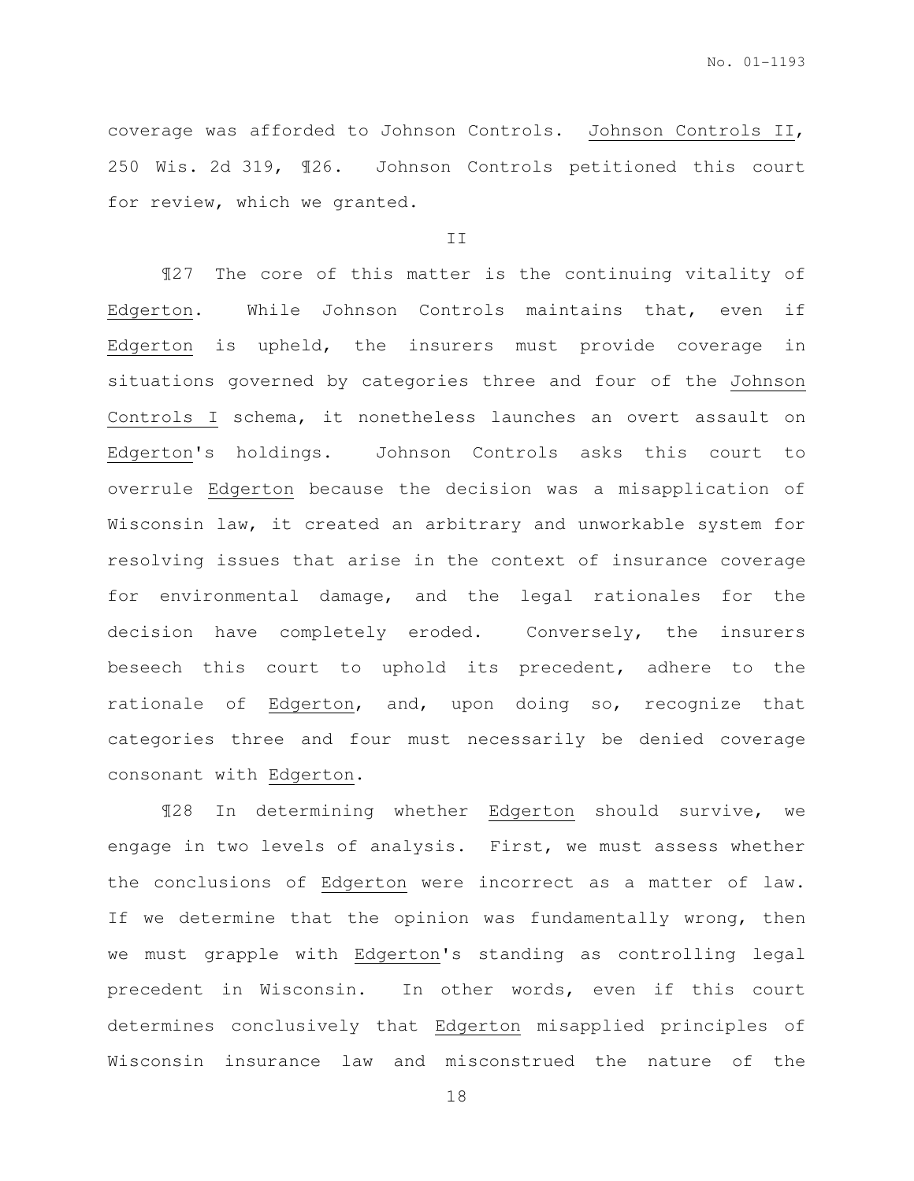coverage was afforded to Johnson Controls. Johnson Controls II, 250 Wis. 2d 319, ¶26. Johnson Controls petitioned this court for review, which we granted.

II

¶27 The core of this matter is the continuing vitality of Edgerton. While Johnson Controls maintains that, even if Edgerton is upheld, the insurers must provide coverage in situations governed by categories three and four of the Johnson Controls I schema, it nonetheless launches an overt assault on Edgerton's holdings. Johnson Controls asks this court to overrule Edgerton because the decision was a misapplication of Wisconsin law, it created an arbitrary and unworkable system for resolving issues that arise in the context of insurance coverage for environmental damage, and the legal rationales for the decision have completely eroded. Conversely, the insurers beseech this court to uphold its precedent, adhere to the rationale of Edgerton, and, upon doing so, recognize that categories three and four must necessarily be denied coverage consonant with Edgerton.

¶28 In determining whether Edgerton should survive, we engage in two levels of analysis. First, we must assess whether the conclusions of Edgerton were incorrect as a matter of law. If we determine that the opinion was fundamentally wrong, then we must grapple with Edgerton's standing as controlling legal precedent in Wisconsin. In other words, even if this court determines conclusively that Edgerton misapplied principles of Wisconsin insurance law and misconstrued the nature of the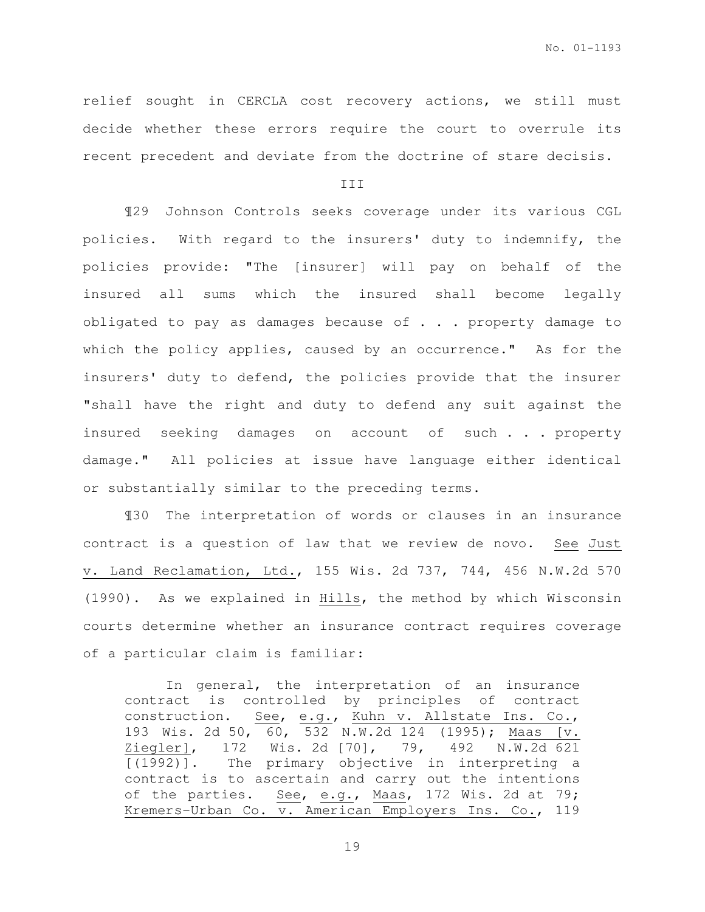relief sought in CERCLA cost recovery actions, we still must decide whether these errors require the court to overrule its recent precedent and deviate from the doctrine of stare decisis.

## III

¶29 Johnson Controls seeks coverage under its various CGL policies. With regard to the insurers' duty to indemnify, the policies provide: "The [insurer] will pay on behalf of the insured all sums which the insured shall become legally obligated to pay as damages because of . . . property damage to which the policy applies, caused by an occurrence." As for the insurers' duty to defend, the policies provide that the insurer "shall have the right and duty to defend any suit against the insured seeking damages on account of such . . . property damage." All policies at issue have language either identical or substantially similar to the preceding terms.

¶30 The interpretation of words or clauses in an insurance contract is a question of law that we review de novo. See Just v. Land Reclamation, Ltd., 155 Wis. 2d 737, 744, 456 N.W.2d 570 (1990). As we explained in Hills, the method by which Wisconsin courts determine whether an insurance contract requires coverage of a particular claim is familiar:

> In general, the interpretation of an insurance contract is controlled by principles of contract construction. See, e.g., Kuhn v. Allstate Ins. Co., 193 Wis. 2d 50, 60, 532 N.W.2d 124 (1995); Maas [v. Ziegler], 172 Wis. 2d [70], 79, 492 N.W.2d 621 [(1992)]. The primary objective in interpreting a contract is to ascertain and carry out the intentions of the parties. See, e.g., Maas, 172 Wis. 2d at 79; Kremers-Urban Co. v. American Employers Ins. Co., 119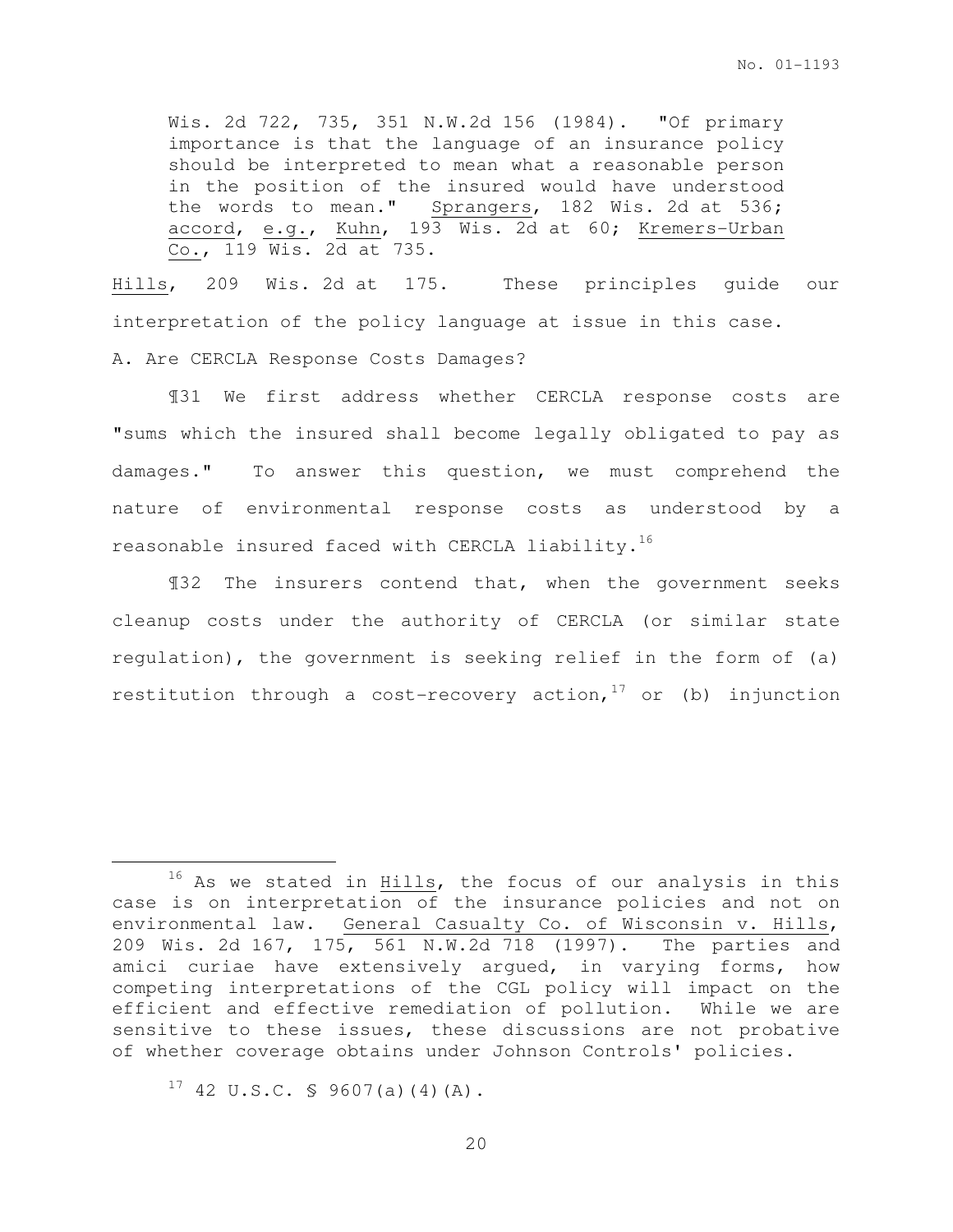> Wis. 2d 722, 735, 351 N.W.2d 156 (1984). "Of primary importance is that the language of an insurance policy should be interpreted to mean what a reasonable person in the position of the insured would have understood the words to mean." Sprangers, 182 Wis. 2d at 536; accord, e.g., Kuhn, 193 Wis. 2d at 60; Kremers-Urban Co., 119 Wis. 2d at 735.

Hills, 209 Wis. 2d at 175. These principles guide our interpretation of the policy language at issue in this case.

A. Are CERCLA Response Costs Damages?

¶31 We first address whether CERCLA response costs are "sums which the insured shall become legally obligated to pay as damages." To answer this question, we must comprehend the nature of environmental response costs as understood by a reasonable insured faced with CERCLA liability.[16]

¶32 The insurers contend that, when the government seeks cleanup costs under the authority of CERCLA (or similar state regulation), the government is seeking relief in the form of (a) restitution through a cost-recovery action,[17] or (b) injunction

---

[16] As we stated in Hills, the focus of our analysis in this case is on interpretation of the insurance policies and not on environmental law. General Casualty Co. of Wisconsin v. Hills, 209 Wis. 2d 167, 175, 561 N.W.2d 718 (1997). The parties and amici curiae have extensively argued, in varying forms, how competing interpretations of the CGL policy will impact on the efficient and effective remediation of pollution. While we are sensitive to these issues, these discussions are not probative of whether coverage obtains under Johnson Controls' policies.

[17] 42 U.S.C. § 9607(a)(4)(A).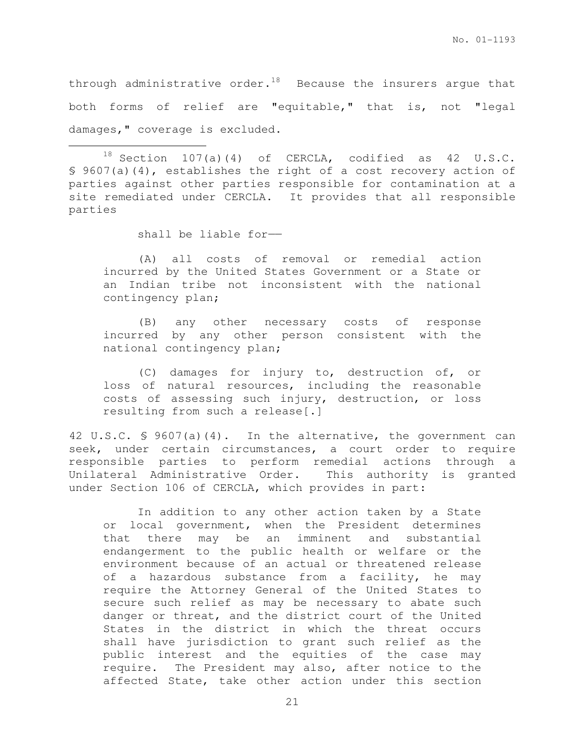through administrative order.[18] Because the insurers argue that both forms of relief are "equitable," that is, not "legal damages," coverage is excluded.

---

[18] Section 107(a)(4) of CERCLA, codified as 42 U.S.C. § 9607(a)(4), establishes the right of a cost recovery action of parties against other parties responsible for contamination at a site remediated under CERCLA. It provides that all responsible parties

> shall be liable for——
>
> (A) all costs of removal or remedial action incurred by the United States Government or a State or an Indian tribe not inconsistent with the national contingency plan;
>
> (B) any other necessary costs of response incurred by any other person consistent with the national contingency plan;
>
> (C) damages for injury to, destruction of, or loss of natural resources, including the reasonable costs of assessing such injury, destruction, or loss resulting from such a release[.]

42 U.S.C. § 9607(a)(4). In the alternative, the government can seek, under certain circumstances, a court order to require responsible parties to perform remedial actions through a Unilateral Administrative Order. This authority is granted under Section 106 of CERCLA, which provides in part:

> In addition to any other action taken by a State or local government, when the President determines that there may be an imminent and substantial endangerment to the public health or welfare or the environment because of an actual or threatened release of a hazardous substance from a facility, he may require the Attorney General of the United States to secure such relief as may be necessary to abate such danger or threat, and the district court of the United States in the district in which the threat occurs shall have jurisdiction to grant such relief as the public interest and the equities of the case may require. The President may also, after notice to the affected State, take other action under this section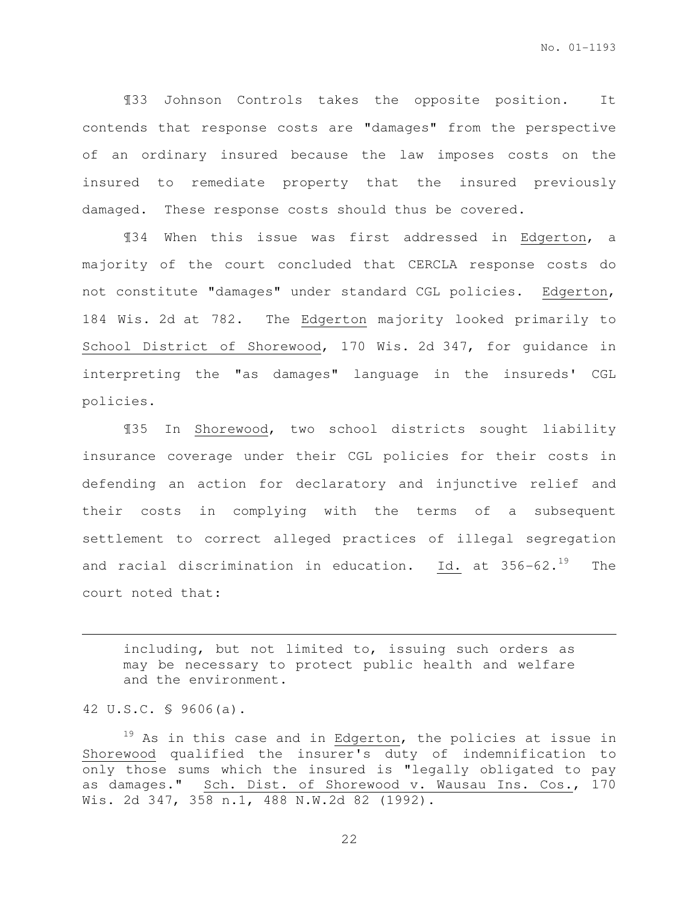¶33 Johnson Controls takes the opposite position. It contends that response costs are "damages" from the perspective of an ordinary insured because the law imposes costs on the insured to remediate property that the insured previously damaged. These response costs should thus be covered.

¶34 When this issue was first addressed in Edgerton, a majority of the court concluded that CERCLA response costs do not constitute "damages" under standard CGL policies. Edgerton, 184 Wis. 2d at 782. The Edgerton majority looked primarily to School District of Shorewood, 170 Wis. 2d 347, for guidance in interpreting the "as damages" language in the insureds' CGL policies.

¶35 In Shorewood, two school districts sought liability insurance coverage under their CGL policies for their costs in defending an action for declaratory and injunctive relief and their costs in complying with the terms of a subsequent settlement to correct alleged practices of illegal segregation and racial discrimination in education. Id. at 356-62.[19] The court noted that:

---

> including, but not limited to, issuing such orders as may be necessary to protect public health and welfare and the environment.

42 U.S.C. § 9606(a).

[19] As in this case and in Edgerton, the policies at issue in Shorewood qualified the insurer's duty of indemnification to only those sums which the insured is "legally obligated to pay as damages." Sch. Dist. of Shorewood v. Wausau Ins. Cos., 170 Wis. 2d 347, 358 n.1, 488 N.W.2d 82 (1992).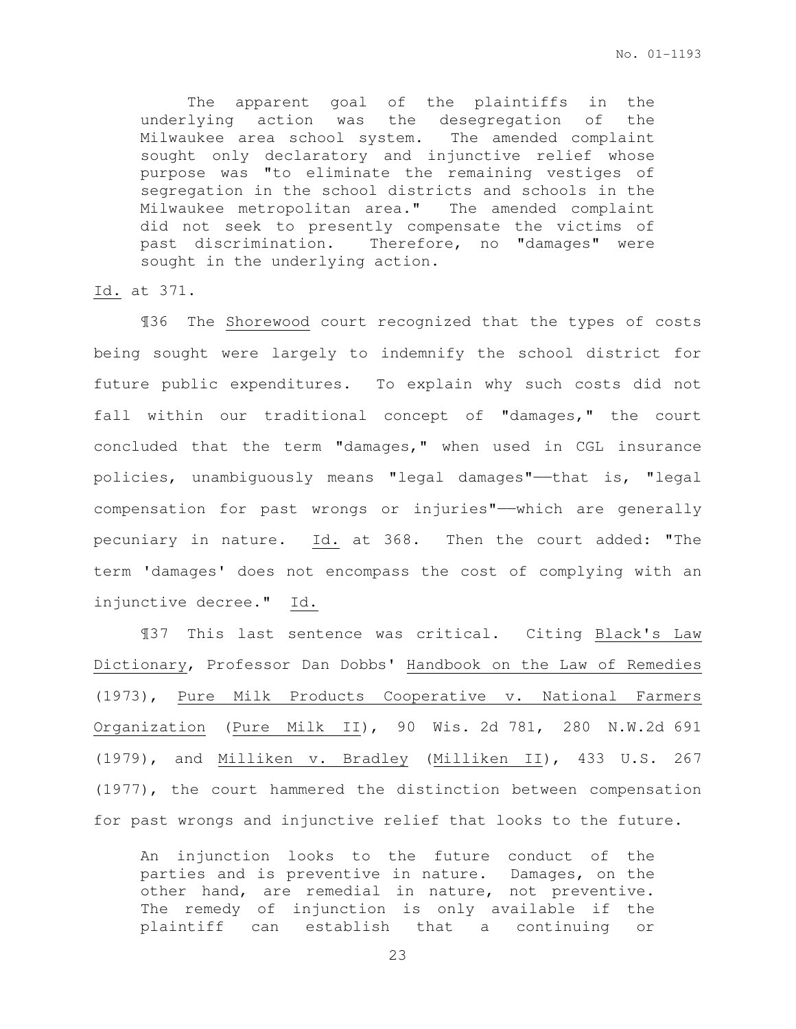> The apparent goal of the plaintiffs in the underlying action was the desegregation of the Milwaukee area school system. The amended complaint sought only declaratory and injunctive relief whose purpose was "to eliminate the remaining vestiges of segregation in the school districts and schools in the Milwaukee metropolitan area." The amended complaint did not seek to presently compensate the victims of past discrimination. Therefore, no "damages" were sought in the underlying action.

Id. at 371.

¶36 The Shorewood court recognized that the types of costs being sought were largely to indemnify the school district for future public expenditures. To explain why such costs did not fall within our traditional concept of "damages," the court concluded that the term "damages," when used in CGL insurance policies, unambiguously means "legal damages"——that is, "legal compensation for past wrongs or injuries"——which are generally pecuniary in nature. Id. at 368. Then the court added: "The term 'damages' does not encompass the cost of complying with an injunctive decree." Id.

¶37 This last sentence was critical. Citing Black's Law Dictionary, Professor Dan Dobbs' Handbook on the Law of Remedies (1973), Pure Milk Products Cooperative v. National Farmers Organization (Pure Milk II), 90 Wis. 2d 781, 280 N.W.2d 691 (1979), and Milliken v. Bradley (Milliken II), 433 U.S. 267 (1977), the court hammered the distinction between compensation for past wrongs and injunctive relief that looks to the future.

> An injunction looks to the future conduct of the parties and is preventive in nature. Damages, on the other hand, are remedial in nature, not preventive. The remedy of injunction is only available if the plaintiff can establish that a continuing or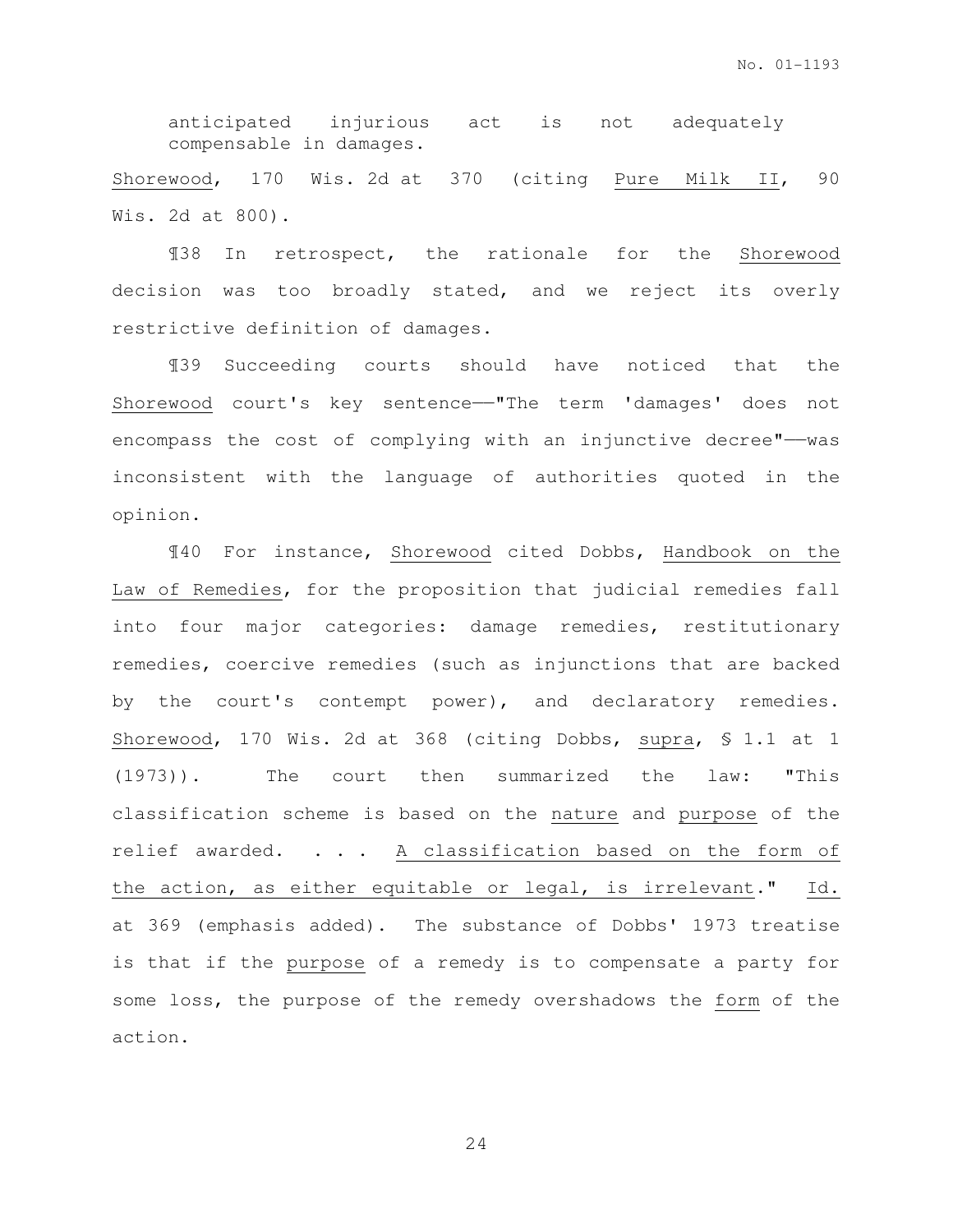> anticipated injurious act is not adequately compensable in damages.

Shorewood, 170 Wis. 2d at 370 (citing Pure Milk II, 90 Wis. 2d at 800).

¶38 In retrospect, the rationale for the Shorewood decision was too broadly stated, and we reject its overly restrictive definition of damages.

¶39 Succeeding courts should have noticed that the Shorewood court's key sentence——"The term 'damages' does not encompass the cost of complying with an injunctive decree"——was inconsistent with the language of authorities quoted in the opinion.

¶40 For instance, Shorewood cited Dobbs, Handbook on the Law of Remedies, for the proposition that judicial remedies fall into four major categories: damage remedies, restitutionary remedies, coercive remedies (such as injunctions that are backed by the court's contempt power), and declaratory remedies. Shorewood, 170 Wis. 2d at 368 (citing Dobbs, supra, § 1.1 at 1 (1973)). The court then summarized the law: "This classification scheme is based on the nature and purpose of the relief awarded. . . . A classification based on the form of the action, as either equitable or legal, is irrelevant." Id. at 369 (emphasis added). The substance of Dobbs' 1973 treatise is that if the purpose of a remedy is to compensate a party for some loss, the purpose of the remedy overshadows the form of the action.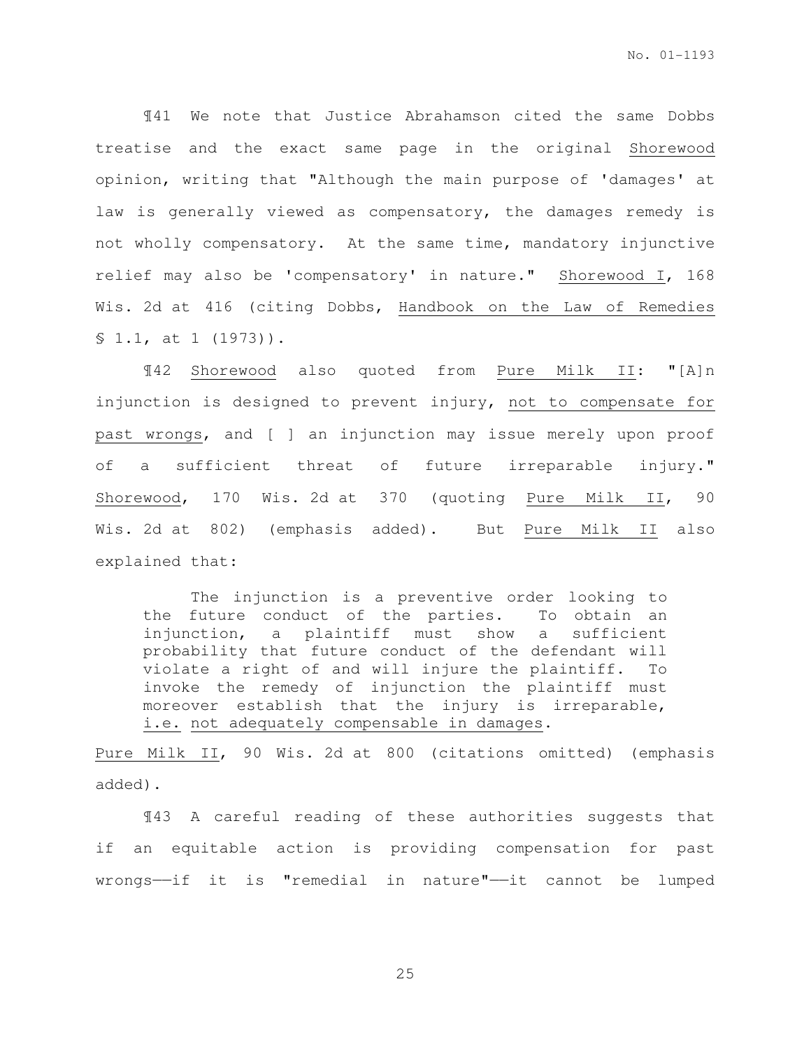¶41 We note that Justice Abrahamson cited the same Dobbs treatise and the exact same page in the original Shorewood opinion, writing that "Although the main purpose of 'damages' at law is generally viewed as compensatory, the damages remedy is not wholly compensatory. At the same time, mandatory injunctive relief may also be 'compensatory' in nature." Shorewood I, 168 Wis. 2d at 416 (citing Dobbs, Handbook on the Law of Remedies § 1.1, at 1 (1973)).

¶42 Shorewood also quoted from Pure Milk II: "[A]n injunction is designed to prevent injury, not to compensate for past wrongs, and [ ] an injunction may issue merely upon proof of a sufficient threat of future irreparable injury." Shorewood, 170 Wis. 2d at 370 (quoting Pure Milk II, 90 Wis. 2d at 802) (emphasis added). But Pure Milk II also explained that:

> The injunction is a preventive order looking to the future conduct of the parties. To obtain an injunction, a plaintiff must show a sufficient probability that future conduct of the defendant will violate a right of and will injure the plaintiff. To invoke the remedy of injunction the plaintiff must moreover establish that the injury is irreparable, i.e. not adequately compensable in damages.

Pure Milk II, 90 Wis. 2d at 800 (citations omitted) (emphasis added).

¶43 A careful reading of these authorities suggests that if an equitable action is providing compensation for past wrongs——if it is "remedial in nature"——it cannot be lumped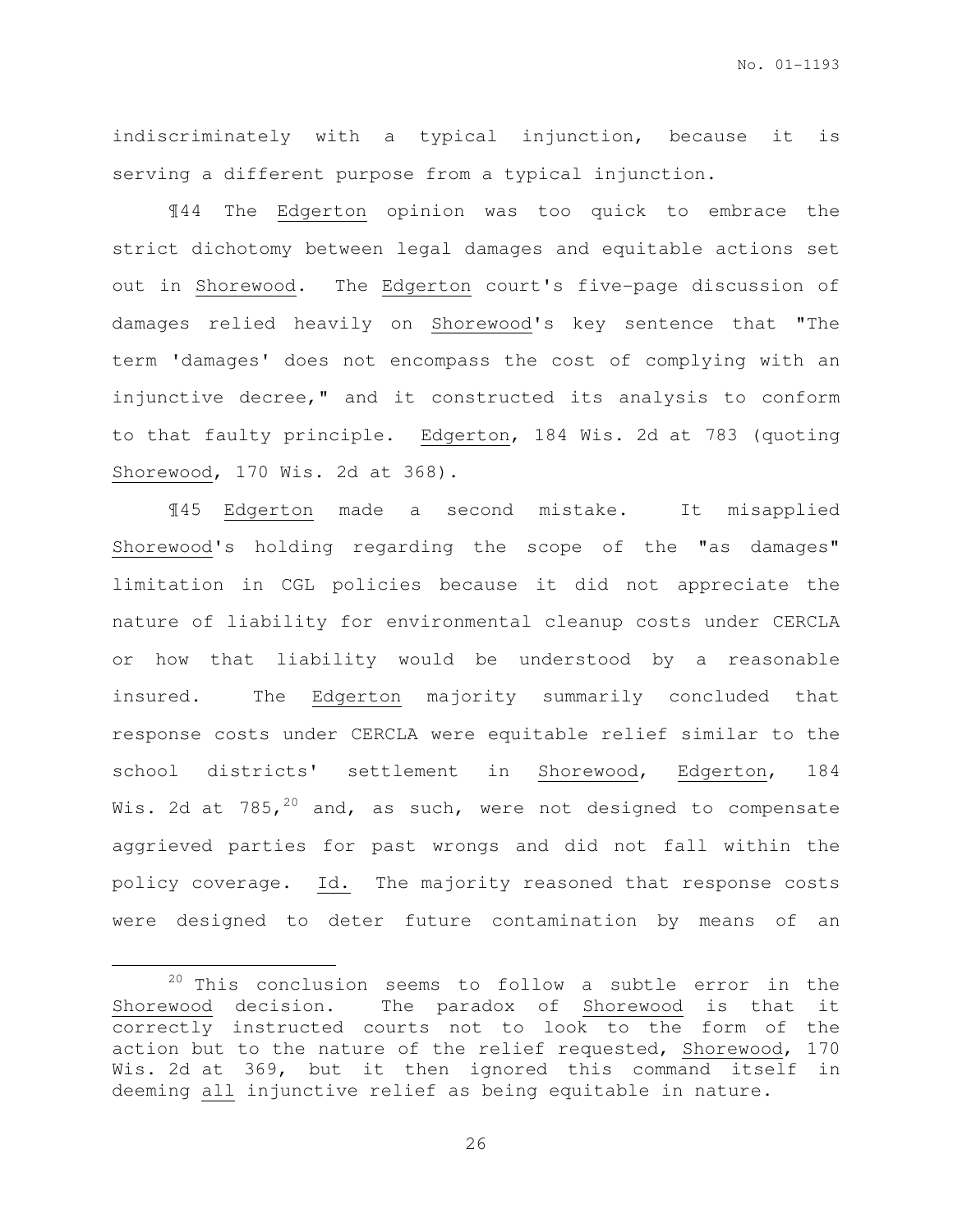indiscriminately with a typical injunction, because it is serving a different purpose from a typical injunction.

¶44 The Edgerton opinion was too quick to embrace the strict dichotomy between legal damages and equitable actions set out in Shorewood. The Edgerton court's five-page discussion of damages relied heavily on Shorewood's key sentence that "The term 'damages' does not encompass the cost of complying with an injunctive decree," and it constructed its analysis to conform to that faulty principle. Edgerton, 184 Wis. 2d at 783 (quoting Shorewood, 170 Wis. 2d at 368).

¶45 Edgerton made a second mistake. It misapplied Shorewood's holding regarding the scope of the "as damages" limitation in CGL policies because it did not appreciate the nature of liability for environmental cleanup costs under CERCLA or how that liability would be understood by a reasonable insured. The Edgerton majority summarily concluded that response costs under CERCLA were equitable relief similar to the school districts' settlement in Shorewood, Edgerton, 184 Wis. 2d at 785,[20] and, as such, were not designed to compensate aggrieved parties for past wrongs and did not fall within the policy coverage. Id. The majority reasoned that response costs were designed to deter future contamination by means of an

---

[20] This conclusion seems to follow a subtle error in the Shorewood decision. The paradox of Shorewood is that it correctly instructed courts not to look to the form of the action but to the nature of the relief requested, Shorewood, 170 Wis. 2d at 369, but it then ignored this command itself in deeming all injunctive relief as being equitable in nature.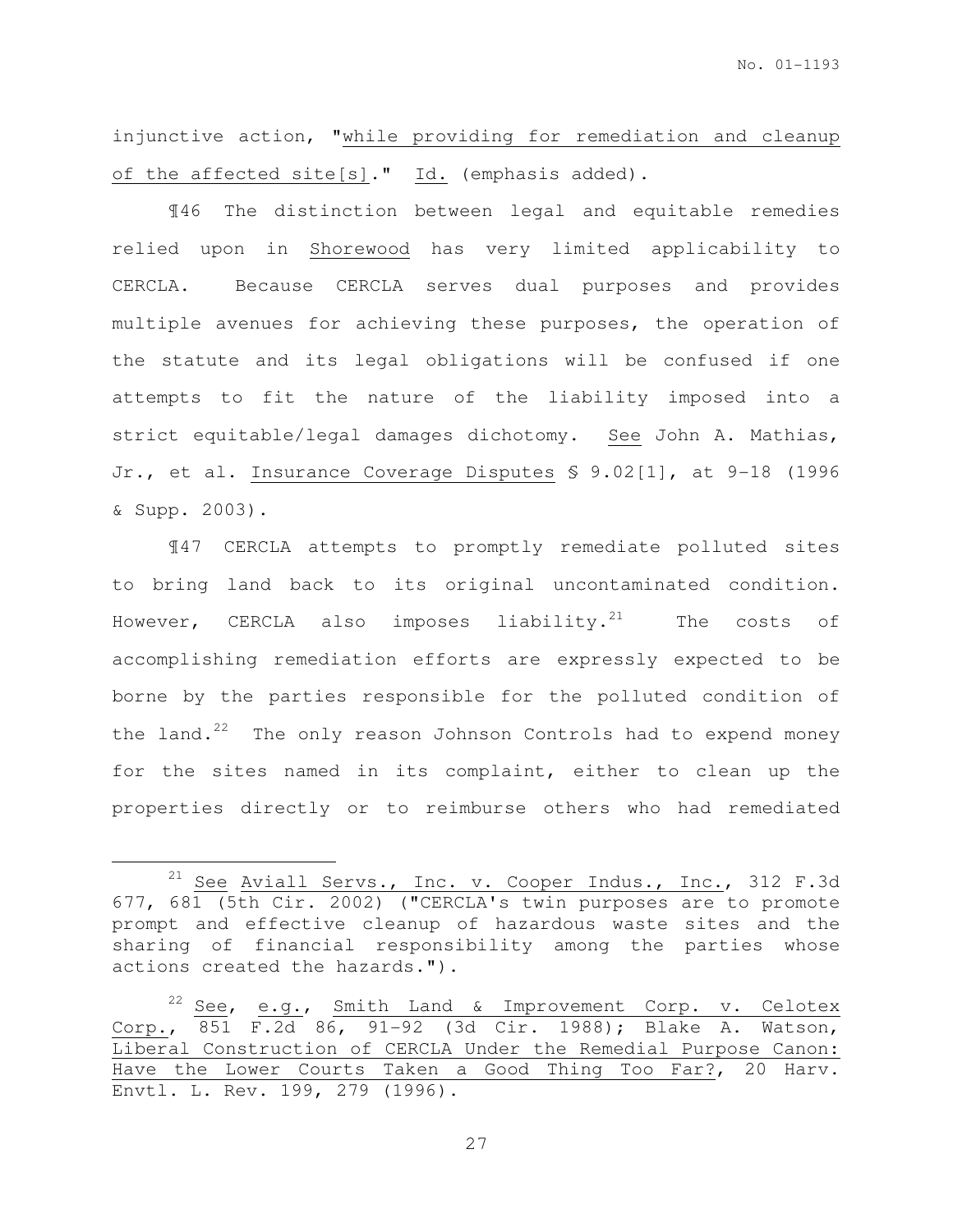injunctive action, "while providing for remediation and cleanup of the affected site[s]." Id. (emphasis added).

¶46 The distinction between legal and equitable remedies relied upon in Shorewood has very limited applicability to CERCLA. Because CERCLA serves dual purposes and provides multiple avenues for achieving these purposes, the operation of the statute and its legal obligations will be confused if one attempts to fit the nature of the liability imposed into a strict equitable/legal damages dichotomy. See John A. Mathias, Jr., et al. Insurance Coverage Disputes § 9.02[1], at 9-18 (1996 & Supp. 2003).

¶47 CERCLA attempts to promptly remediate polluted sites to bring land back to its original uncontaminated condition. However, CERCLA also imposes liability.[21] The costs of accomplishing remediation efforts are expressly expected to be borne by the parties responsible for the polluted condition of the land.[22] The only reason Johnson Controls had to expend money for the sites named in its complaint, either to clean up the properties directly or to reimburse others who had remediated

---

[21] See Aviall Servs., Inc. v. Cooper Indus., Inc., 312 F.3d 677, 681 (5th Cir. 2002) ("CERCLA's twin purposes are to promote prompt and effective cleanup of hazardous waste sites and the sharing of financial responsibility among the parties whose actions created the hazards.").

[22] See, e.g., Smith Land & Improvement Corp. v. Celotex Corp., 851 F.2d 86, 91-92 (3d Cir. 1988); Blake A. Watson, Liberal Construction of CERCLA Under the Remedial Purpose Canon: Have the Lower Courts Taken a Good Thing Too Far?, 20 Harv. Envtl. L. Rev. 199, 279 (1996).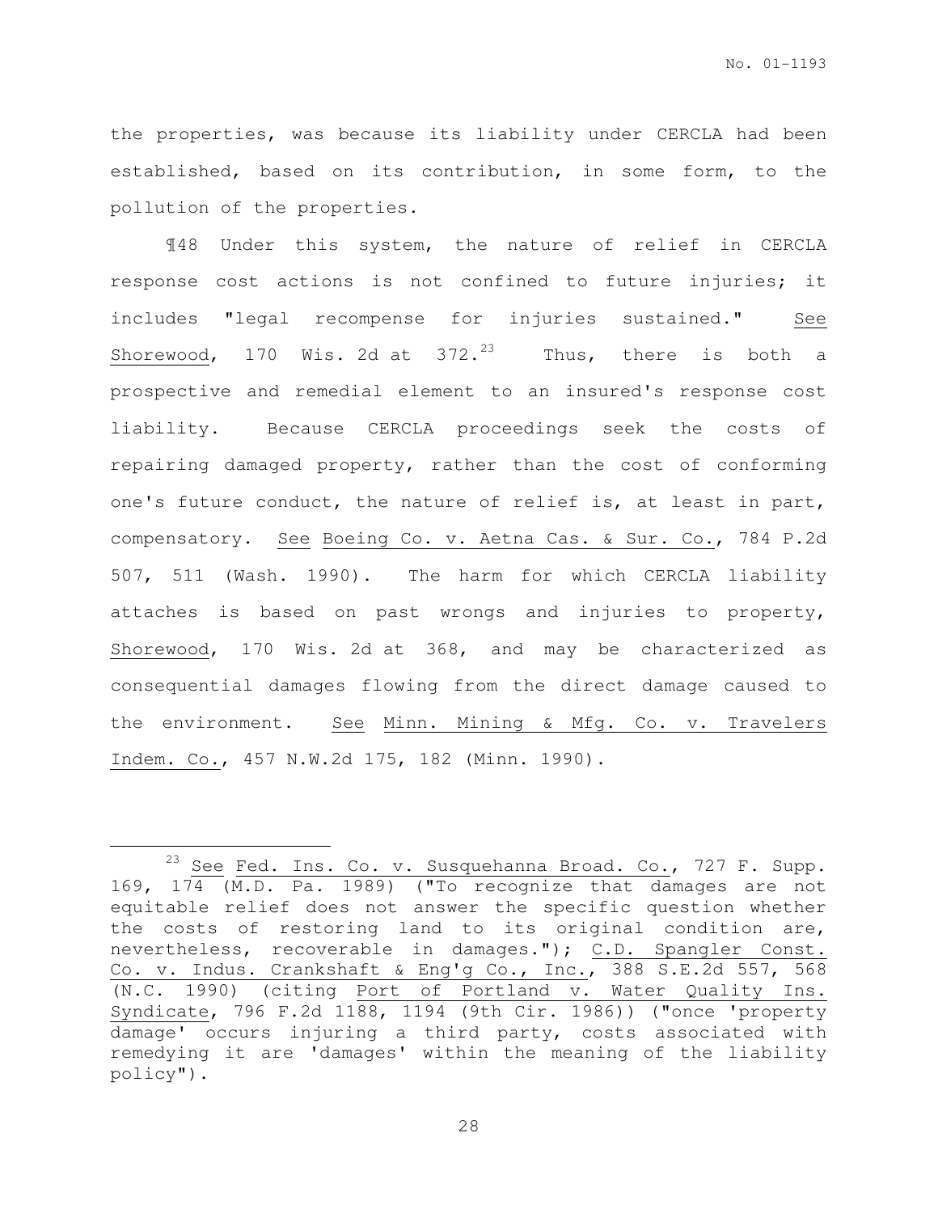the properties, was because its liability under CERCLA had been established, based on its contribution, in some form, to the pollution of the properties.

¶48 Under this system, the nature of relief in CERCLA response cost actions is not confined to future injuries; it includes "legal recompense for injuries sustained." See Shorewood, 170 Wis. 2d at 372.[23] Thus, there is both a prospective and remedial element to an insured's response cost liability. Because CERCLA proceedings seek the costs of repairing damaged property, rather than the cost of conforming one's future conduct, the nature of relief is, at least in part, compensatory. See Boeing Co. v. Aetna Cas. & Sur. Co., 784 P.2d 507, 511 (Wash. 1990). The harm for which CERCLA liability attaches is based on past wrongs and injuries to property, Shorewood, 170 Wis. 2d at 368, and may be characterized as consequential damages flowing from the direct damage caused to the environment. See Minn. Mining & Mfg. Co. v. Travelers Indem. Co., 457 N.W.2d 175, 182 (Minn. 1990).

---

[23] See Fed. Ins. Co. v. Susquehanna Broad. Co., 727 F. Supp. 169, 174 (M.D. Pa. 1989) ("To recognize that damages are not equitable relief does not answer the specific question whether the costs of restoring land to its original condition are, nevertheless, recoverable in damages."); C.D. Spangler Const. Co. v. Indus. Crankshaft & Eng'g Co., Inc., 388 S.E.2d 557, 568 (N.C. 1990) (citing Port of Portland v. Water Quality Ins. Syndicate, 796 F.2d 1188, 1194 (9th Cir. 1986)) ("once 'property damage' occurs injuring a third party, costs associated with remedying it are 'damages' within the meaning of the liability policy").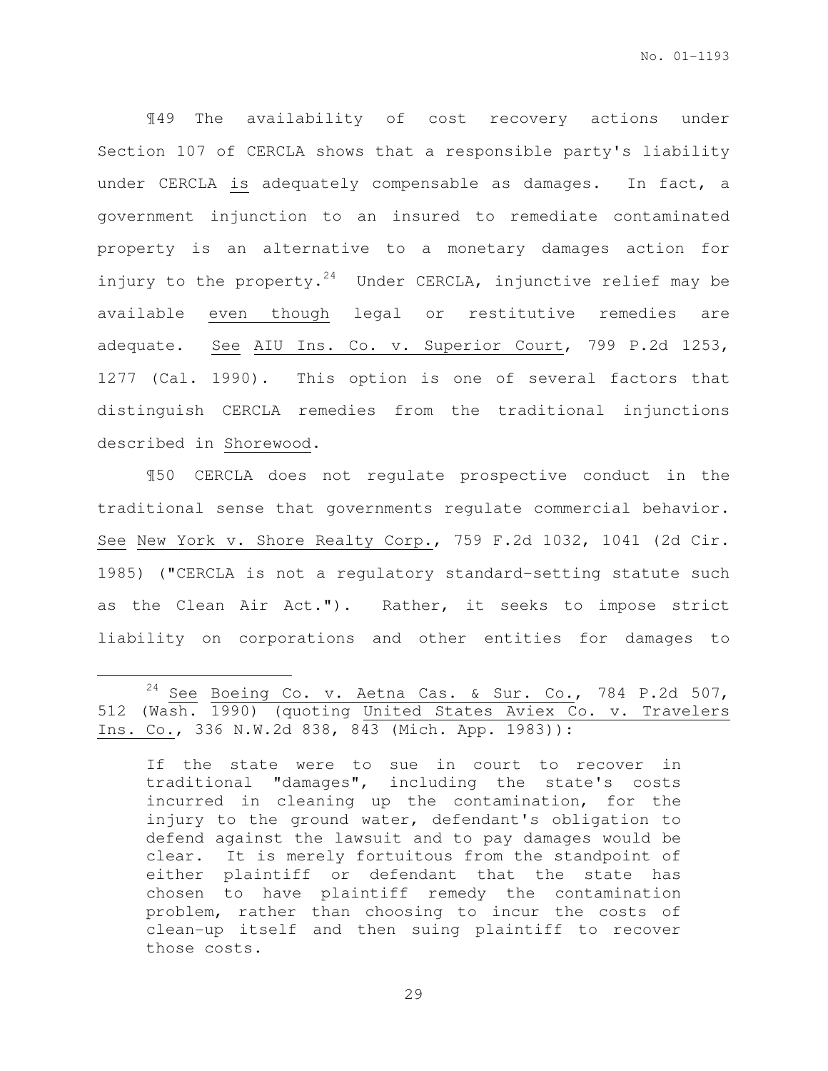¶49 The availability of cost recovery actions under Section 107 of CERCLA shows that a responsible party's liability under CERCLA _is_ adequately compensable as damages. In fact, a government injunction to an insured to remediate contaminated property is an alternative to a monetary damages action for injury to the property.[24] Under CERCLA, injunctive relief may be available _even though_ legal or restitutive remedies are adequate. _See_ _AIU Ins. Co. v. Superior Court_, 799 P.2d 1253, 1277 (Cal. 1990). This option is one of several factors that distinguish CERCLA remedies from the traditional injunctions described in _Shorewood_.

¶50 CERCLA does not regulate prospective conduct in the traditional sense that governments regulate commercial behavior. _See_ _New York v. Shore Realty Corp._, 759 F.2d 1032, 1041 (2d Cir. 1985) ("CERCLA is not a regulatory standard-setting statute such as the Clean Air Act."). Rather, it seeks to impose strict liability on corporations and other entities for damages to

---

[24] _See_ _Boeing Co. v. Aetna Cas. & Sur. Co._, 784 P.2d 507, 512 (Wash. 1990) (quoting _United States Aviex Co. v. Travelers Ins. Co._, 336 N.W.2d 838, 843 (Mich. App. 1983)):

> If the state were to sue in court to recover in traditional "damages", including the state's costs incurred in cleaning up the contamination, for the injury to the ground water, defendant's obligation to defend against the lawsuit and to pay damages would be clear. It is merely fortuitous from the standpoint of either plaintiff or defendant that the state has chosen to have plaintiff remedy the contamination problem, rather than choosing to incur the costs of clean-up itself and then suing plaintiff to recover those costs.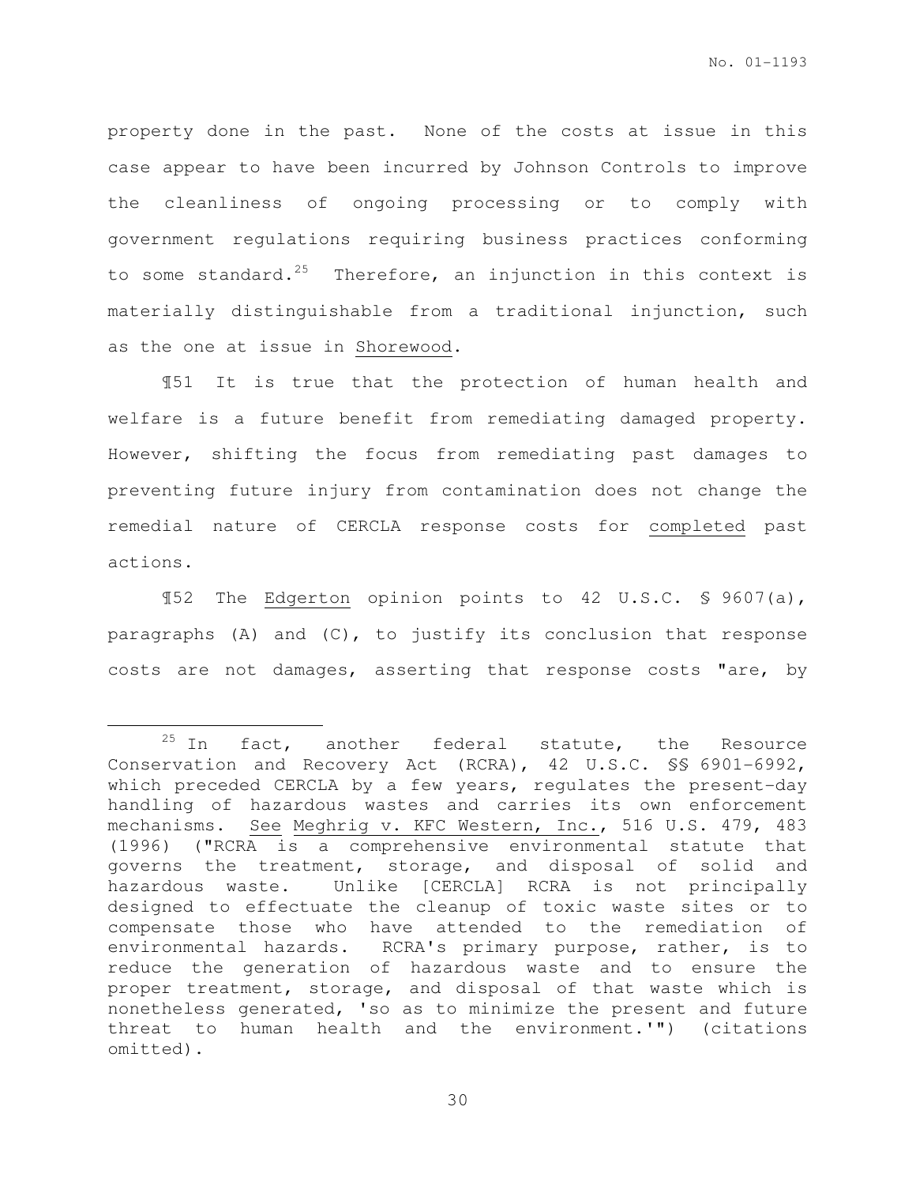property done in the past. None of the costs at issue in this case appear to have been incurred by Johnson Controls to improve the cleanliness of ongoing processing or to comply with government regulations requiring business practices conforming to some standard.[25] Therefore, an injunction in this context is materially distinguishable from a traditional injunction, such as the one at issue in Shorewood.

¶51 It is true that the protection of human health and welfare is a future benefit from remediating damaged property. However, shifting the focus from remediating past damages to preventing future injury from contamination does not change the remedial nature of CERCLA response costs for completed past actions.

¶52 The Edgerton opinion points to 42 U.S.C. § 9607(a), paragraphs (A) and (C), to justify its conclusion that response costs are not damages, asserting that response costs "are, by

---

[25] In fact, another federal statute, the Resource Conservation and Recovery Act (RCRA), 42 U.S.C. §§ 6901-6992, which preceded CERCLA by a few years, regulates the present-day handling of hazardous wastes and carries its own enforcement mechanisms. See Meghrig v. KFC Western, Inc., 516 U.S. 479, 483 (1996) ("RCRA is a comprehensive environmental statute that governs the treatment, storage, and disposal of solid and hazardous waste. Unlike [CERCLA] RCRA is not principally designed to effectuate the cleanup of toxic waste sites or to compensate those who have attended to the remediation of environmental hazards. RCRA's primary purpose, rather, is to reduce the generation of hazardous waste and to ensure the proper treatment, storage, and disposal of that waste which is nonetheless generated, 'so as to minimize the present and future threat to human health and the environment.'") (citations omitted).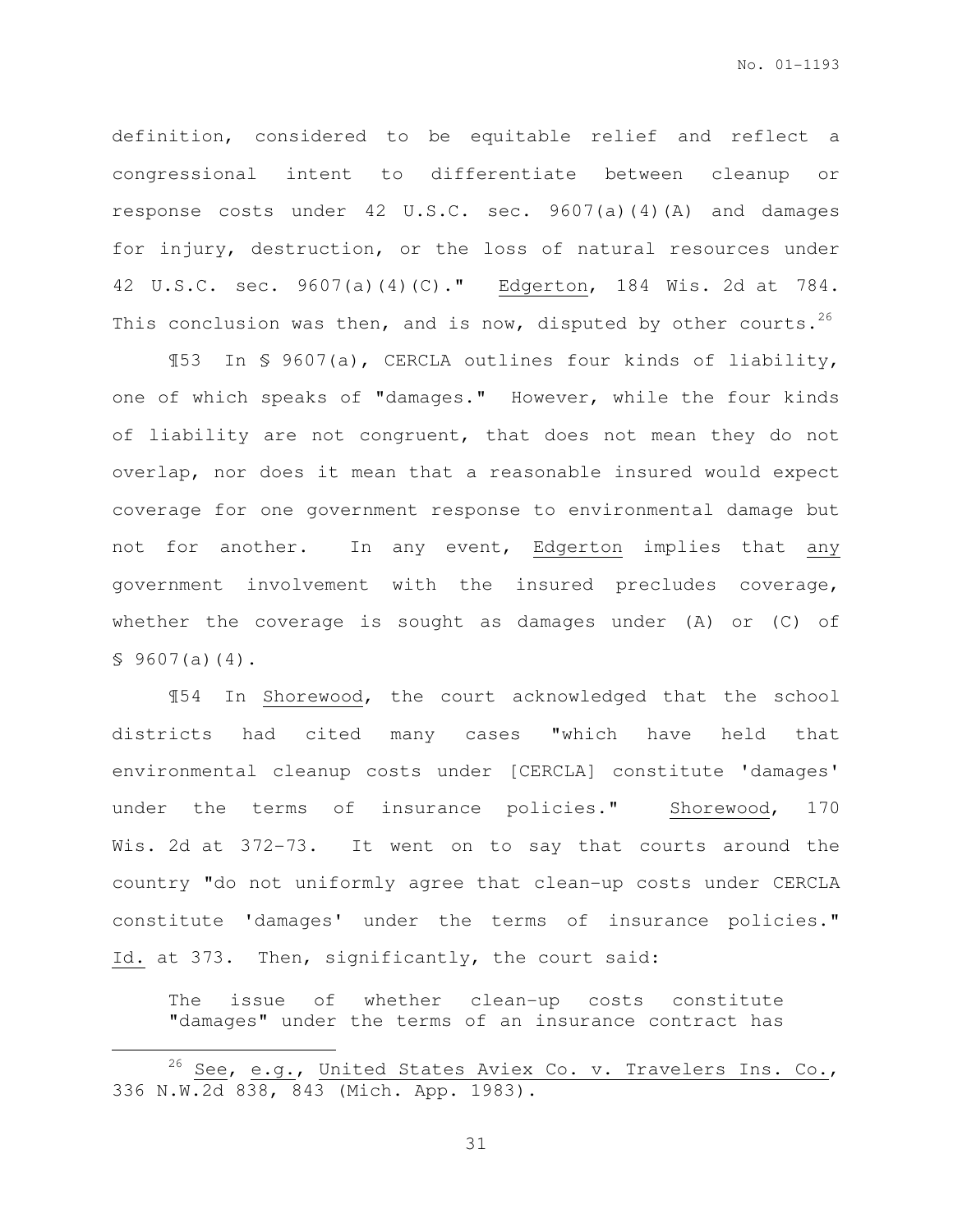definition, considered to be equitable relief and reflect a congressional intent to differentiate between cleanup or response costs under 42 U.S.C. sec. 9607(a)(4)(A) and damages for injury, destruction, or the loss of natural resources under 42 U.S.C. sec. 9607(a)(4)(C)." Edgerton, 184 Wis. 2d at 784. This conclusion was then, and is now, disputed by other courts.[26]

¶53 In § 9607(a), CERCLA outlines four kinds of liability, one of which speaks of "damages." However, while the four kinds of liability are not congruent, that does not mean they do not overlap, nor does it mean that a reasonable insured would expect coverage for one government response to environmental damage but not for another. In any event, Edgerton implies that any government involvement with the insured precludes coverage, whether the coverage is sought as damages under (A) or (C) of § 9607(a)(4).

¶54 In Shorewood, the court acknowledged that the school districts had cited many cases "which have held that environmental cleanup costs under [CERCLA] constitute 'damages' under the terms of insurance policies." Shorewood, 170 Wis. 2d at 372-73. It went on to say that courts around the country "do not uniformly agree that clean-up costs under CERCLA constitute 'damages' under the terms of insurance policies." Id. at 373. Then, significantly, the court said:

> The issue of whether clean-up costs constitute "damages" under the terms of an insurance contract has

---

[26] See, e.g., United States Aviex Co. v. Travelers Ins. Co., 336 N.W.2d 838, 843 (Mich. App. 1983).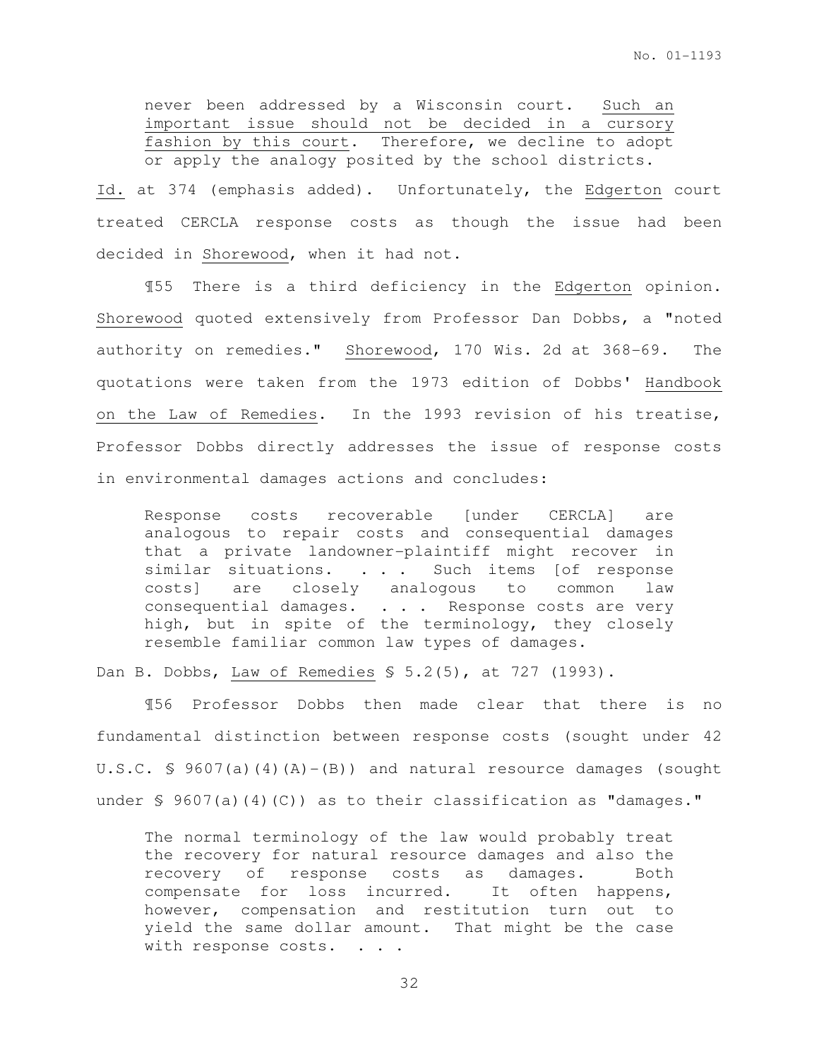> never been addressed by a Wisconsin court. <u>Such an important issue should not be decided in a cursory fashion by this court</u>. Therefore, we decline to adopt or apply the analogy posited by the school districts.

Id. at 374 (emphasis added). Unfortunately, the Edgerton court treated CERCLA response costs as though the issue had been decided in Shorewood, when it had not.

¶55 There is a third deficiency in the Edgerton opinion. Shorewood quoted extensively from Professor Dan Dobbs, a "noted authority on remedies." Shorewood, 170 Wis. 2d at 368-69. The quotations were taken from the 1973 edition of Dobbs' Handbook on the Law of Remedies. In the 1993 revision of his treatise, Professor Dobbs directly addresses the issue of response costs in environmental damages actions and concludes:

> Response costs recoverable [under CERCLA] are analogous to repair costs and consequential damages that a private landowner-plaintiff might recover in similar situations. . . . Such items [of response costs] are closely analogous to common law consequential damages. . . . Response costs are very high, but in spite of the terminology, they closely resemble familiar common law types of damages.

Dan B. Dobbs, Law of Remedies § 5.2(5), at 727 (1993).

¶56 Professor Dobbs then made clear that there is no fundamental distinction between response costs (sought under 42 U.S.C. § 9607(a)(4)(A)-(B)) and natural resource damages (sought under § 9607(a)(4)(C)) as to their classification as "damages."

> The normal terminology of the law would probably treat the recovery for natural resource damages and also the recovery of response costs as damages. Both compensate for loss incurred. It often happens, however, compensation and restitution turn out to yield the same dollar amount. That might be the case with response costs. . . .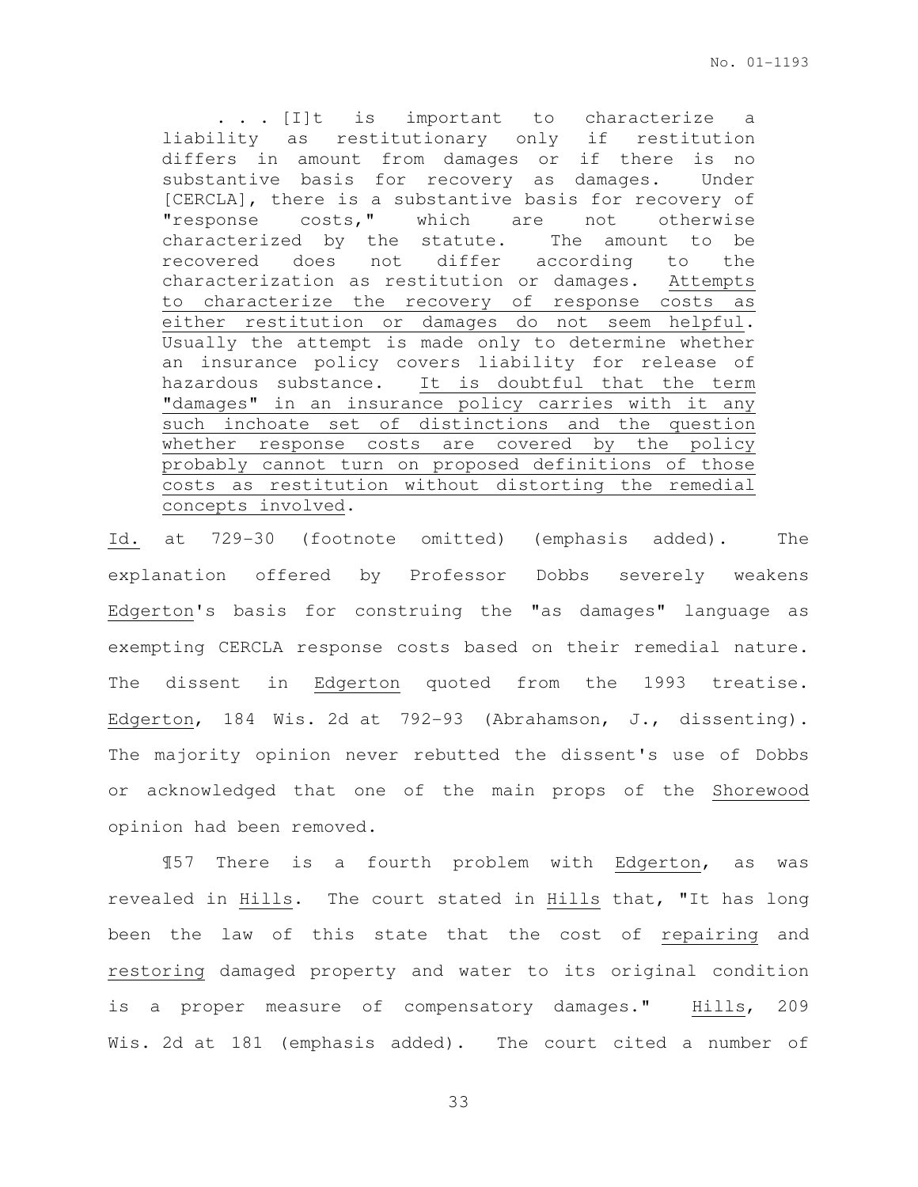> . . . [I]t is important to characterize a liability as restitutionary only if restitution differs in amount from damages or if there is no substantive basis for recovery as damages. Under [CERCLA], there is a substantive basis for recovery of "response costs," which are not otherwise characterized by the statute. The amount to be recovered does not differ according to the characterization as restitution or damages. <u>Attempts to characterize the recovery of response costs as either restitution or damages do not seem helpful</u>. Usually the attempt is made only to determine whether an insurance policy covers liability for release of hazardous substance. <u>It is doubtful that the term "damages" in an insurance policy carries with it any such inchoate set of distinctions and the question whether response costs are covered by the policy probably cannot turn on proposed definitions of those costs as restitution without distorting the remedial concepts involved</u>.

<u>Id.</u> at 729-30 (footnote omitted) (emphasis added). The explanation offered by Professor Dobbs severely weakens <u>Edgerton</u>'s basis for construing the "as damages" language as exempting CERCLA response costs based on their remedial nature. The dissent in <u>Edgerton</u> quoted from the 1993 treatise. <u>Edgerton</u>, 184 Wis. 2d at 792-93 (Abrahamson, J., dissenting). The majority opinion never rebutted the dissent's use of Dobbs or acknowledged that one of the main props of the <u>Shorewood</u> opinion had been removed.

¶57 There is a fourth problem with <u>Edgerton</u>, as was revealed in <u>Hills</u>. The court stated in <u>Hills</u> that, "It has long been the law of this state that the cost of <u>repairing</u> and <u>restoring</u> damaged property and water to its original condition is a proper measure of compensatory damages." <u>Hills</u>, 209 Wis. 2d at 181 (emphasis added). The court cited a number of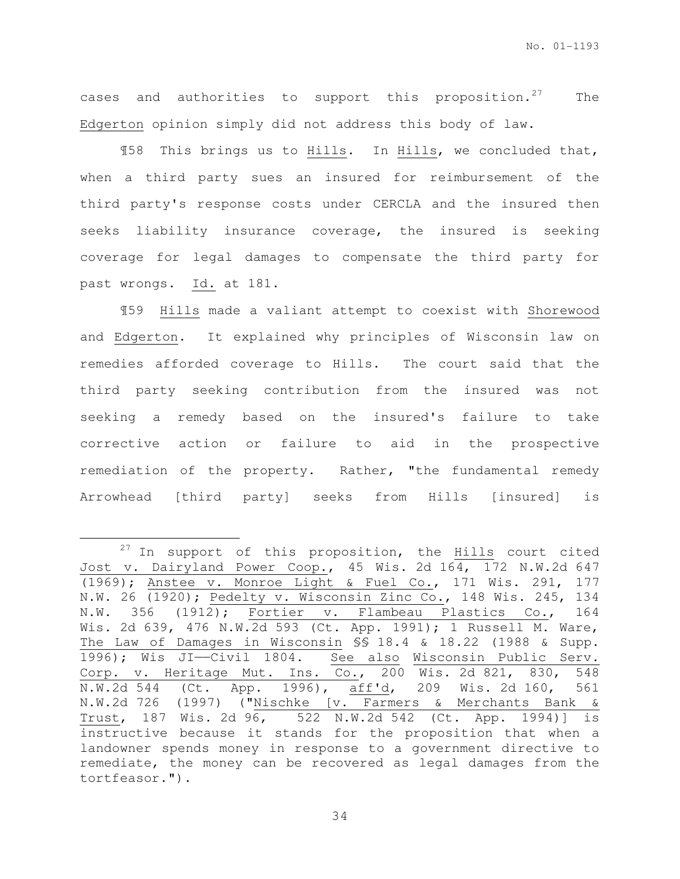cases and authorities to support this proposition.[27] The Edgerton opinion simply did not address this body of law.

¶58 This brings us to Hills. In Hills, we concluded that, when a third party sues an insured for reimbursement of the third party's response costs under CERCLA and the insured then seeks liability insurance coverage, the insured is seeking coverage for legal damages to compensate the third party for past wrongs. Id. at 181.

¶59 Hills made a valiant attempt to coexist with Shorewood and Edgerton. It explained why principles of Wisconsin law on remedies afforded coverage to Hills. The court said that the third party seeking contribution from the insured was not seeking a remedy based on the insured's failure to take corrective action or failure to aid in the prospective remediation of the property. Rather, "the fundamental remedy Arrowhead [third party] seeks from Hills [insured] is

---

[27] In support of this proposition, the Hills court cited Jost v. Dairyland Power Coop., 45 Wis. 2d 164, 172 N.W.2d 647 (1969); Anstee v. Monroe Light & Fuel Co., 171 Wis. 291, 177 N.W. 26 (1920); Pedelty v. Wisconsin Zinc Co., 148 Wis. 245, 134 N.W. 356 (1912); Fortier v. Flambeau Plastics Co., 164 Wis. 2d 639, 476 N.W.2d 593 (Ct. App. 1991); 1 Russell M. Ware, The Law of Damages in Wisconsin §§ 18.4 & 18.22 (1988 & Supp. 1996); Wis JI——Civil 1804. See also Wisconsin Public Serv. Corp. v. Heritage Mut. Ins. Co., 200 Wis. 2d 821, 830, 548 N.W.2d 544 (Ct. App. 1996), aff'd, 209 Wis. 2d 160, 561 N.W.2d 726 (1997) ("Nischke [v. Farmers & Merchants Bank & Trust, 187 Wis. 2d 96, 522 N.W.2d 542 (Ct. App. 1994)] is instructive because it stands for the proposition that when a landowner spends money in response to a government directive to remediate, the money can be recovered as legal damages from the tortfeasor.").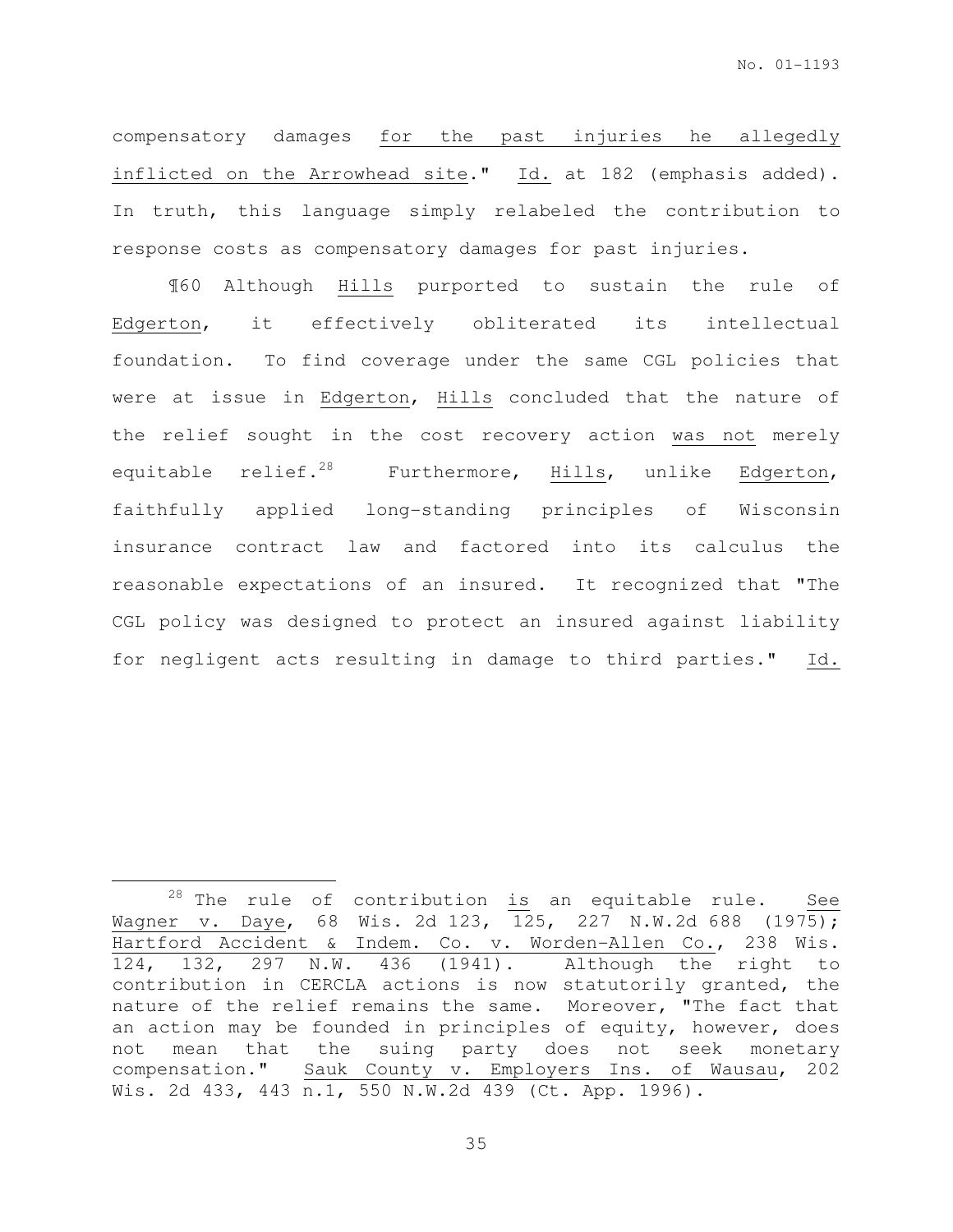compensatory damages <u>for the past injuries he allegedly inflicted on the Arrowhead site</u>." <u>Id.</u> at 182 (emphasis added). In truth, this language simply relabeled the contribution to response costs as compensatory damages for past injuries.

¶60 Although <u>Hills</u> purported to sustain the rule of <u>Edgerton</u>, it effectively obliterated its intellectual foundation. To find coverage under the same CGL policies that were at issue in <u>Edgerton</u>, <u>Hills</u> concluded that the nature of the relief sought in the cost recovery action <u>was not</u> merely equitable relief.[28] Furthermore, <u>Hills</u>, unlike <u>Edgerton</u>, faithfully applied long-standing principles of Wisconsin insurance contract law and factored into its calculus the reasonable expectations of an insured. It recognized that "The CGL policy was designed to protect an insured against liability for negligent acts resulting in damage to third parties." <u>Id.</u>

---

[28] The rule of contribution <u>is</u> an equitable rule. <u>See</u> <u>Wagner v. Daye</u>, 68 Wis. 2d 123, 125, 227 N.W.2d 688 (1975); <u>Hartford Accident & Indem. Co. v. Worden-Allen Co.</u>, 238 Wis. 124, 132, 297 N.W. 436 (1941). Although the right to contribution in CERCLA actions is now statutorily granted, the nature of the relief remains the same. Moreover, "The fact that an action may be founded in principles of equity, however, does not mean that the suing party does not seek monetary compensation." <u>Sauk County v. Employers Ins. of Wausau</u>, 202 Wis. 2d 433, 443 n.1, 550 N.W.2d 439 (Ct. App. 1996).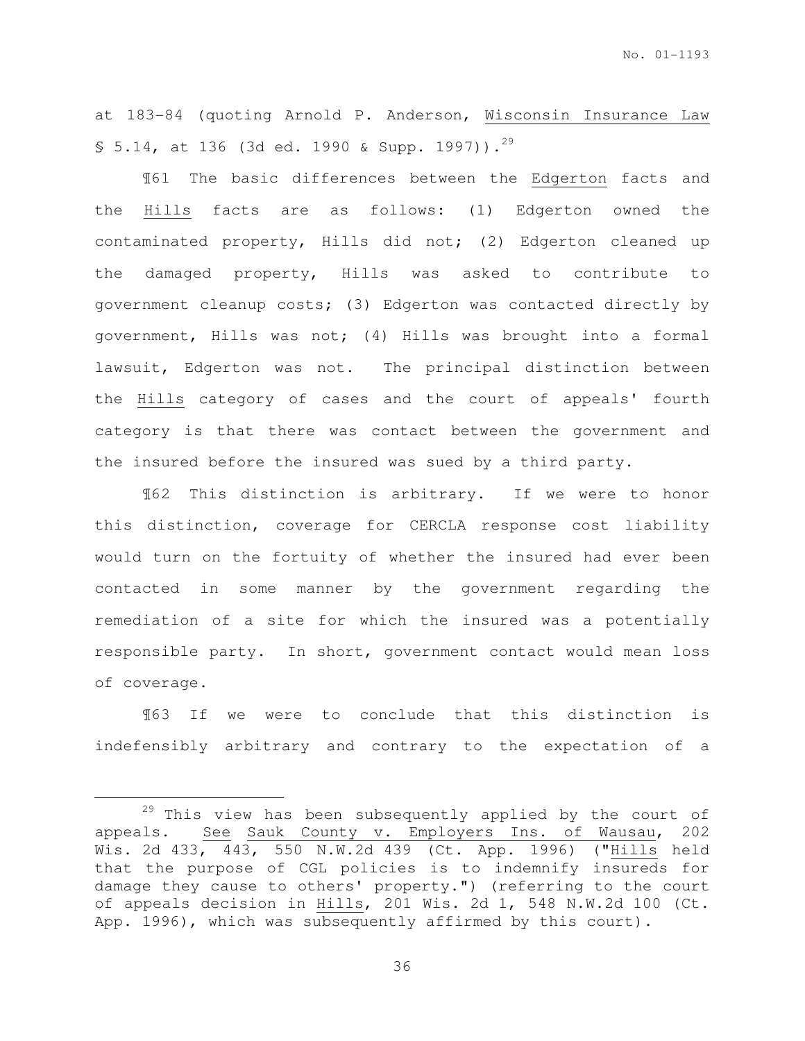at 183-84 (quoting Arnold P. Anderson, Wisconsin Insurance Law § 5.14, at 136 (3d ed. 1990 & Supp. 1997)).[29]

¶61 The basic differences between the Edgerton facts and the Hills facts are as follows: (1) Edgerton owned the contaminated property, Hills did not; (2) Edgerton cleaned up the damaged property, Hills was asked to contribute to government cleanup costs; (3) Edgerton was contacted directly by government, Hills was not; (4) Hills was brought into a formal lawsuit, Edgerton was not. The principal distinction between the Hills category of cases and the court of appeals' fourth category is that there was contact between the government and the insured before the insured was sued by a third party.

¶62 This distinction is arbitrary. If we were to honor this distinction, coverage for CERCLA response cost liability would turn on the fortuity of whether the insured had ever been contacted in some manner by the government regarding the remediation of a site for which the insured was a potentially responsible party. In short, government contact would mean loss of coverage.

¶63 If we were to conclude that this distinction is indefensibly arbitrary and contrary to the expectation of a

---

[29] This view has been subsequently applied by the court of appeals. See Sauk County v. Employers Ins. of Wausau, 202 Wis. 2d 433, 443, 550 N.W.2d 439 (Ct. App. 1996) ("Hills held that the purpose of CGL policies is to indemnify insureds for damage they cause to others' property.") (referring to the court of appeals decision in Hills, 201 Wis. 2d 1, 548 N.W.2d 100 (Ct. App. 1996), which was subsequently affirmed by this court).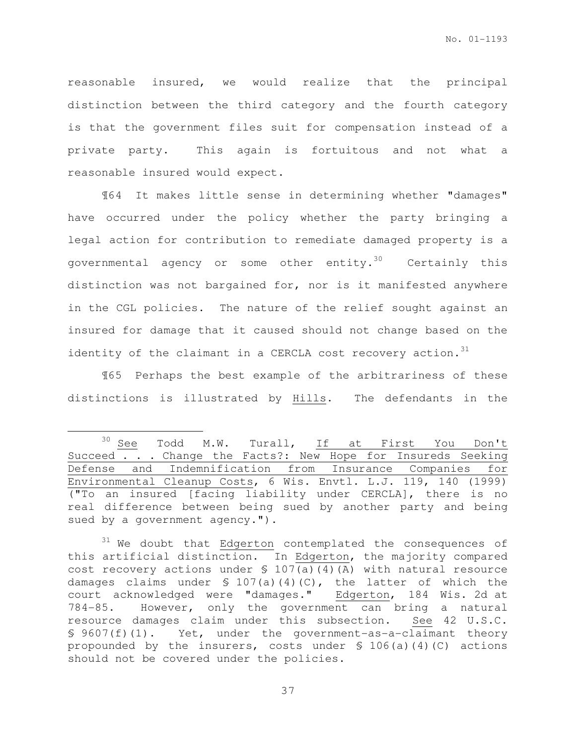reasonable insured, we would realize that the principal distinction between the third category and the fourth category is that the government files suit for compensation instead of a private party. This again is fortuitous and not what a reasonable insured would expect.

¶64 It makes little sense in determining whether "damages" have occurred under the policy whether the party bringing a legal action for contribution to remediate damaged property is a governmental agency or some other entity.[30] Certainly this distinction was not bargained for, nor is it manifested anywhere in the CGL policies. The nature of the relief sought against an insured for damage that it caused should not change based on the identity of the claimant in a CERCLA cost recovery action.[31]

¶65 Perhaps the best example of the arbitrariness of these distinctions is illustrated by Hills. The defendants in the

---

[30] See Todd M.W. Turall, If at First You Don't Succeed . . . Change the Facts?: New Hope for Insureds Seeking Defense and Indemnification from Insurance Companies for Environmental Cleanup Costs, 6 Wis. Envtl. L.J. 119, 140 (1999) ("To an insured [facing liability under CERCLA], there is no real difference between being sued by another party and being sued by a government agency.").

[31] We doubt that Edgerton contemplated the consequences of this artificial distinction. In Edgerton, the majority compared cost recovery actions under § 107(a)(4)(A) with natural resource damages claims under § 107(a)(4)(C), the latter of which the court acknowledged were "damages." Edgerton, 184 Wis. 2d at 784-85. However, only the government can bring a natural resource damages claim under this subsection. See 42 U.S.C. § 9607(f)(1). Yet, under the government-as-a-claimant theory propounded by the insurers, costs under § 106(a)(4)(C) actions should not be covered under the policies.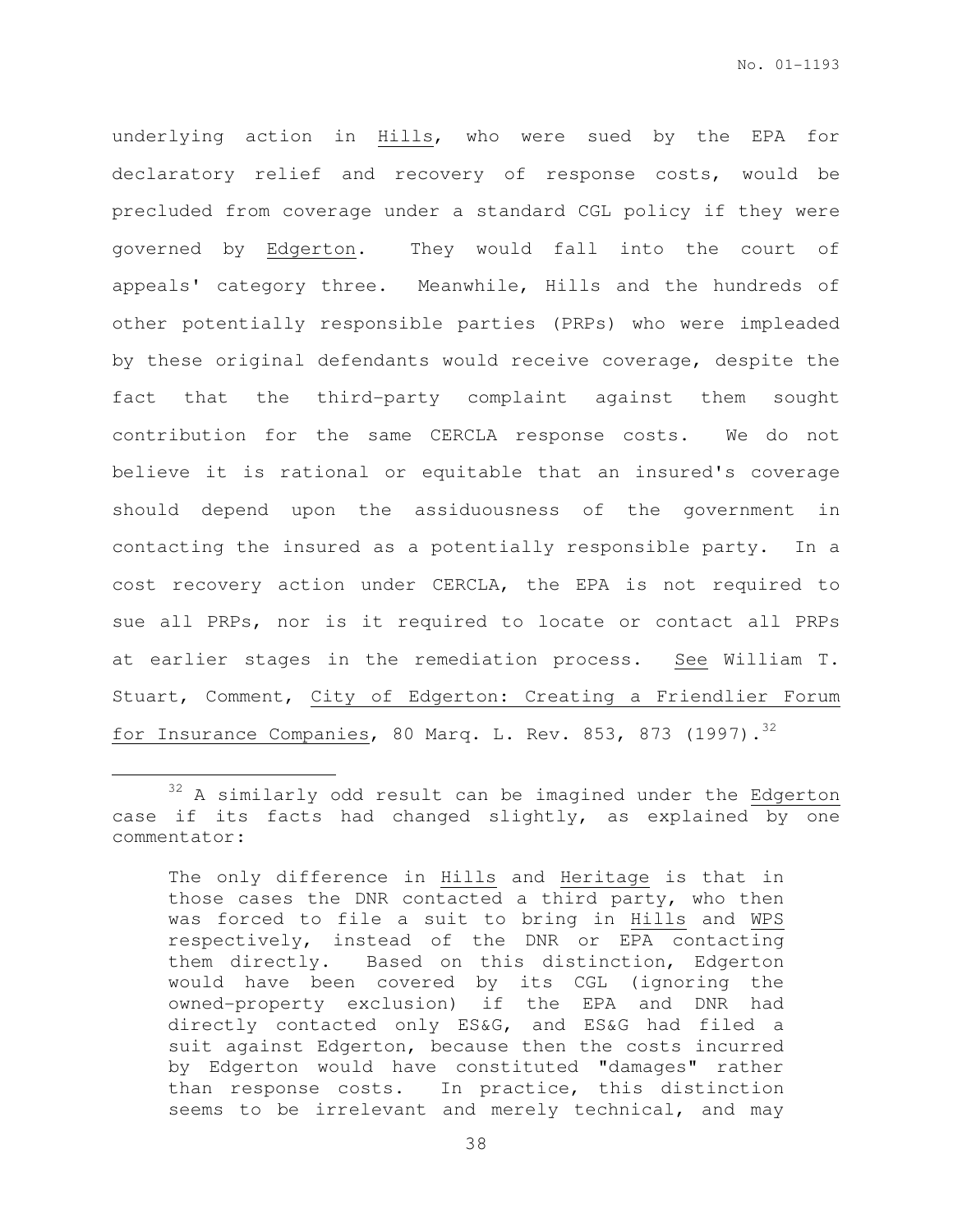underlying action in Hills, who were sued by the EPA for declaratory relief and recovery of response costs, would be precluded from coverage under a standard CGL policy if they were governed by Edgerton. They would fall into the court of appeals' category three. Meanwhile, Hills and the hundreds of other potentially responsible parties (PRPs) who were impleaded by these original defendants would receive coverage, despite the fact that the third-party complaint against them sought contribution for the same CERCLA response costs. We do not believe it is rational or equitable that an insured's coverage should depend upon the assiduousness of the government in contacting the insured as a potentially responsible party. In a cost recovery action under CERCLA, the EPA is not required to sue all PRPs, nor is it required to locate or contact all PRPs at earlier stages in the remediation process. See William T. Stuart, Comment, City of Edgerton: Creating a Friendlier Forum for Insurance Companies, 80 Marq. L. Rev. 853, 873 (1997).[32]

---

[32] A similarly odd result can be imagined under the Edgerton case if its facts had changed slightly, as explained by one commentator:

> The only difference in Hills and Heritage is that in those cases the DNR contacted a third party, who then was forced to file a suit to bring in Hills and WPS respectively, instead of the DNR or EPA contacting them directly. Based on this distinction, Edgerton would have been covered by its CGL (ignoring the owned-property exclusion) if the EPA and DNR had directly contacted only ES&G, and ES&G had filed a suit against Edgerton, because then the costs incurred by Edgerton would have constituted "damages" rather than response costs. In practice, this distinction seems to be irrelevant and merely technical, and may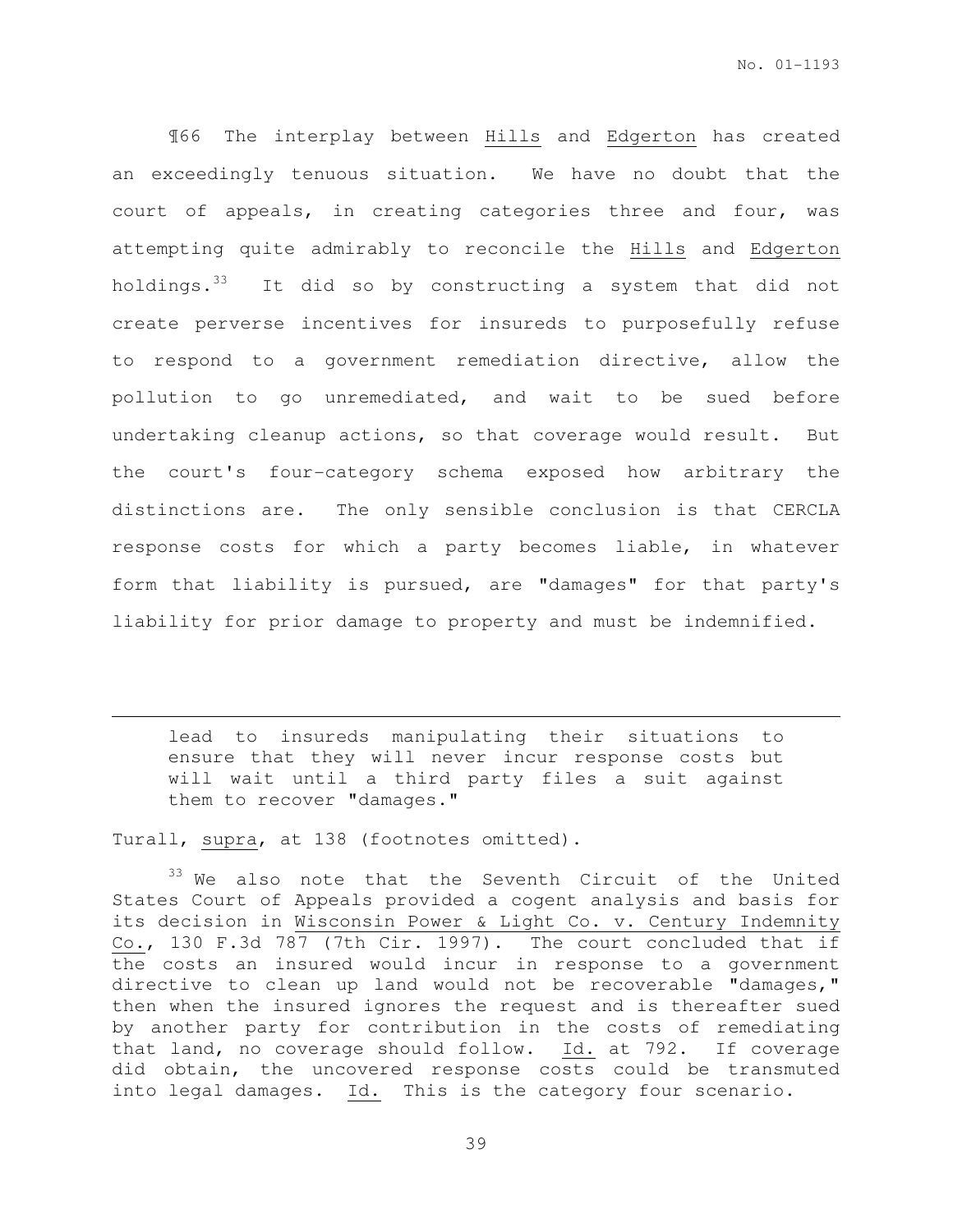¶66 The interplay between Hills and Edgerton has created an exceedingly tenuous situation. We have no doubt that the court of appeals, in creating categories three and four, was attempting quite admirably to reconcile the Hills and Edgerton holdings.[33] It did so by constructing a system that did not create perverse incentives for insureds to purposefully refuse to respond to a government remediation directive, allow the pollution to go unremediated, and wait to be sued before undertaking cleanup actions, so that coverage would result. But the court's four-category schema exposed how arbitrary the distinctions are. The only sensible conclusion is that CERCLA response costs for which a party becomes liable, in whatever form that liability is pursued, are "damages" for that party's liability for prior damage to property and must be indemnified.

---

> lead to insureds manipulating their situations to ensure that they will never incur response costs but will wait until a third party files a suit against them to recover "damages."

Turall, supra, at 138 (footnotes omitted).

[33] We also note that the Seventh Circuit of the United States Court of Appeals provided a cogent analysis and basis for its decision in Wisconsin Power & Light Co. v. Century Indemnity Co., 130 F.3d 787 (7th Cir. 1997). The court concluded that if the costs an insured would incur in response to a government directive to clean up land would not be recoverable "damages," then when the insured ignores the request and is thereafter sued by another party for contribution in the costs of remediating that land, no coverage should follow. Id. at 792. If coverage did obtain, the uncovered response costs could be transmuted into legal damages. Id. This is the category four scenario.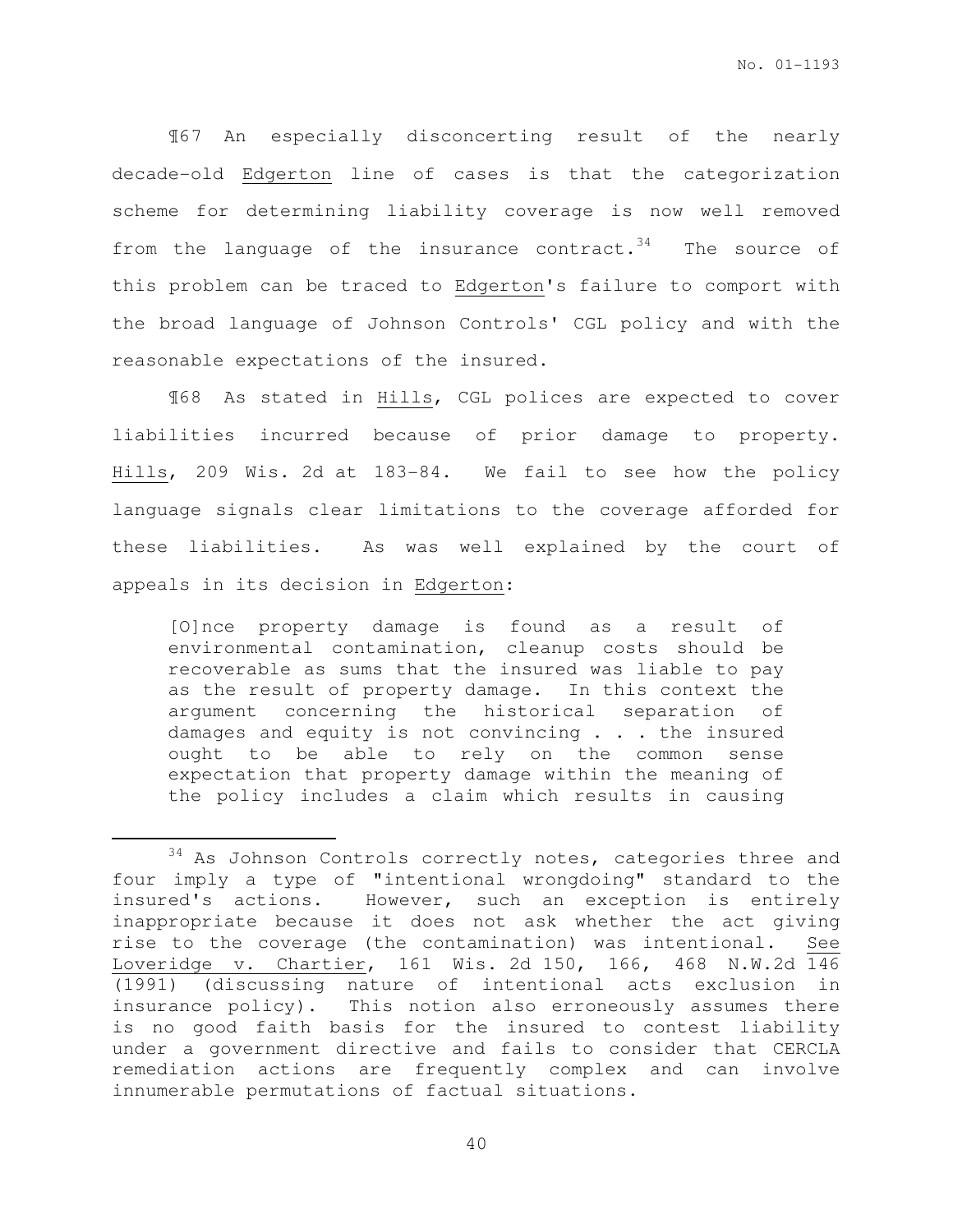¶67 An especially disconcerting result of the nearly decade-old Edgerton line of cases is that the categorization scheme for determining liability coverage is now well removed from the language of the insurance contract.[34] The source of this problem can be traced to Edgerton's failure to comport with the broad language of Johnson Controls' CGL policy and with the reasonable expectations of the insured.

¶68 As stated in Hills, CGL polices are expected to cover liabilities incurred because of prior damage to property. Hills, 209 Wis. 2d at 183-84. We fail to see how the policy language signals clear limitations to the coverage afforded for these liabilities. As was well explained by the court of appeals in its decision in Edgerton:

> [O]nce property damage is found as a result of environmental contamination, cleanup costs should be recoverable as sums that the insured was liable to pay as the result of property damage. In this context the argument concerning the historical separation of damages and equity is not convincing . . . the insured ought to be able to rely on the common sense expectation that property damage within the meaning of the policy includes a claim which results in causing

---

[34] As Johnson Controls correctly notes, categories three and four imply a type of "intentional wrongdoing" standard to the insured's actions. However, such an exception is entirely inappropriate because it does not ask whether the act giving rise to the coverage (the contamination) was intentional. See Loveridge v. Chartier, 161 Wis. 2d 150, 166, 468 N.W.2d 146 (1991) (discussing nature of intentional acts exclusion in insurance policy). This notion also erroneously assumes there is no good faith basis for the insured to contest liability under a government directive and fails to consider that CERCLA remediation actions are frequently complex and can involve innumerable permutations of factual situations.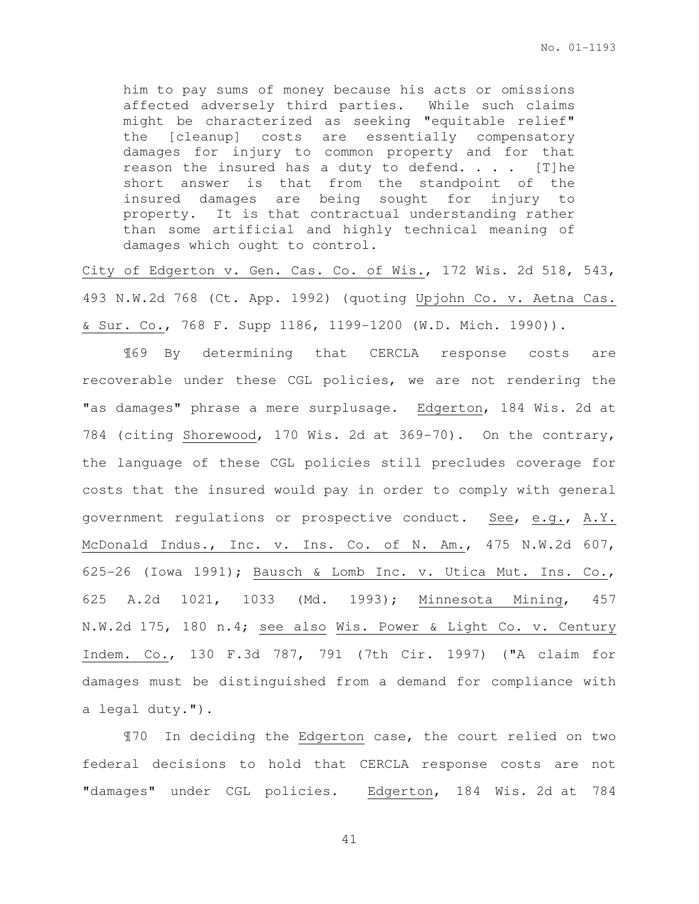> him to pay sums of money because his acts or omissions affected adversely third parties. While such claims might be characterized as seeking "equitable relief" the [cleanup] costs are essentially compensatory damages for injury to common property and for that reason the insured has a duty to defend. . . . [T]he short answer is that from the standpoint of the insured damages are being sought for injury to property. It is that contractual understanding rather than some artificial and highly technical meaning of damages which ought to control.

City of Edgerton v. Gen. Cas. Co. of Wis., 172 Wis. 2d 518, 543, 493 N.W.2d 768 (Ct. App. 1992) (quoting Upjohn Co. v. Aetna Cas. & Sur. Co., 768 F. Supp 1186, 1199-1200 (W.D. Mich. 1990)).

¶69 By determining that CERCLA response costs are recoverable under these CGL policies, we are not rendering the "as damages" phrase a mere surplusage. Edgerton, 184 Wis. 2d at 784 (citing Shorewood, 170 Wis. 2d at 369-70). On the contrary, the language of these CGL policies still precludes coverage for costs that the insured would pay in order to comply with general government regulations or prospective conduct. See, e.g., A.Y. McDonald Indus., Inc. v. Ins. Co. of N. Am., 475 N.W.2d 607, 625-26 (Iowa 1991); Bausch & Lomb Inc. v. Utica Mut. Ins. Co., 625 A.2d 1021, 1033 (Md. 1993); Minnesota Mining, 457 N.W.2d 175, 180 n.4; see also Wis. Power & Light Co. v. Century Indem. Co., 130 F.3d 787, 791 (7th Cir. 1997) ("A claim for damages must be distinguished from a demand for compliance with a legal duty.").

¶70 In deciding the Edgerton case, the court relied on two federal decisions to hold that CERCLA response costs are not "damages" under CGL policies. Edgerton, 184 Wis. 2d at 784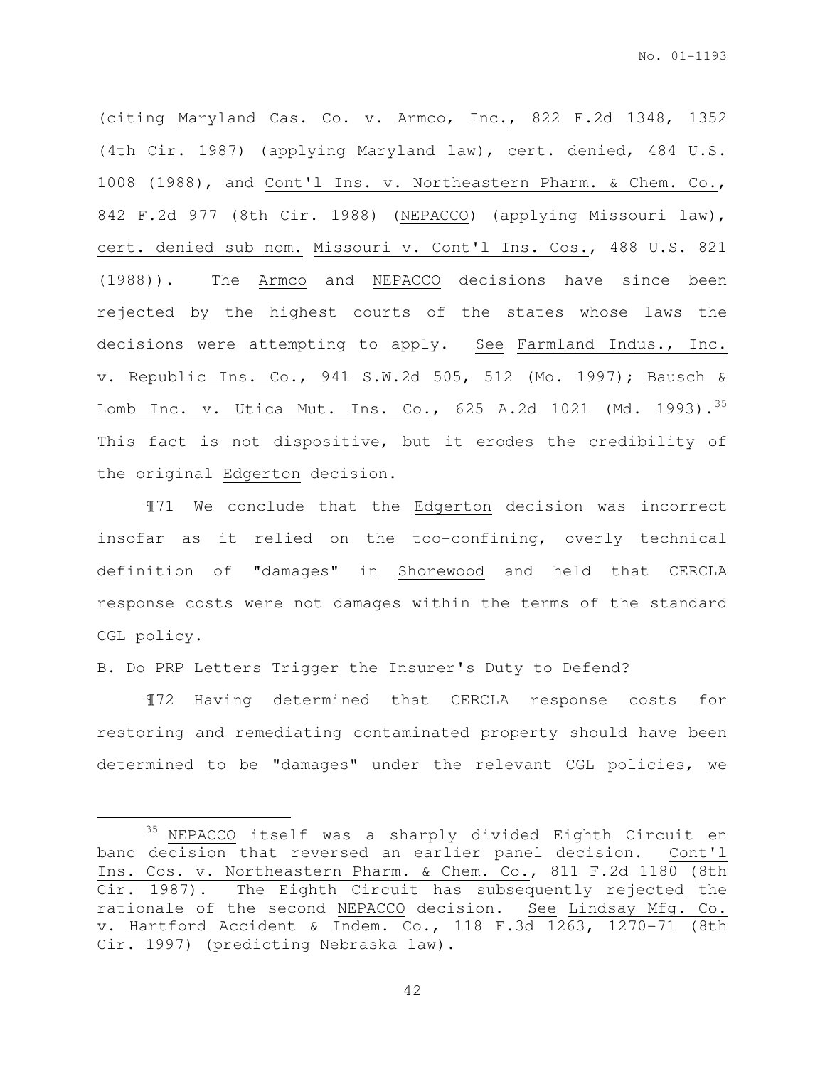(citing Maryland Cas. Co. v. Armco, Inc., 822 F.2d 1348, 1352 (4th Cir. 1987) (applying Maryland law), cert. denied, 484 U.S. 1008 (1988), and Cont'l Ins. v. Northeastern Pharm. & Chem. Co., 842 F.2d 977 (8th Cir. 1988) (NEPACCO) (applying Missouri law), cert. denied sub nom. Missouri v. Cont'l Ins. Cos., 488 U.S. 821 (1988)). The Armco and NEPACCO decisions have since been rejected by the highest courts of the states whose laws the decisions were attempting to apply. See Farmland Indus., Inc. v. Republic Ins. Co., 941 S.W.2d 505, 512 (Mo. 1997); Bausch & Lomb Inc. v. Utica Mut. Ins. Co., 625 A.2d 1021 (Md. 1993).[35] This fact is not dispositive, but it erodes the credibility of the original Edgerton decision.

¶71 We conclude that the Edgerton decision was incorrect insofar as it relied on the too-confining, overly technical definition of "damages" in Shorewood and held that CERCLA response costs were not damages within the terms of the standard CGL policy.

B. Do PRP Letters Trigger the Insurer's Duty to Defend?

¶72 Having determined that CERCLA response costs for restoring and remediating contaminated property should have been determined to be "damages" under the relevant CGL policies, we

[35] NEPACCO itself was a sharply divided Eighth Circuit en banc decision that reversed an earlier panel decision. Cont'l Ins. Cos. v. Northeastern Pharm. & Chem. Co., 811 F.2d 1180 (8th Cir. 1987). The Eighth Circuit has subsequently rejected the rationale of the second NEPACCO decision. See Lindsay Mfg. Co. v. Hartford Accident & Indem. Co., 118 F.3d 1263, 1270-71 (8th Cir. 1997) (predicting Nebraska law).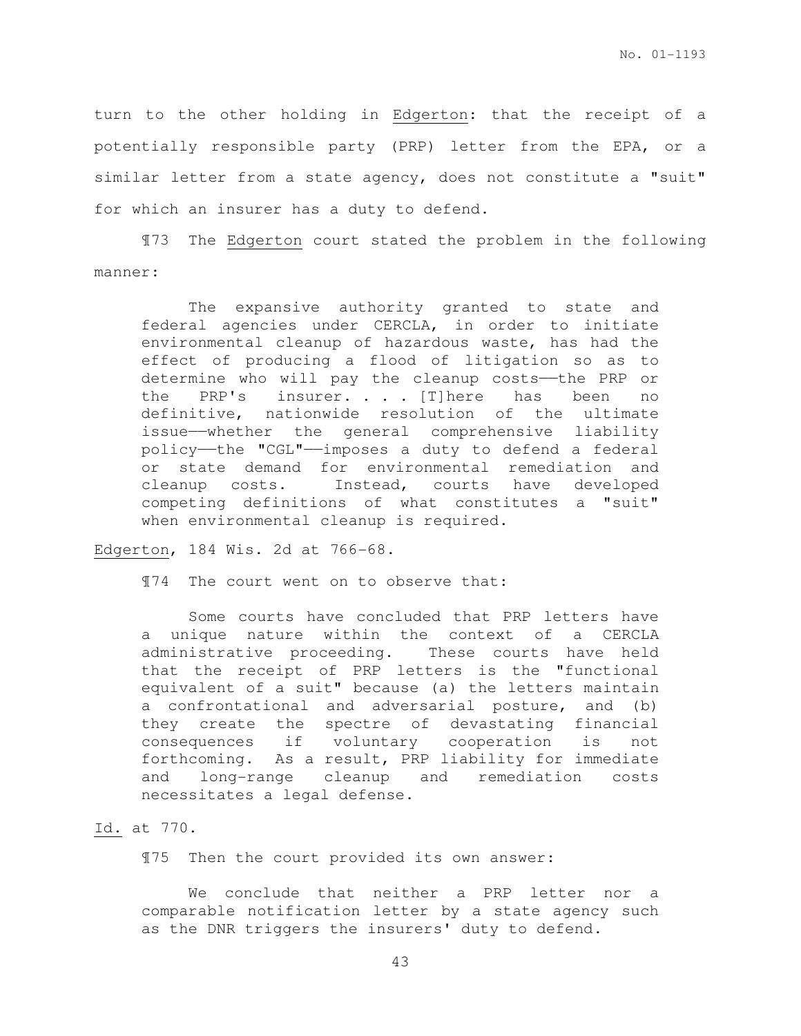turn to the other holding in Edgerton: that the receipt of a potentially responsible party (PRP) letter from the EPA, or a similar letter from a state agency, does not constitute a "suit" for which an insurer has a duty to defend.

¶73 The Edgerton court stated the problem in the following manner:

> The expansive authority granted to state and federal agencies under CERCLA, in order to initiate environmental cleanup of hazardous waste, has had the effect of producing a flood of litigation so as to determine who will pay the cleanup costs——the PRP or the PRP's insurer. . . . [T]here has been no definitive, nationwide resolution of the ultimate issue——whether the general comprehensive liability policy——the "CGL"——imposes a duty to defend a federal or state demand for environmental remediation and cleanup costs. Instead, courts have developed competing definitions of what constitutes a "suit" when environmental cleanup is required.

Edgerton, 184 Wis. 2d at 766-68.

¶74 The court went on to observe that:

> Some courts have concluded that PRP letters have a unique nature within the context of a CERCLA administrative proceeding. These courts have held that the receipt of PRP letters is the "functional equivalent of a suit" because (a) the letters maintain a confrontational and adversarial posture, and (b) they create the spectre of devastating financial consequences if voluntary cooperation is not forthcoming. As a result, PRP liability for immediate and long-range cleanup and remediation costs necessitates a legal defense.

Id. at 770.

¶75 Then the court provided its own answer:

> We conclude that neither a PRP letter nor a comparable notification letter by a state agency such as the DNR triggers the insurers' duty to defend.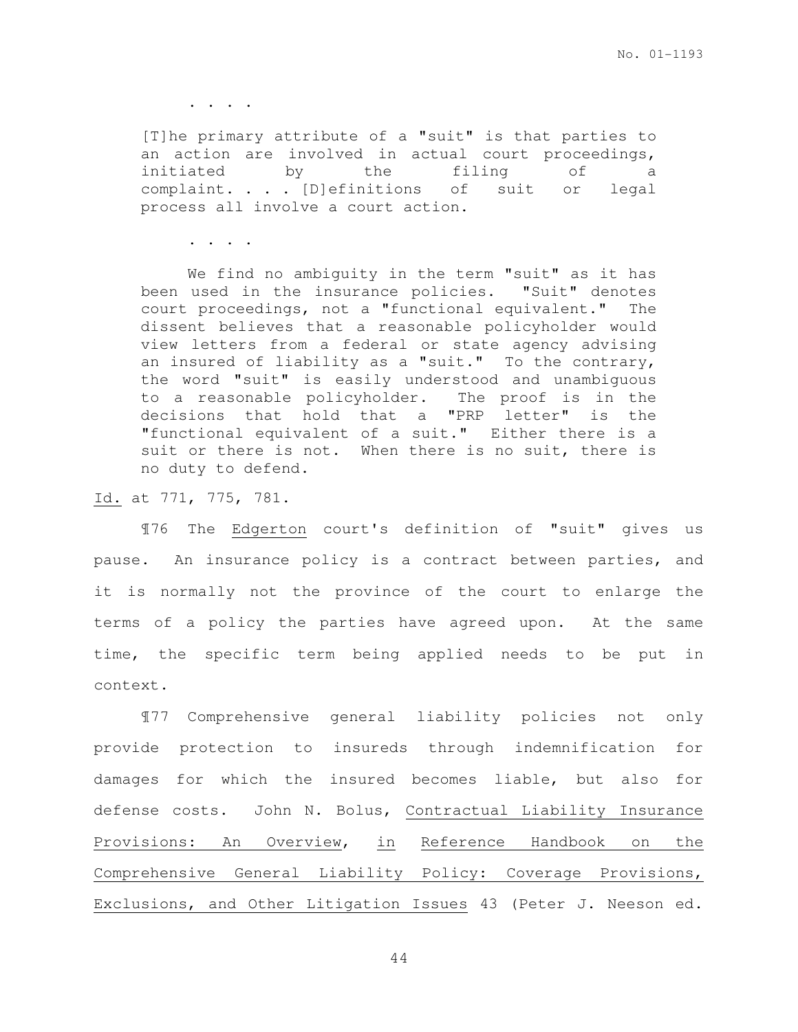> . . . .
>
> [T]he primary attribute of a "suit" is that parties to an action are involved in actual court proceedings, initiated by the filing of a complaint. . . . [D]efinitions of suit or legal process all involve a court action.
>
> . . . .
>
> We find no ambiguity in the term "suit" as it has been used in the insurance policies. "Suit" denotes court proceedings, not a "functional equivalent." The dissent believes that a reasonable policyholder would view letters from a federal or state agency advising an insured of liability as a "suit." To the contrary, the word "suit" is easily understood and unambiguous to a reasonable policyholder. The proof is in the decisions that hold that a "PRP letter" is the "functional equivalent of a suit." Either there is a suit or there is not. When there is no suit, there is no duty to defend.

Id. at 771, 775, 781.

¶76 The Edgerton court's definition of "suit" gives us pause. An insurance policy is a contract between parties, and it is normally not the province of the court to enlarge the terms of a policy the parties have agreed upon. At the same time, the specific term being applied needs to be put in context.

¶77 Comprehensive general liability policies not only provide protection to insureds through indemnification for damages for which the insured becomes liable, but also for defense costs. John N. Bolus, Contractual Liability Insurance Provisions: An Overview, in Reference Handbook on the Comprehensive General Liability Policy: Coverage Provisions, Exclusions, and Other Litigation Issues 43 (Peter J. Neeson ed.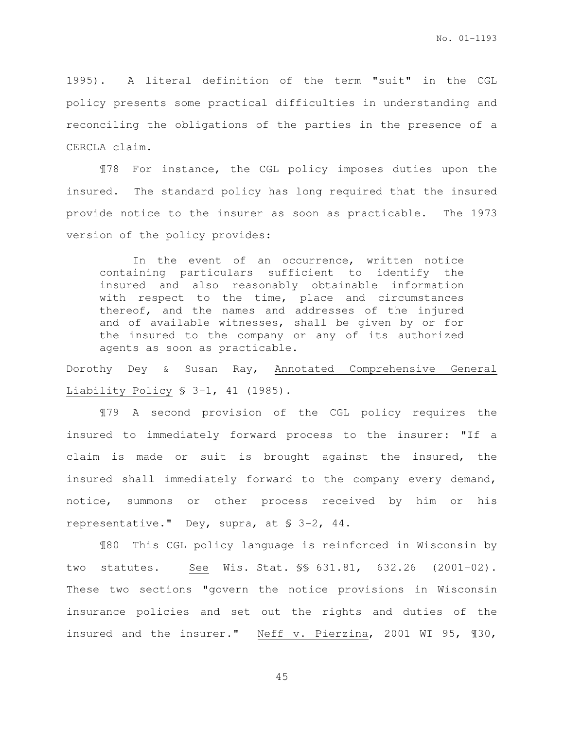1995). A literal definition of the term "suit" in the CGL policy presents some practical difficulties in understanding and reconciling the obligations of the parties in the presence of a CERCLA claim.

¶78 For instance, the CGL policy imposes duties upon the insured. The standard policy has long required that the insured provide notice to the insurer as soon as practicable. The 1973 version of the policy provides:

> In the event of an occurrence, written notice containing particulars sufficient to identify the insured and also reasonably obtainable information with respect to the time, place and circumstances thereof, and the names and addresses of the injured and of available witnesses, shall be given by or for the insured to the company or any of its authorized agents as soon as practicable.

Dorothy Dey & Susan Ray, Annotated Comprehensive General Liability Policy § 3-1, 41 (1985).

¶79 A second provision of the CGL policy requires the insured to immediately forward process to the insurer: "If a claim is made or suit is brought against the insured, the insured shall immediately forward to the company every demand, notice, summons or other process received by him or his representative." Dey, supra, at § 3-2, 44.

¶80 This CGL policy language is reinforced in Wisconsin by two statutes. See Wis. Stat. §§ 631.81, 632.26 (2001-02). These two sections "govern the notice provisions in Wisconsin insurance policies and set out the rights and duties of the insured and the insurer." Neff v. Pierzina, 2001 WI 95, ¶30,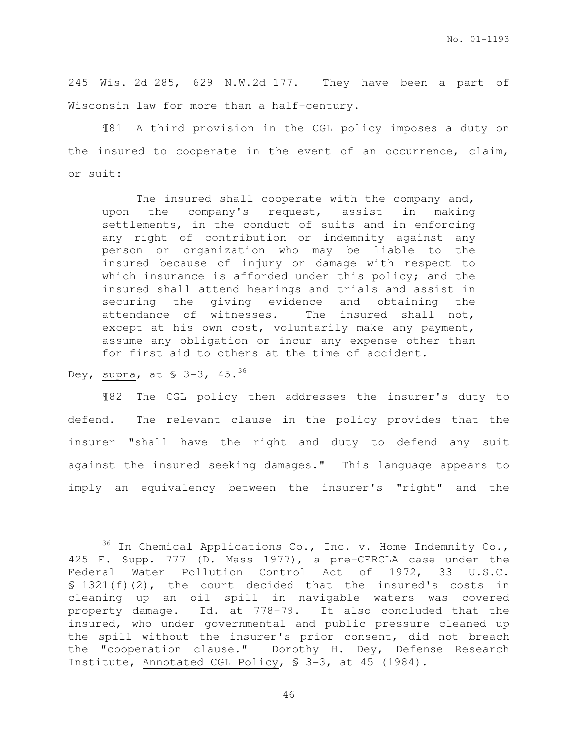245 Wis. 2d 285, 629 N.W.2d 177. They have been a part of Wisconsin law for more than a half-century.

¶81 A third provision in the CGL policy imposes a duty on the insured to cooperate in the event of an occurrence, claim, or suit:

> The insured shall cooperate with the company and, upon the company's request, assist in making settlements, in the conduct of suits and in enforcing any right of contribution or indemnity against any person or organization who may be liable to the insured because of injury or damage with respect to which insurance is afforded under this policy; and the insured shall attend hearings and trials and assist in securing the giving evidence and obtaining the attendance of witnesses. The insured shall not, except at his own cost, voluntarily make any payment, assume any obligation or incur any expense other than for first aid to others at the time of accident.

Dey, supra, at § 3-3, 45.[36]

¶82 The CGL policy then addresses the insurer's duty to defend. The relevant clause in the policy provides that the insurer "shall have the right and duty to defend any suit against the insured seeking damages." This language appears to imply an equivalency between the insurer's "right" and the

---

[36] In Chemical Applications Co., Inc. v. Home Indemnity Co., 425 F. Supp. 777 (D. Mass 1977), a pre-CERCLA case under the Federal Water Pollution Control Act of 1972, 33 U.S.C. § 1321(f)(2), the court decided that the insured's costs in cleaning up an oil spill in navigable waters was covered property damage. Id. at 778-79. It also concluded that the insured, who under governmental and public pressure cleaned up the spill without the insurer's prior consent, did not breach the "cooperation clause." Dorothy H. Dey, Defense Research Institute, Annotated CGL Policy, § 3-3, at 45 (1984).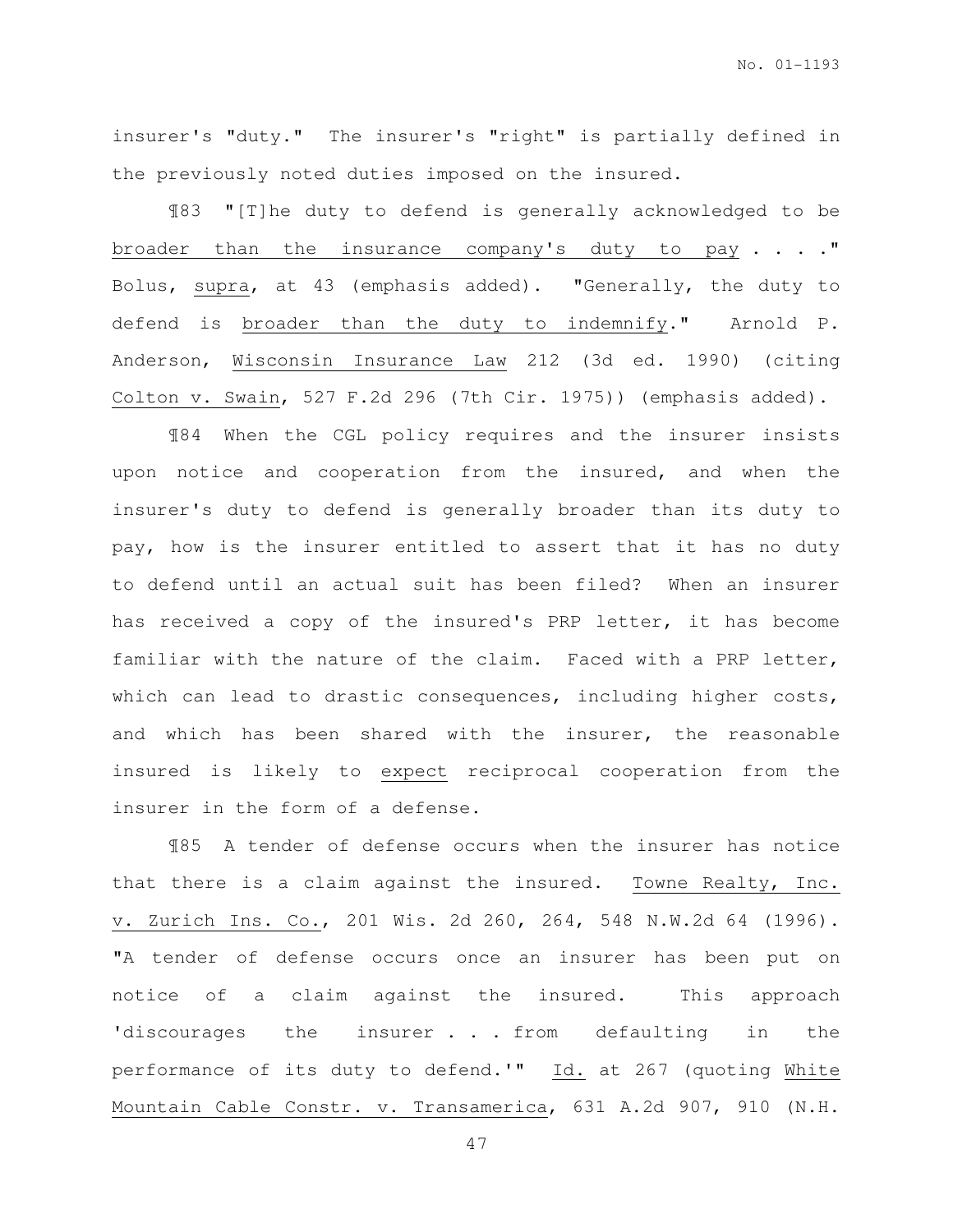insurer's "duty." The insurer's "right" is partially defined in the previously noted duties imposed on the insured.

¶83 "[T]he duty to defend is generally acknowledged to be broader than the insurance company's duty to pay . . . ." Bolus, *supra*, at 43 (emphasis added). "Generally, the duty to defend is broader than the duty to indemnify." Arnold P. Anderson, *Wisconsin Insurance Law* 212 (3d ed. 1990) (citing *Colton v. Swain*, 527 F.2d 296 (7th Cir. 1975)) (emphasis added).

¶84 When the CGL policy requires and the insurer insists upon notice and cooperation from the insured, and when the insurer's duty to defend is generally broader than its duty to pay, how is the insurer entitled to assert that it has no duty to defend until an actual suit has been filed? When an insurer has received a copy of the insured's PRP letter, it has become familiar with the nature of the claim. Faced with a PRP letter, which can lead to drastic consequences, including higher costs, and which has been shared with the insurer, the reasonable insured is likely to *expect* reciprocal cooperation from the insurer in the form of a defense.

¶85 A tender of defense occurs when the insurer has notice that there is a claim against the insured. *Towne Realty, Inc. v. Zurich Ins. Co.*, 201 Wis. 2d 260, 264, 548 N.W.2d 64 (1996). "A tender of defense occurs once an insurer has been put on notice of a claim against the insured. This approach 'discourages the insurer . . . from defaulting in the performance of its duty to defend.'" *Id.* at 267 (quoting *White Mountain Cable Constr. v. Transamerica*, 631 A.2d 907, 910 (N.H.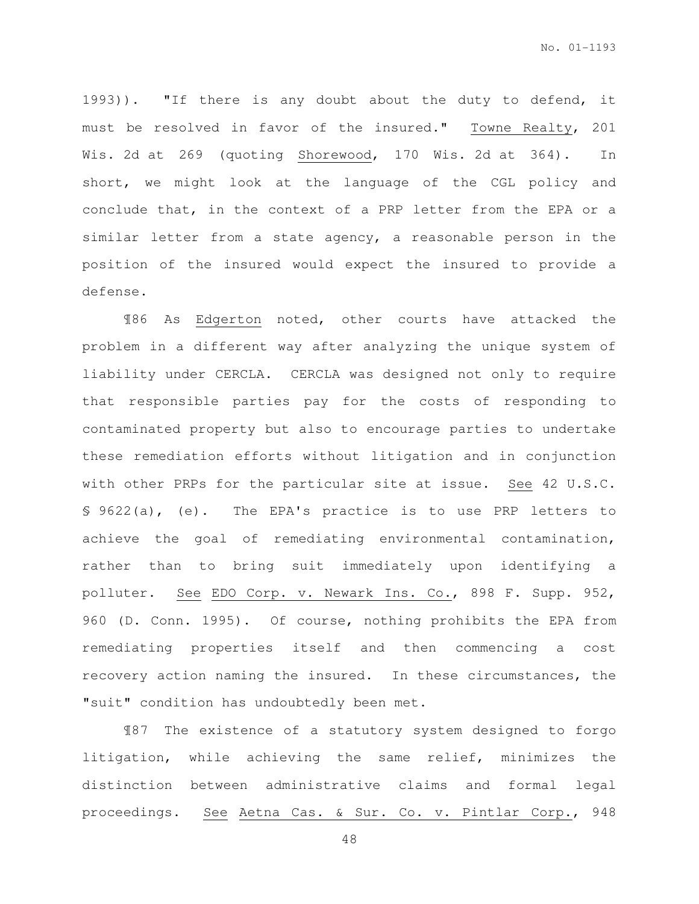1993)). "If there is any doubt about the duty to defend, it must be resolved in favor of the insured." Towne Realty, 201 Wis. 2d at 269 (quoting Shorewood, 170 Wis. 2d at 364). In short, we might look at the language of the CGL policy and conclude that, in the context of a PRP letter from the EPA or a similar letter from a state agency, a reasonable person in the position of the insured would expect the insured to provide a defense.

¶86 As Edgerton noted, other courts have attacked the problem in a different way after analyzing the unique system of liability under CERCLA. CERCLA was designed not only to require that responsible parties pay for the costs of responding to contaminated property but also to encourage parties to undertake these remediation efforts without litigation and in conjunction with other PRPs for the particular site at issue. See 42 U.S.C. § 9622(a), (e). The EPA's practice is to use PRP letters to achieve the goal of remediating environmental contamination, rather than to bring suit immediately upon identifying a polluter. See EDO Corp. v. Newark Ins. Co., 898 F. Supp. 952, 960 (D. Conn. 1995). Of course, nothing prohibits the EPA from remediating properties itself and then commencing a cost recovery action naming the insured. In these circumstances, the "suit" condition has undoubtedly been met.

¶87 The existence of a statutory system designed to forgo litigation, while achieving the same relief, minimizes the distinction between administrative claims and formal legal proceedings. See Aetna Cas. & Sur. Co. v. Pintlar Corp., 948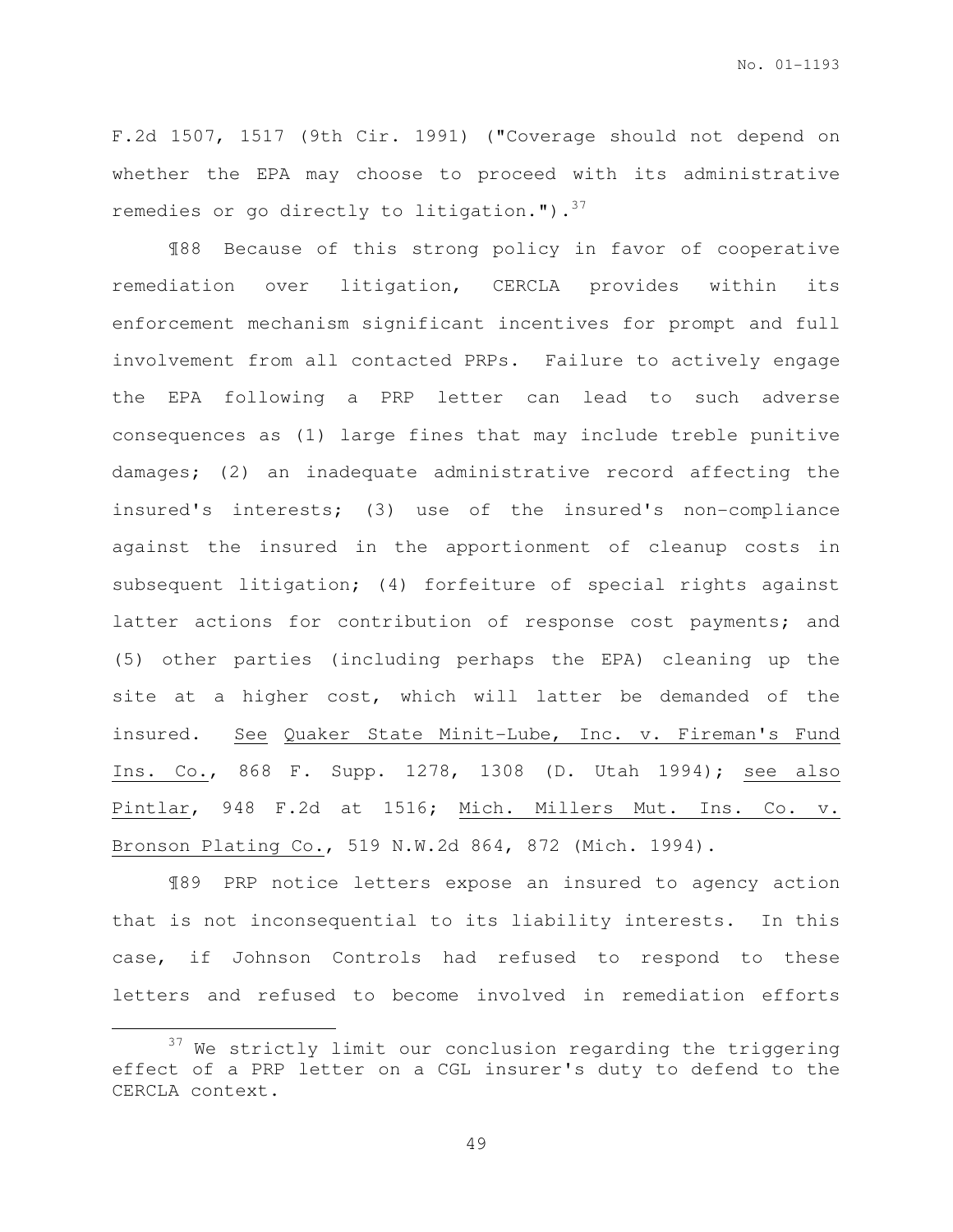F.2d 1507, 1517 (9th Cir. 1991) ("Coverage should not depend on whether the EPA may choose to proceed with its administrative remedies or go directly to litigation.").[37]

¶88 Because of this strong policy in favor of cooperative remediation over litigation, CERCLA provides within its enforcement mechanism significant incentives for prompt and full involvement from all contacted PRPs. Failure to actively engage the EPA following a PRP letter can lead to such adverse consequences as (1) large fines that may include treble punitive damages; (2) an inadequate administrative record affecting the insured's interests; (3) use of the insured's non-compliance against the insured in the apportionment of cleanup costs in subsequent litigation; (4) forfeiture of special rights against latter actions for contribution of response cost payments; and (5) other parties (including perhaps the EPA) cleaning up the site at a higher cost, which will latter be demanded of the insured. See Quaker State Minit-Lube, Inc. v. Fireman's Fund Ins. Co., 868 F. Supp. 1278, 1308 (D. Utah 1994); see also Pintlar, 948 F.2d at 1516; Mich. Millers Mut. Ins. Co. v. Bronson Plating Co., 519 N.W.2d 864, 872 (Mich. 1994).

¶89 PRP notice letters expose an insured to agency action that is not inconsequential to its liability interests. In this case, if Johnson Controls had refused to respond to these letters and refused to become involved in remediation efforts

---

[37] We strictly limit our conclusion regarding the triggering effect of a PRP letter on a CGL insurer's duty to defend to the CERCLA context.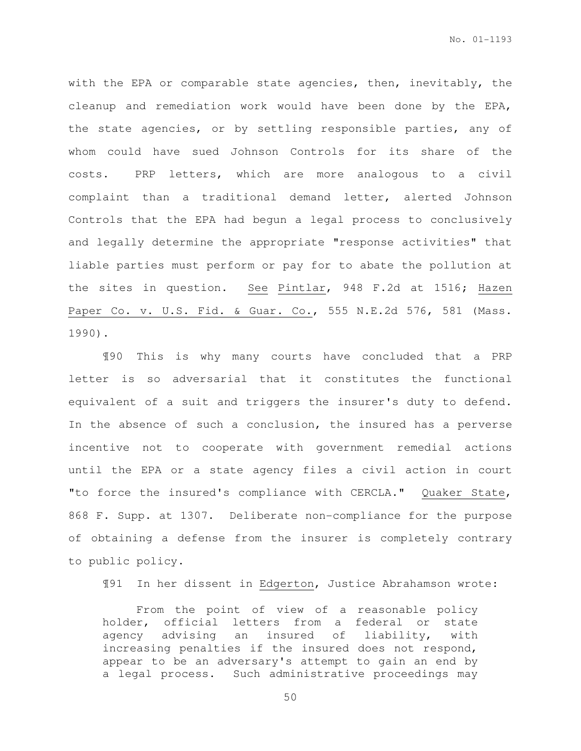with the EPA or comparable state agencies, then, inevitably, the cleanup and remediation work would have been done by the EPA, the state agencies, or by settling responsible parties, any of whom could have sued Johnson Controls for its share of the costs. PRP letters, which are more analogous to a civil complaint than a traditional demand letter, alerted Johnson Controls that the EPA had begun a legal process to conclusively and legally determine the appropriate "response activities" that liable parties must perform or pay for to abate the pollution at the sites in question. See Pintlar, 948 F.2d at 1516; Hazen Paper Co. v. U.S. Fid. & Guar. Co., 555 N.E.2d 576, 581 (Mass. 1990).

¶90 This is why many courts have concluded that a PRP letter is so adversarial that it constitutes the functional equivalent of a suit and triggers the insurer's duty to defend. In the absence of such a conclusion, the insured has a perverse incentive not to cooperate with government remedial actions until the EPA or a state agency files a civil action in court "to force the insured's compliance with CERCLA." Quaker State, 868 F. Supp. at 1307. Deliberate non-compliance for the purpose of obtaining a defense from the insurer is completely contrary to public policy.

¶91 In her dissent in Edgerton, Justice Abrahamson wrote:

> From the point of view of a reasonable policy holder, official letters from a federal or state agency advising an insured of liability, with increasing penalties if the insured does not respond, appear to be an adversary's attempt to gain an end by a legal process. Such administrative proceedings may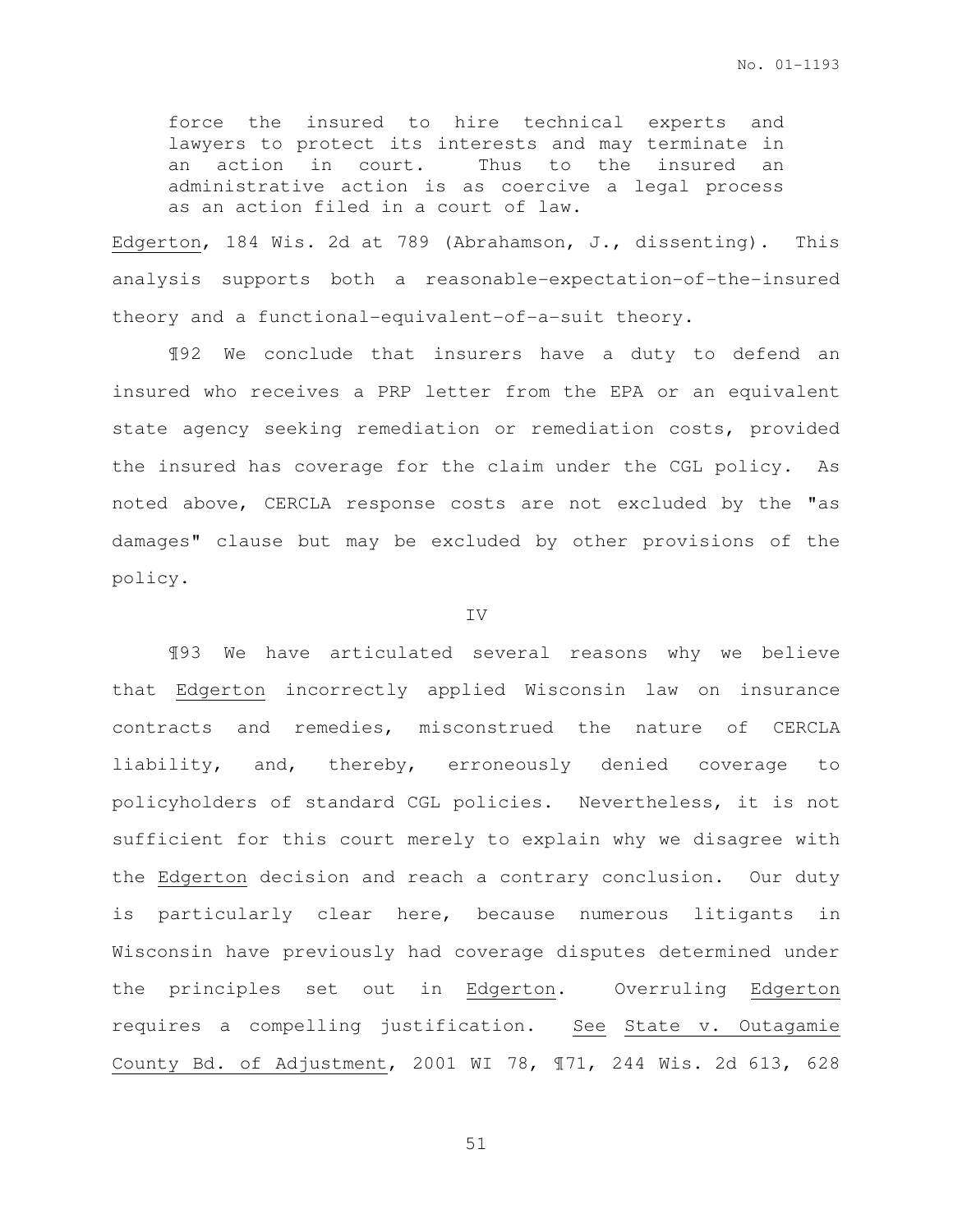> force the insured to hire technical experts and lawyers to protect its interests and may terminate in an action in court. Thus to the insured an administrative action is as coercive a legal process as an action filed in a court of law.

Edgerton, 184 Wis. 2d at 789 (Abrahamson, J., dissenting). This analysis supports both a reasonable-expectation-of-the-insured theory and a functional-equivalent-of-a-suit theory.

¶92 We conclude that insurers have a duty to defend an insured who receives a PRP letter from the EPA or an equivalent state agency seeking remediation or remediation costs, provided the insured has coverage for the claim under the CGL policy. As noted above, CERCLA response costs are not excluded by the "as damages" clause but may be excluded by other provisions of the policy.

IV

¶93 We have articulated several reasons why we believe that Edgerton incorrectly applied Wisconsin law on insurance contracts and remedies, misconstrued the nature of CERCLA liability, and, thereby, erroneously denied coverage to policyholders of standard CGL policies. Nevertheless, it is not sufficient for this court merely to explain why we disagree with the Edgerton decision and reach a contrary conclusion. Our duty is particularly clear here, because numerous litigants in Wisconsin have previously had coverage disputes determined under the principles set out in Edgerton. Overruling Edgerton requires a compelling justification. See State v. Outagamie County Bd. of Adjustment, 2001 WI 78, ¶71, 244 Wis. 2d 613, 628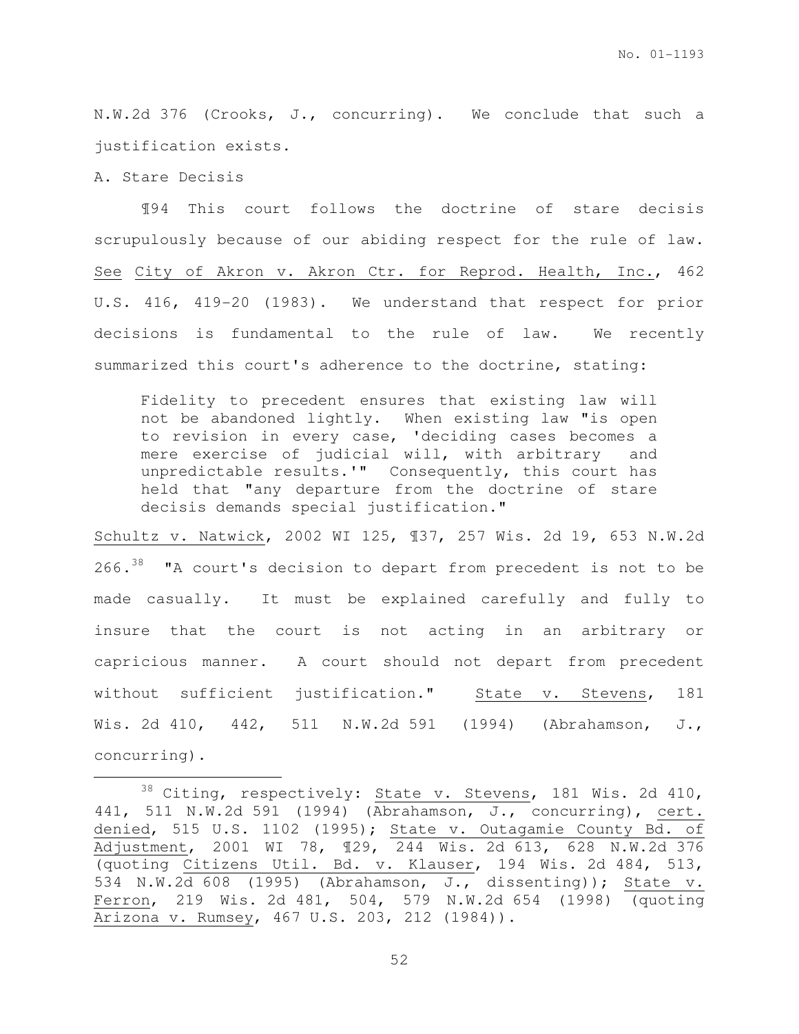N.W.2d 376 (Crooks, J., concurring). We conclude that such a justification exists.

A. Stare Decisis

¶94 This court follows the doctrine of stare decisis scrupulously because of our abiding respect for the rule of law. See City of Akron v. Akron Ctr. for Reprod. Health, Inc., 462 U.S. 416, 419-20 (1983). We understand that respect for prior decisions is fundamental to the rule of law. We recently summarized this court's adherence to the doctrine, stating:

> Fidelity to precedent ensures that existing law will not be abandoned lightly. When existing law "is open to revision in every case, 'deciding cases becomes a mere exercise of judicial will, with arbitrary and unpredictable results.'" Consequently, this court has held that "any departure from the doctrine of stare decisis demands special justification."

Schultz v. Natwick, 2002 WI 125, ¶37, 257 Wis. 2d 19, 653 N.W.2d 266.[38] "A court's decision to depart from precedent is not to be made casually. It must be explained carefully and fully to insure that the court is not acting in an arbitrary or capricious manner. A court should not depart from precedent without sufficient justification." State v. Stevens, 181 Wis. 2d 410, 442, 511 N.W.2d 591 (1994) (Abrahamson, J., concurring).

---

[38] Citing, respectively: State v. Stevens, 181 Wis. 2d 410, 441, 511 N.W.2d 591 (1994) (Abrahamson, J., concurring), cert. denied, 515 U.S. 1102 (1995); State v. Outagamie County Bd. of Adjustment, 2001 WI 78, ¶29, 244 Wis. 2d 613, 628 N.W.2d 376 (quoting Citizens Util. Bd. v. Klauser, 194 Wis. 2d 484, 513, 534 N.W.2d 608 (1995) (Abrahamson, J., dissenting)); State v. Ferron, 219 Wis. 2d 481, 504, 579 N.W.2d 654 (1998) (quoting Arizona v. Rumsey, 467 U.S. 203, 212 (1984)).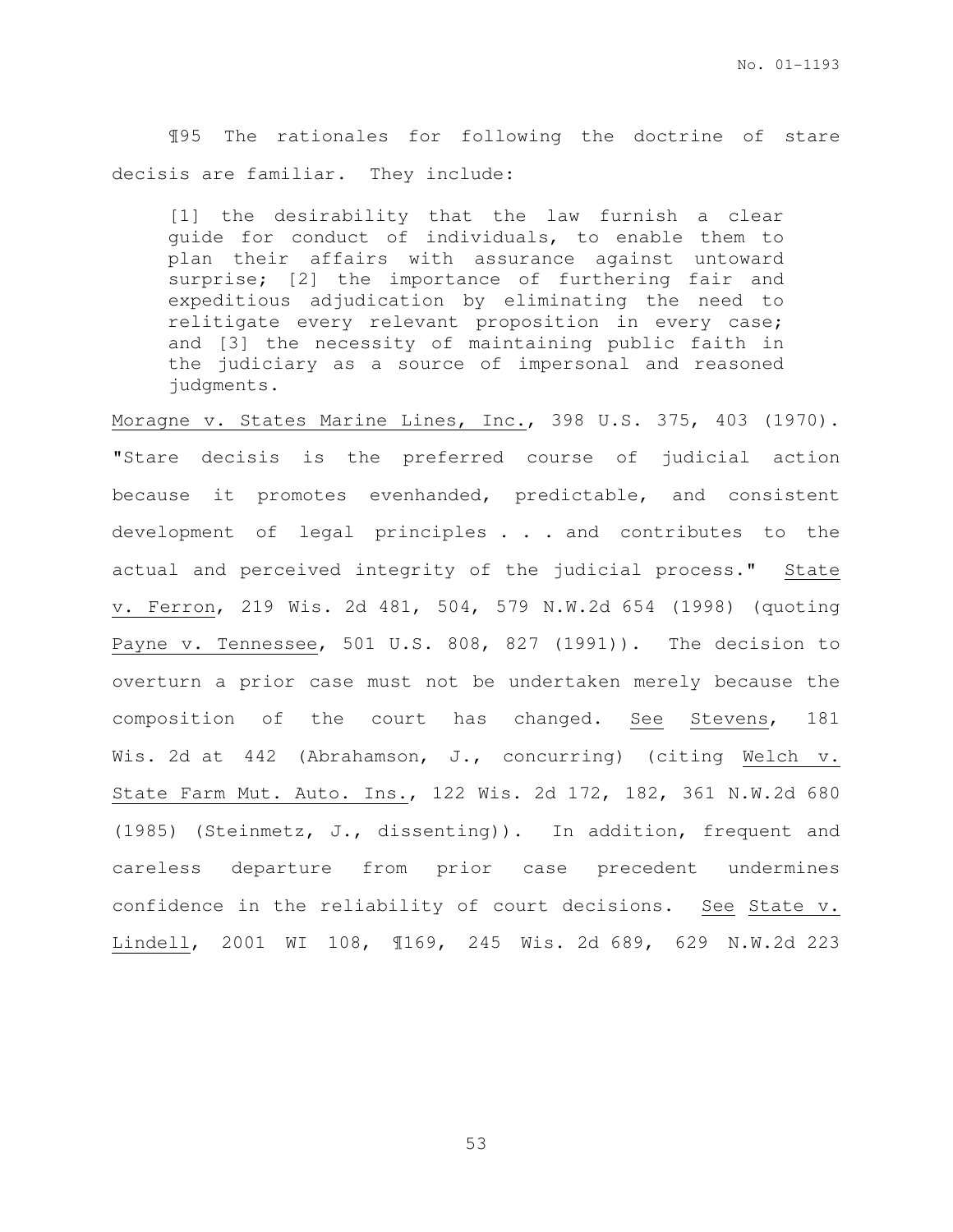¶95 The rationales for following the doctrine of stare decisis are familiar. They include:

> [1] the desirability that the law furnish a clear guide for conduct of individuals, to enable them to plan their affairs with assurance against untoward surprise; [2] the importance of furthering fair and expeditious adjudication by eliminating the need to relitigate every relevant proposition in every case; and [3] the necessity of maintaining public faith in the judiciary as a source of impersonal and reasoned judgments.

Moragne v. States Marine Lines, Inc., 398 U.S. 375, 403 (1970). "Stare decisis is the preferred course of judicial action because it promotes evenhanded, predictable, and consistent development of legal principles . . . and contributes to the actual and perceived integrity of the judicial process." State v. Ferron, 219 Wis. 2d 481, 504, 579 N.W.2d 654 (1998) (quoting Payne v. Tennessee, 501 U.S. 808, 827 (1991)). The decision to overturn a prior case must not be undertaken merely because the composition of the court has changed. See Stevens, 181 Wis. 2d at 442 (Abrahamson, J., concurring) (citing Welch v. State Farm Mut. Auto. Ins., 122 Wis. 2d 172, 182, 361 N.W.2d 680 (1985) (Steinmetz, J., dissenting)). In addition, frequent and careless departure from prior case precedent undermines confidence in the reliability of court decisions. See State v. Lindell, 2001 WI 108, ¶169, 245 Wis. 2d 689, 629 N.W.2d 223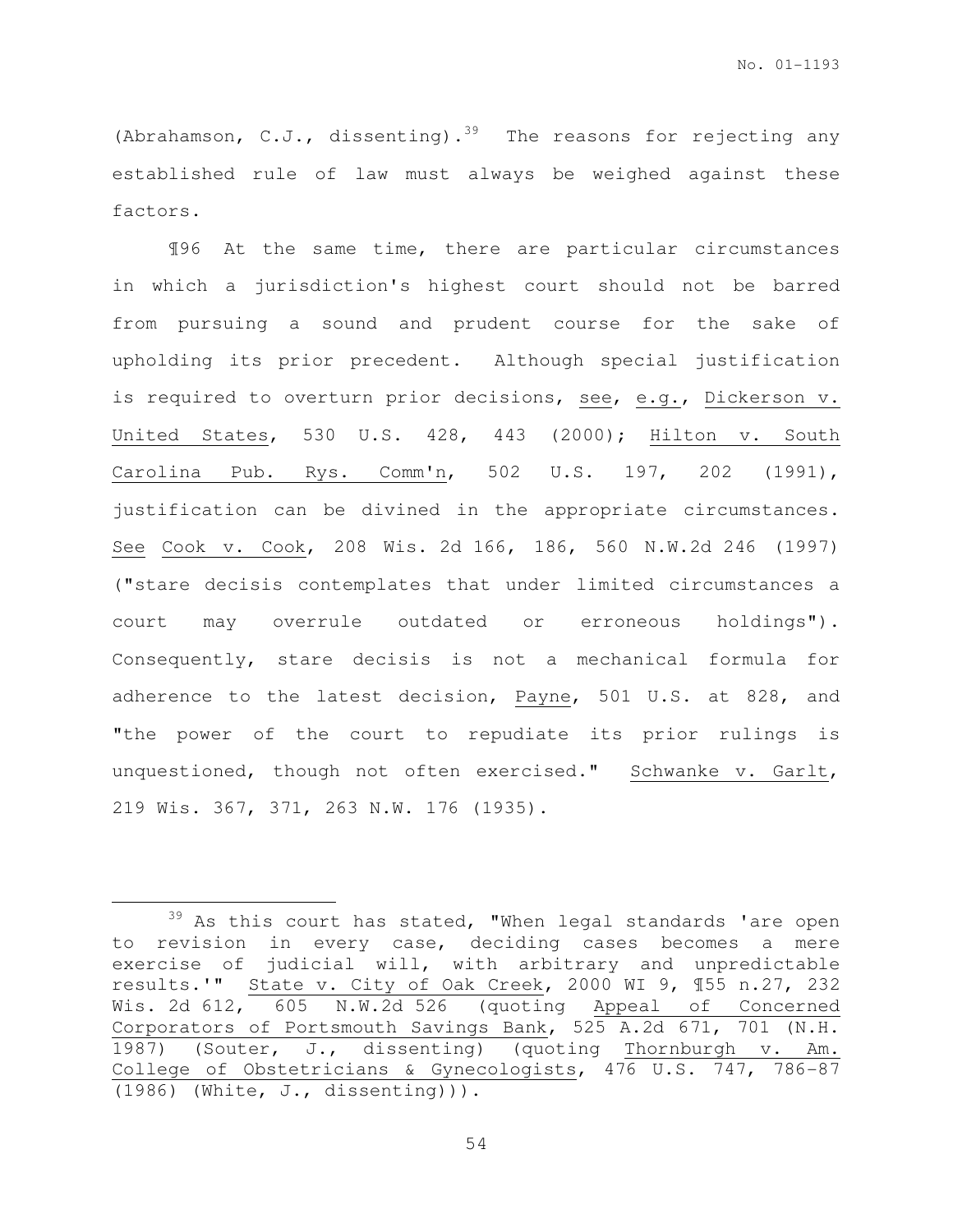(Abrahamson, C.J., dissenting).[39] The reasons for rejecting any established rule of law must always be weighed against these factors.

¶96 At the same time, there are particular circumstances in which a jurisdiction's highest court should not be barred from pursuing a sound and prudent course for the sake of upholding its prior precedent. Although special justification is required to overturn prior decisions, see, e.g., Dickerson v. United States, 530 U.S. 428, 443 (2000); Hilton v. South Carolina Pub. Rys. Comm'n, 502 U.S. 197, 202 (1991), justification can be divined in the appropriate circumstances. See Cook v. Cook, 208 Wis. 2d 166, 186, 560 N.W.2d 246 (1997) ("stare decisis contemplates that under limited circumstances a court may overrule outdated or erroneous holdings"). Consequently, stare decisis is not a mechanical formula for adherence to the latest decision, Payne, 501 U.S. at 828, and "the power of the court to repudiate its prior rulings is unquestioned, though not often exercised." Schwanke v. Garlt, 219 Wis. 367, 371, 263 N.W. 176 (1935).

---

[39] As this court has stated, "When legal standards 'are open to revision in every case, deciding cases becomes a mere exercise of judicial will, with arbitrary and unpredictable results.'" State v. City of Oak Creek, 2000 WI 9, ¶55 n.27, 232 Wis. 2d 612, 605 N.W.2d 526 (quoting Appeal of Concerned Corporators of Portsmouth Savings Bank, 525 A.2d 671, 701 (N.H. 1987) (Souter, J., dissenting) (quoting Thornburgh v. Am. College of Obstetricians & Gynecologists, 476 U.S. 747, 786-87 (1986) (White, J., dissenting))).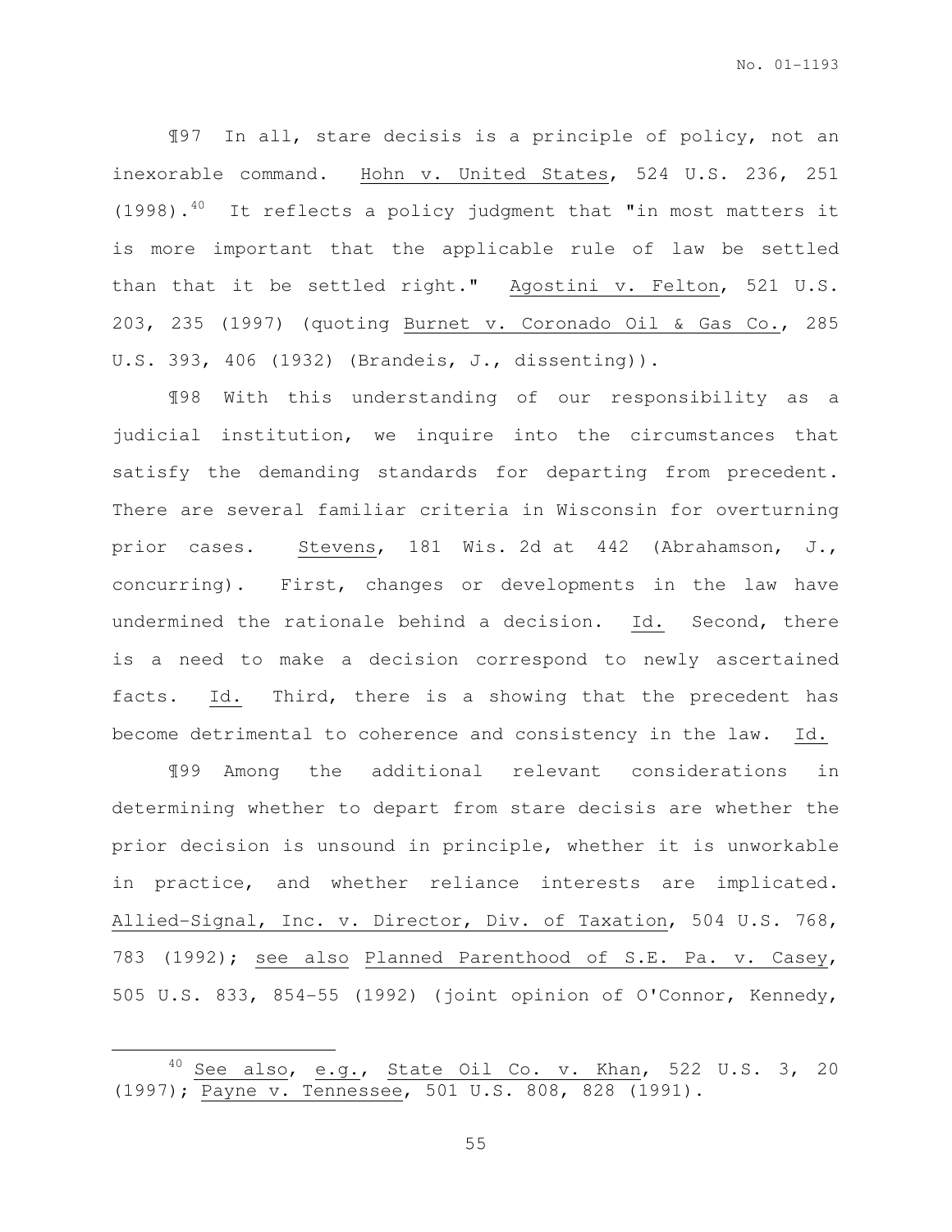¶97 In all, stare decisis is a principle of policy, not an inexorable command. Hohn v. United States, 524 U.S. 236, 251 (1998).[40] It reflects a policy judgment that "in most matters it is more important that the applicable rule of law be settled than that it be settled right." Agostini v. Felton, 521 U.S. 203, 235 (1997) (quoting Burnet v. Coronado Oil & Gas Co., 285 U.S. 393, 406 (1932) (Brandeis, J., dissenting)).

¶98 With this understanding of our responsibility as a judicial institution, we inquire into the circumstances that satisfy the demanding standards for departing from precedent. There are several familiar criteria in Wisconsin for overturning prior cases. Stevens, 181 Wis. 2d at 442 (Abrahamson, J., concurring). First, changes or developments in the law have undermined the rationale behind a decision. Id. Second, there is a need to make a decision correspond to newly ascertained facts. Id. Third, there is a showing that the precedent has become detrimental to coherence and consistency in the law. Id.

¶99 Among the additional relevant considerations in determining whether to depart from stare decisis are whether the prior decision is unsound in principle, whether it is unworkable in practice, and whether reliance interests are implicated. Allied-Signal, Inc. v. Director, Div. of Taxation, 504 U.S. 768, 783 (1992); see also Planned Parenthood of S.E. Pa. v. Casey, 505 U.S. 833, 854-55 (1992) (joint opinion of O'Connor, Kennedy,

---

[40] See also, e.g., State Oil Co. v. Khan, 522 U.S. 3, 20 (1997); Payne v. Tennessee, 501 U.S. 808, 828 (1991).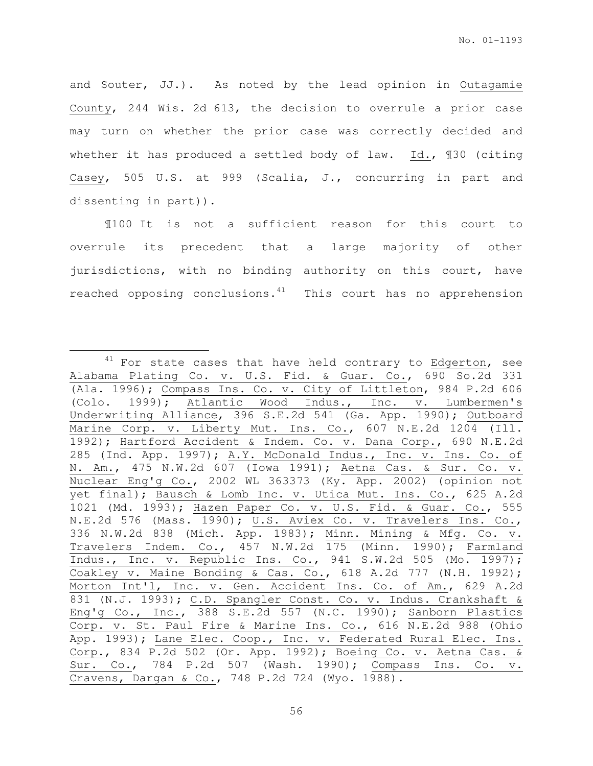and Souter, JJ.). As noted by the lead opinion in Outagamie County, 244 Wis. 2d 613, the decision to overrule a prior case may turn on whether the prior case was correctly decided and whether it has produced a settled body of law. Id., ¶30 (citing Casey, 505 U.S. at 999 (Scalia, J., concurring in part and dissenting in part)).

¶100 It is not a sufficient reason for this court to overrule its precedent that a large majority of other jurisdictions, with no binding authority on this court, have reached opposing conclusions.[41] This court has no apprehension

---

[41] For state cases that have held contrary to Edgerton, see Alabama Plating Co. v. U.S. Fid. & Guar. Co., 690 So.2d 331 (Ala. 1996); Compass Ins. Co. v. City of Littleton, 984 P.2d 606 (Colo. 1999); Atlantic Wood Indus., Inc. v. Lumbermen's Underwriting Alliance, 396 S.E.2d 541 (Ga. App. 1990); Outboard Marine Corp. v. Liberty Mut. Ins. Co., 607 N.E.2d 1204 (Ill. 1992); Hartford Accident & Indem. Co. v. Dana Corp., 690 N.E.2d 285 (Ind. App. 1997); A.Y. McDonald Indus., Inc. v. Ins. Co. of N. Am., 475 N.W.2d 607 (Iowa 1991); Aetna Cas. & Sur. Co. v. Nuclear Eng'g Co., 2002 WL 363373 (Ky. App. 2002) (opinion not yet final); Bausch & Lomb Inc. v. Utica Mut. Ins. Co., 625 A.2d 1021 (Md. 1993); Hazen Paper Co. v. U.S. Fid. & Guar. Co., 555 N.E.2d 576 (Mass. 1990); U.S. Aviex Co. v. Travelers Ins. Co., 336 N.W.2d 838 (Mich. App. 1983); Minn. Mining & Mfg. Co. v. Travelers Indem. Co., 457 N.W.2d 175 (Minn. 1990); Farmland Indus., Inc. v. Republic Ins. Co., 941 S.W.2d 505 (Mo. 1997); Coakley v. Maine Bonding & Cas. Co., 618 A.2d 777 (N.H. 1992); Morton Int'l, Inc. v. Gen. Accident Ins. Co. of Am., 629 A.2d 831 (N.J. 1993); C.D. Spangler Const. Co. v. Indus. Crankshaft & Eng'g Co., Inc., 388 S.E.2d 557 (N.C. 1990); Sanborn Plastics Corp. v. St. Paul Fire & Marine Ins. Co., 616 N.E.2d 988 (Ohio App. 1993); Lane Elec. Coop., Inc. v. Federated Rural Elec. Ins. Corp., 834 P.2d 502 (Or. App. 1992); Boeing Co. v. Aetna Cas. & Sur. Co., 784 P.2d 507 (Wash. 1990); Compass Ins. Co. v. Cravens, Dargan & Co., 748 P.2d 724 (Wyo. 1988).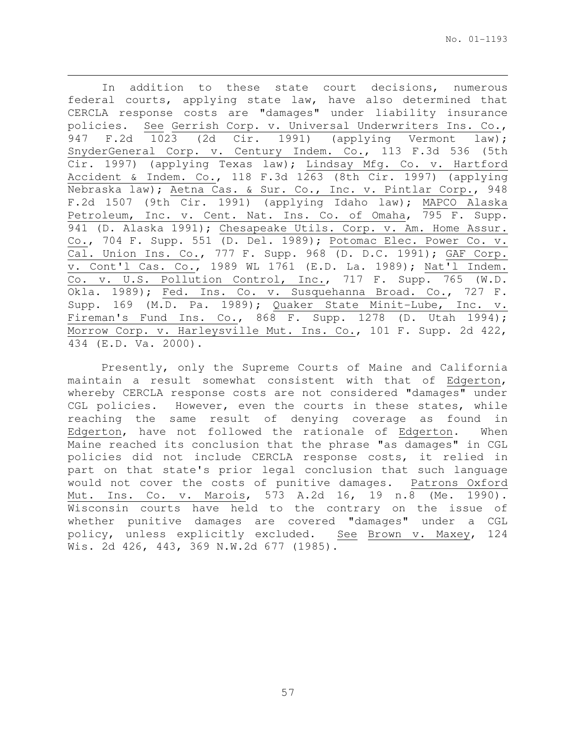In addition to these state court decisions, numerous federal courts, applying state law, have also determined that CERCLA response costs are "damages" under liability insurance policies. See Gerrish Corp. v. Universal Underwriters Ins. Co., 947 F.2d 1023 (2d Cir. 1991) (applying Vermont law); SnyderGeneral Corp. v. Century Indem. Co., 113 F.3d 536 (5th Cir. 1997) (applying Texas law); Lindsay Mfg. Co. v. Hartford Accident & Indem. Co., 118 F.3d 1263 (8th Cir. 1997) (applying Nebraska law); Aetna Cas. & Sur. Co., Inc. v. Pintlar Corp., 948 F.2d 1507 (9th Cir. 1991) (applying Idaho law); MAPCO Alaska Petroleum, Inc. v. Cent. Nat. Ins. Co. of Omaha, 795 F. Supp. 941 (D. Alaska 1991); Chesapeake Utils. Corp. v. Am. Home Assur. Co., 704 F. Supp. 551 (D. Del. 1989); Potomac Elec. Power Co. v. Cal. Union Ins. Co., 777 F. Supp. 968 (D. D.C. 1991); GAF Corp. v. Cont'l Cas. Co., 1989 WL 1761 (E.D. La. 1989); Nat'l Indem. Co. v. U.S. Pollution Control, Inc., 717 F. Supp. 765 (W.D. Okla. 1989); Fed. Ins. Co. v. Susquehanna Broad. Co., 727 F. Supp. 169 (M.D. Pa. 1989); Quaker State Minit-Lube, Inc. v. Fireman's Fund Ins. Co., 868 F. Supp. 1278 (D. Utah 1994); Morrow Corp. v. Harleysville Mut. Ins. Co., 101 F. Supp. 2d 422, 434 (E.D. Va. 2000).

Presently, only the Supreme Courts of Maine and California maintain a result somewhat consistent with that of Edgerton, whereby CERCLA response costs are not considered "damages" under CGL policies. However, even the courts in these states, while reaching the same result of denying coverage as found in Edgerton, have not followed the rationale of Edgerton. When Maine reached its conclusion that the phrase "as damages" in CGL policies did not include CERCLA response costs, it relied in part on that state's prior legal conclusion that such language would not cover the costs of punitive damages. Patrons Oxford Mut. Ins. Co. v. Marois, 573 A.2d 16, 19 n.8 (Me. 1990). Wisconsin courts have held to the contrary on the issue of whether punitive damages are covered "damages" under a CGL policy, unless explicitly excluded. See Brown v. Maxey, 124 Wis. 2d 426, 443, 369 N.W.2d 677 (1985).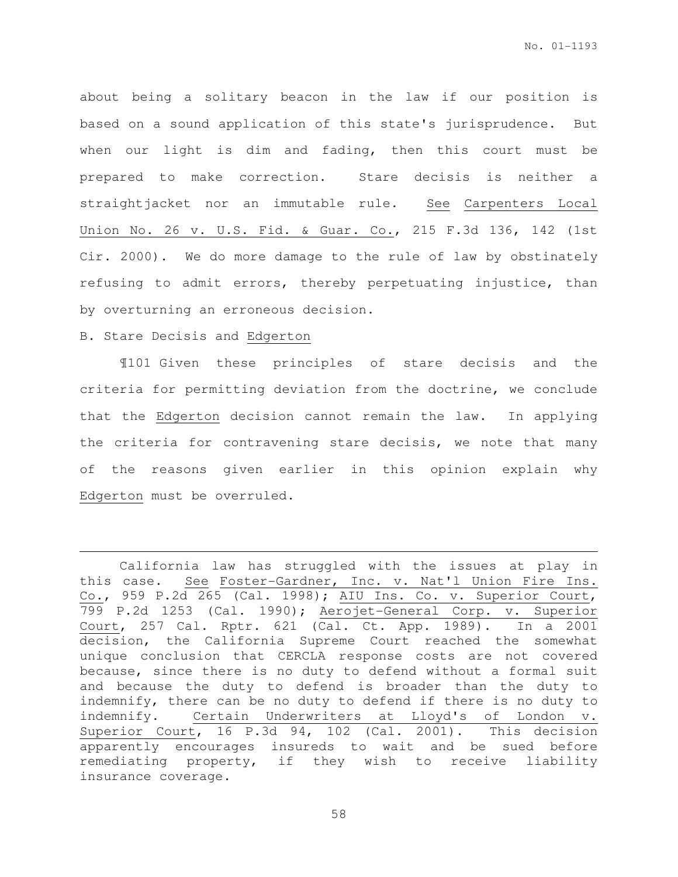about being a solitary beacon in the law if our position is based on a sound application of this state's jurisprudence. But when our light is dim and fading, then this court must be prepared to make correction. Stare decisis is neither a straightjacket nor an immutable rule. See Carpenters Local Union No. 26 v. U.S. Fid. & Guar. Co., 215 F.3d 136, 142 (1st Cir. 2000). We do more damage to the rule of law by obstinately refusing to admit errors, thereby perpetuating injustice, than by overturning an erroneous decision.

B. Stare Decisis and Edgerton

¶101 Given these principles of stare decisis and the criteria for permitting deviation from the doctrine, we conclude that the Edgerton decision cannot remain the law. In applying the criteria for contravening stare decisis, we note that many of the reasons given earlier in this opinion explain why Edgerton must be overruled.

---

California law has struggled with the issues at play in this case. See Foster-Gardner, Inc. v. Nat'l Union Fire Ins. Co., 959 P.2d 265 (Cal. 1998); AIU Ins. Co. v. Superior Court, 799 P.2d 1253 (Cal. 1990); Aerojet-General Corp. v. Superior Court, 257 Cal. Rptr. 621 (Cal. Ct. App. 1989). In a 2001 decision, the California Supreme Court reached the somewhat unique conclusion that CERCLA response costs are not covered because, since there is no duty to defend without a formal suit and because the duty to defend is broader than the duty to indemnify, there can be no duty to defend if there is no duty to indemnify. Certain Underwriters at Lloyd's of London v. Superior Court, 16 P.3d 94, 102 (Cal. 2001). This decision apparently encourages insureds to wait and be sued before remediating property, if they wish to receive liability insurance coverage.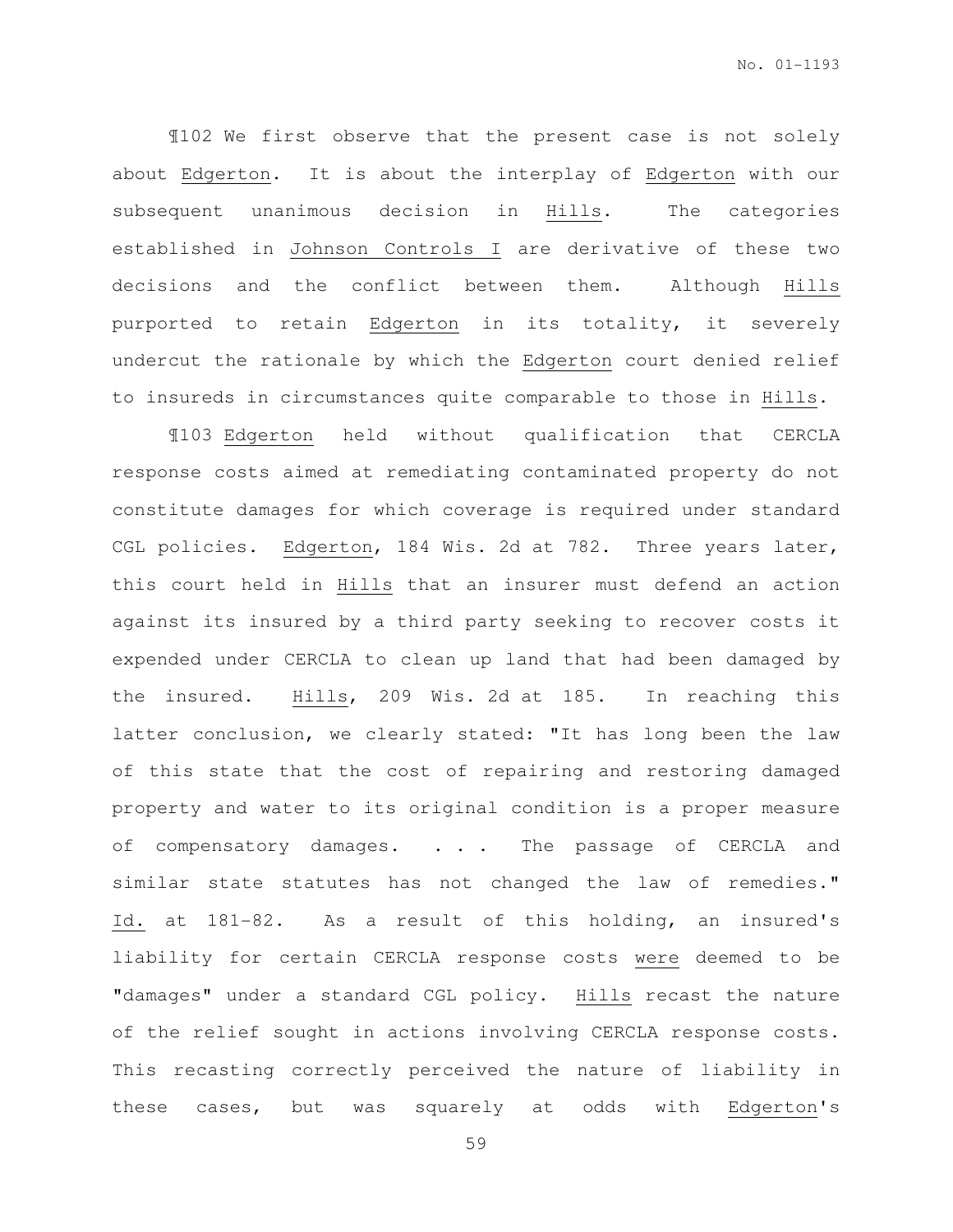¶102 We first observe that the present case is not solely about _Edgerton_. It is about the interplay of _Edgerton_ with our subsequent unanimous decision in _Hills_. The categories established in _Johnson Controls I_ are derivative of these two decisions and the conflict between them. Although _Hills_ purported to retain _Edgerton_ in its totality, it severely undercut the rationale by which the _Edgerton_ court denied relief to insureds in circumstances quite comparable to those in _Hills_.

¶103 _Edgerton_ held without qualification that CERCLA response costs aimed at remediating contaminated property do not constitute damages for which coverage is required under standard CGL policies. _Edgerton_, 184 Wis. 2d at 782. Three years later, this court held in _Hills_ that an insurer must defend an action against its insured by a third party seeking to recover costs it expended under CERCLA to clean up land that had been damaged by the insured. _Hills_, 209 Wis. 2d at 185. In reaching this latter conclusion, we clearly stated: "It has long been the law of this state that the cost of repairing and restoring damaged property and water to its original condition is a proper measure of compensatory damages. . . . The passage of CERCLA and similar state statutes has not changed the law of remedies." _Id._ at 181-82. As a result of this holding, an insured's liability for certain CERCLA response costs _were_ deemed to be "damages" under a standard CGL policy. _Hills_ recast the nature of the relief sought in actions involving CERCLA response costs. This recasting correctly perceived the nature of liability in these cases, but was squarely at odds with _Edgerton_'s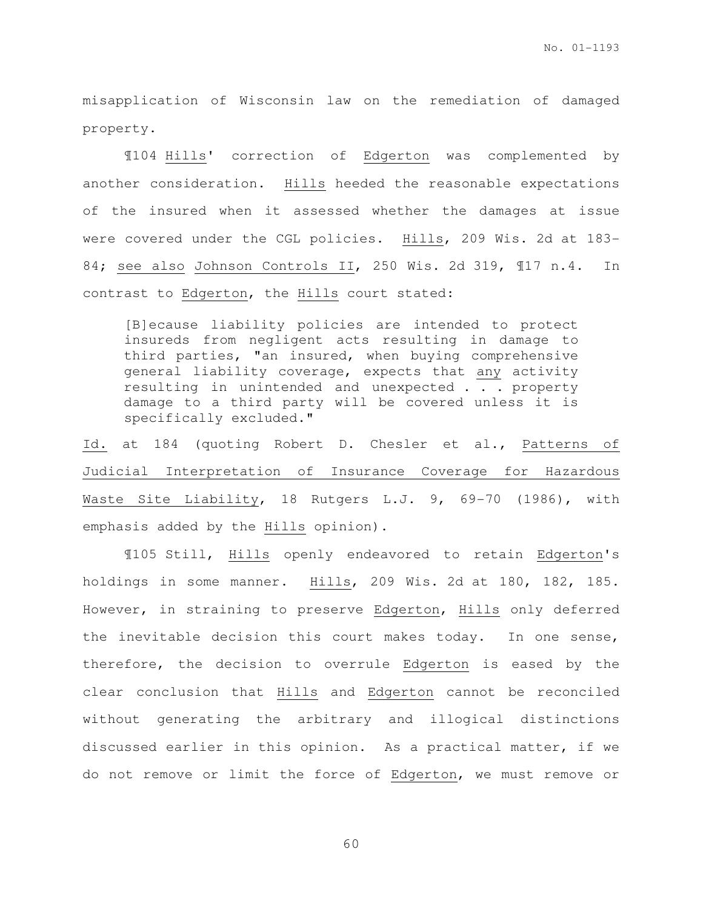misapplication of Wisconsin law on the remediation of damaged property.

¶104 Hills' correction of Edgerton was complemented by another consideration. Hills heeded the reasonable expectations of the insured when it assessed whether the damages at issue were covered under the CGL policies. Hills, 209 Wis. 2d at 183-84; see also Johnson Controls II, 250 Wis. 2d 319, ¶17 n.4. In contrast to Edgerton, the Hills court stated:

> [B]ecause liability policies are intended to protect insureds from negligent acts resulting in damage to third parties, "an insured, when buying comprehensive general liability coverage, expects that any activity resulting in unintended and unexpected . . . property damage to a third party will be covered unless it is specifically excluded."

Id. at 184 (quoting Robert D. Chesler et al., Patterns of Judicial Interpretation of Insurance Coverage for Hazardous Waste Site Liability, 18 Rutgers L.J. 9, 69-70 (1986), with emphasis added by the Hills opinion).

¶105 Still, Hills openly endeavored to retain Edgerton's holdings in some manner. Hills, 209 Wis. 2d at 180, 182, 185. However, in straining to preserve Edgerton, Hills only deferred the inevitable decision this court makes today. In one sense, therefore, the decision to overrule Edgerton is eased by the clear conclusion that Hills and Edgerton cannot be reconciled without generating the arbitrary and illogical distinctions discussed earlier in this opinion. As a practical matter, if we do not remove or limit the force of Edgerton, we must remove or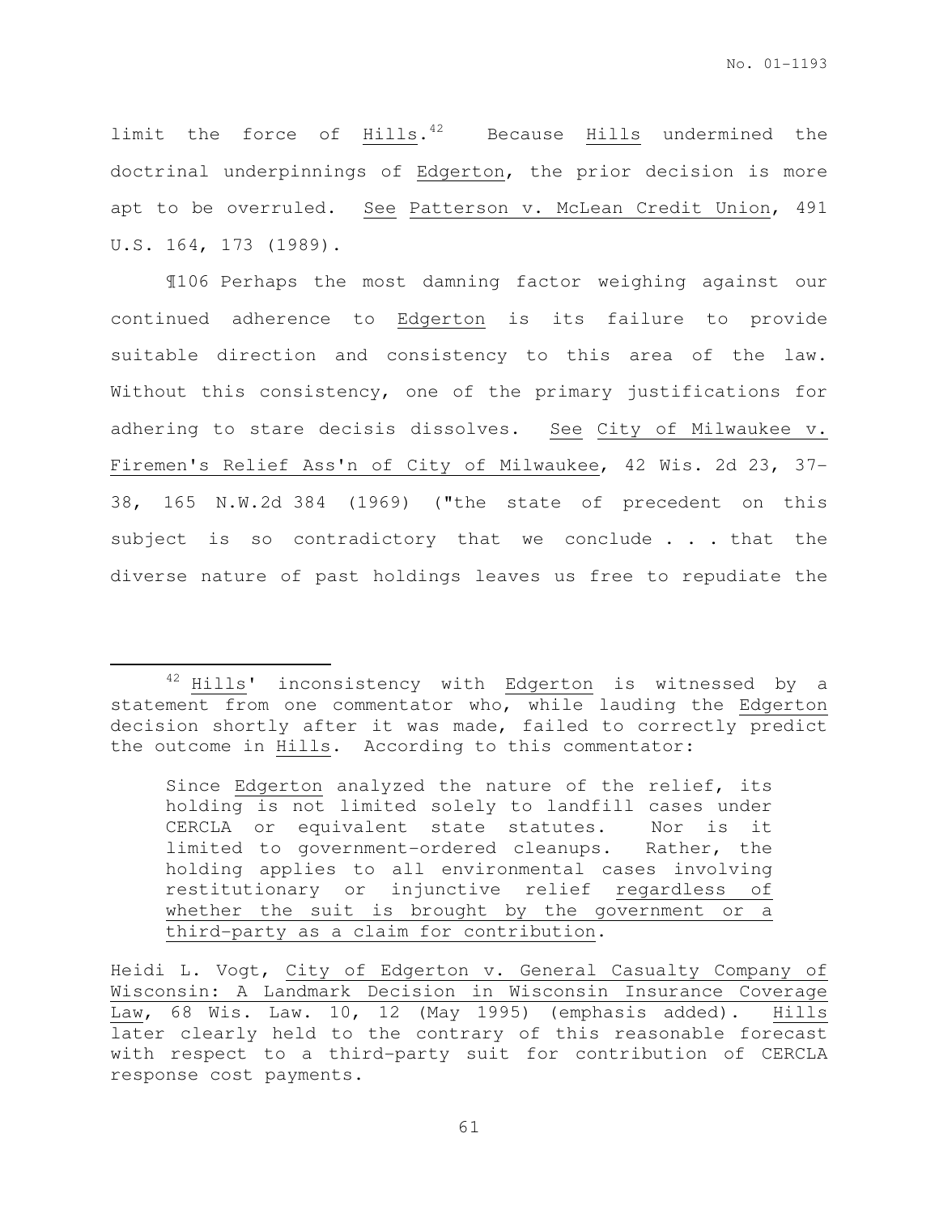limit the force of _Hills_.[42] Because _Hills_ undermined the doctrinal underpinnings of _Edgerton_, the prior decision is more apt to be overruled. _See_ _Patterson v. McLean Credit Union_, 491 U.S. 164, 173 (1989).

¶106 Perhaps the most damning factor weighing against our continued adherence to _Edgerton_ is its failure to provide suitable direction and consistency to this area of the law. Without this consistency, one of the primary justifications for adhering to stare decisis dissolves. _See_ _City of Milwaukee v. Firemen's Relief Ass'n of City of Milwaukee_, 42 Wis. 2d 23, 37-38, 165 N.W.2d 384 (1969) ("the state of precedent on this subject is so contradictory that we conclude . . . that the diverse nature of past holdings leaves us free to repudiate the

---

[42] _Hills_' inconsistency with _Edgerton_ is witnessed by a statement from one commentator who, while lauding the _Edgerton_ decision shortly after it was made, failed to correctly predict the outcome in _Hills_. According to this commentator:

> Since _Edgerton_ analyzed the nature of the relief, its holding is not limited solely to landfill cases under CERCLA or equivalent state statutes. Nor is it limited to government-ordered cleanups. Rather, the holding applies to all environmental cases involving restitutionary or injunctive relief _regardless of whether the suit is brought by the government or a third-party as a claim for contribution_.

Heidi L. Vogt, _City of Edgerton v. General Casualty Company of Wisconsin: A Landmark Decision in Wisconsin Insurance Coverage Law_, 68 Wis. Law. 10, 12 (May 1995) (emphasis added). _Hills_ later clearly held to the contrary of this reasonable forecast with respect to a third-party suit for contribution of CERCLA response cost payments.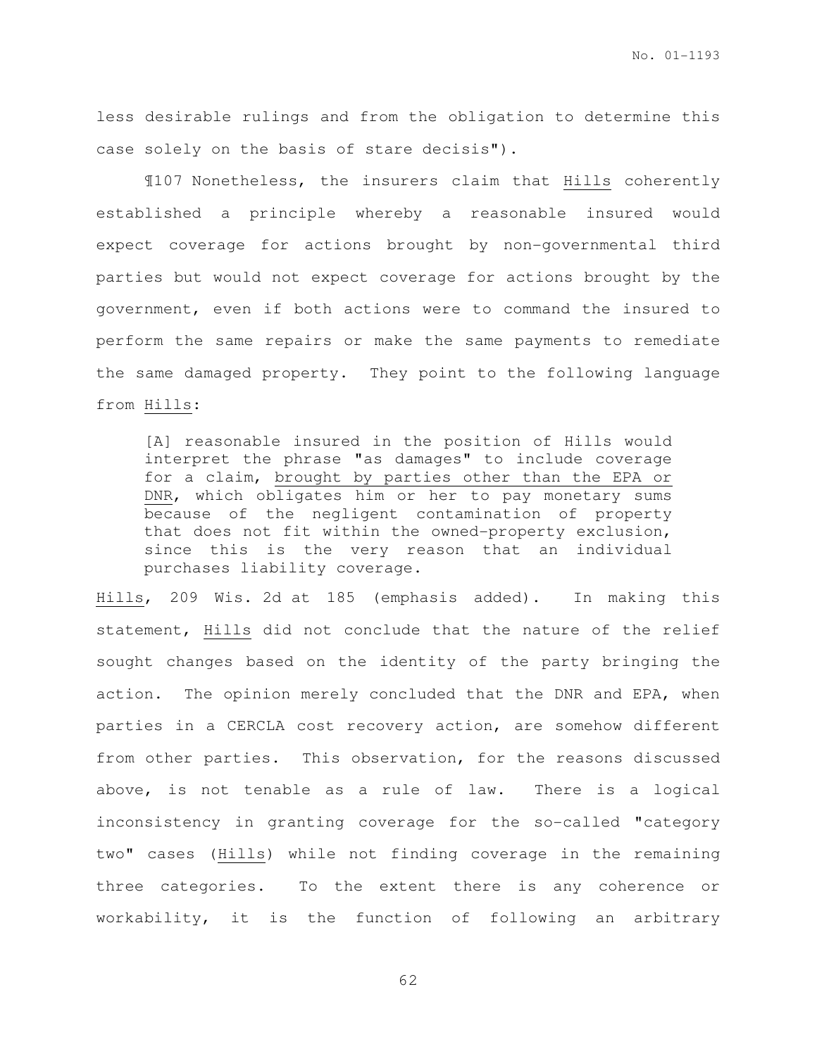less desirable rulings and from the obligation to determine this case solely on the basis of stare decisis").

¶107 Nonetheless, the insurers claim that Hills coherently established a principle whereby a reasonable insured would expect coverage for actions brought by non-governmental third parties but would not expect coverage for actions brought by the government, even if both actions were to command the insured to perform the same repairs or make the same payments to remediate the same damaged property. They point to the following language from Hills:

> [A] reasonable insured in the position of Hills would interpret the phrase "as damages" to include coverage for a claim, brought by parties other than the EPA or DNR, which obligates him or her to pay monetary sums because of the negligent contamination of property that does not fit within the owned-property exclusion, since this is the very reason that an individual purchases liability coverage.

Hills, 209 Wis. 2d at 185 (emphasis added). In making this statement, Hills did not conclude that the nature of the relief sought changes based on the identity of the party bringing the action. The opinion merely concluded that the DNR and EPA, when parties in a CERCLA cost recovery action, are somehow different from other parties. This observation, for the reasons discussed above, is not tenable as a rule of law. There is a logical inconsistency in granting coverage for the so-called "category two" cases (Hills) while not finding coverage in the remaining three categories. To the extent there is any coherence or workability, it is the function of following an arbitrary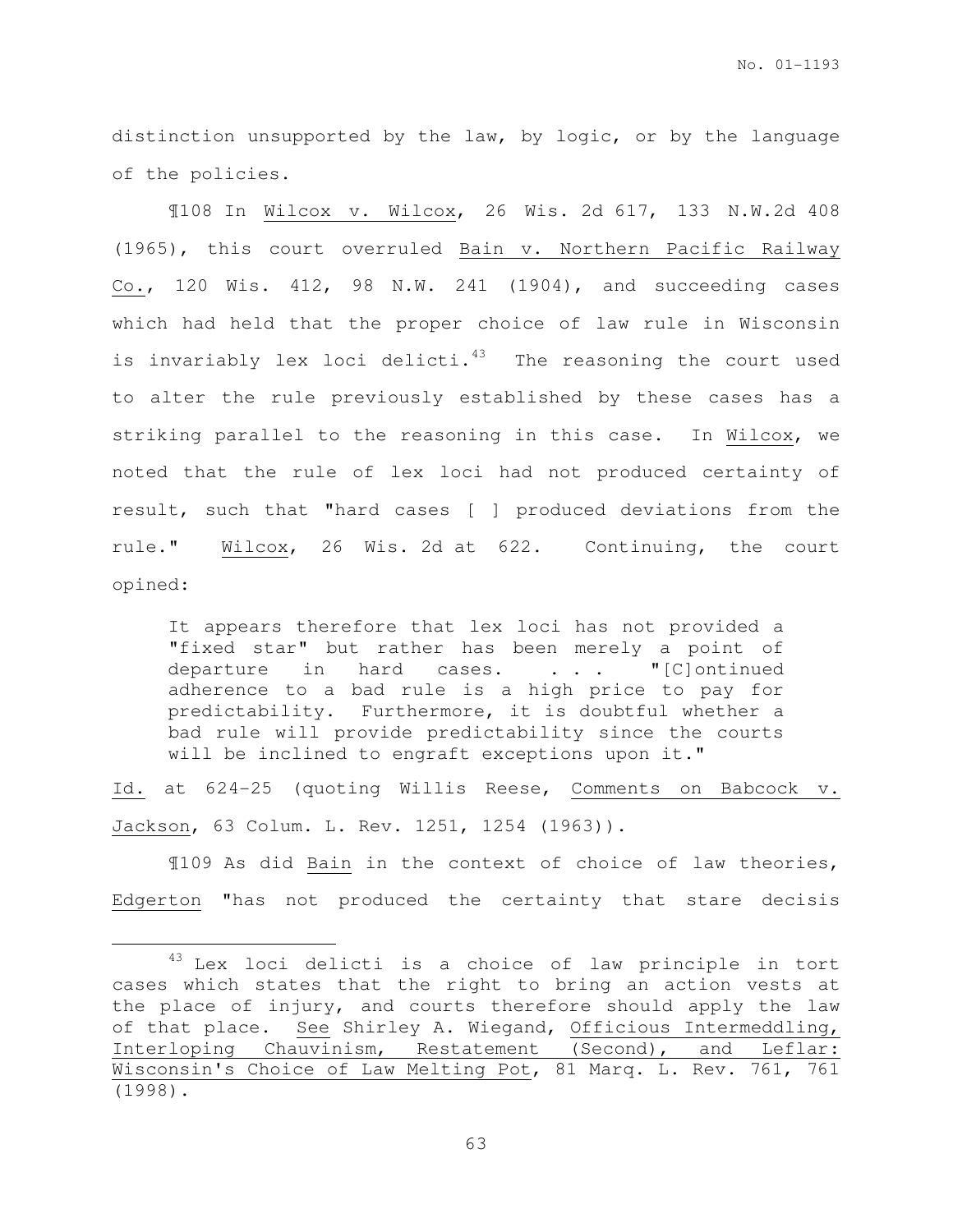distinction unsupported by the law, by logic, or by the language of the policies.

¶108 In Wilcox v. Wilcox, 26 Wis. 2d 617, 133 N.W.2d 408 (1965), this court overruled Bain v. Northern Pacific Railway Co., 120 Wis. 412, 98 N.W. 241 (1904), and succeeding cases which had held that the proper choice of law rule in Wisconsin is invariably lex loci delicti.[43] The reasoning the court used to alter the rule previously established by these cases has a striking parallel to the reasoning in this case. In Wilcox, we noted that the rule of lex loci had not produced certainty of result, such that "hard cases [ ] produced deviations from the rule." Wilcox, 26 Wis. 2d at 622. Continuing, the court opined:

> It appears therefore that lex loci has not provided a "fixed star" but rather has been merely a point of departure in hard cases. . . . "[C]ontinued adherence to a bad rule is a high price to pay for predictability. Furthermore, it is doubtful whether a bad rule will provide predictability since the courts will be inclined to engraft exceptions upon it."

Id. at 624-25 (quoting Willis Reese, Comments on Babcock v. Jackson, 63 Colum. L. Rev. 1251, 1254 (1963)).

¶109 As did Bain in the context of choice of law theories, Edgerton "has not produced the certainty that stare decisis

---

[43] Lex loci delicti is a choice of law principle in tort cases which states that the right to bring an action vests at the place of injury, and courts therefore should apply the law of that place. See Shirley A. Wiegand, Officious Intermeddling, Interloping Chauvinism, Restatement (Second), and Leflar: Wisconsin's Choice of Law Melting Pot, 81 Marq. L. Rev. 761, 761 (1998).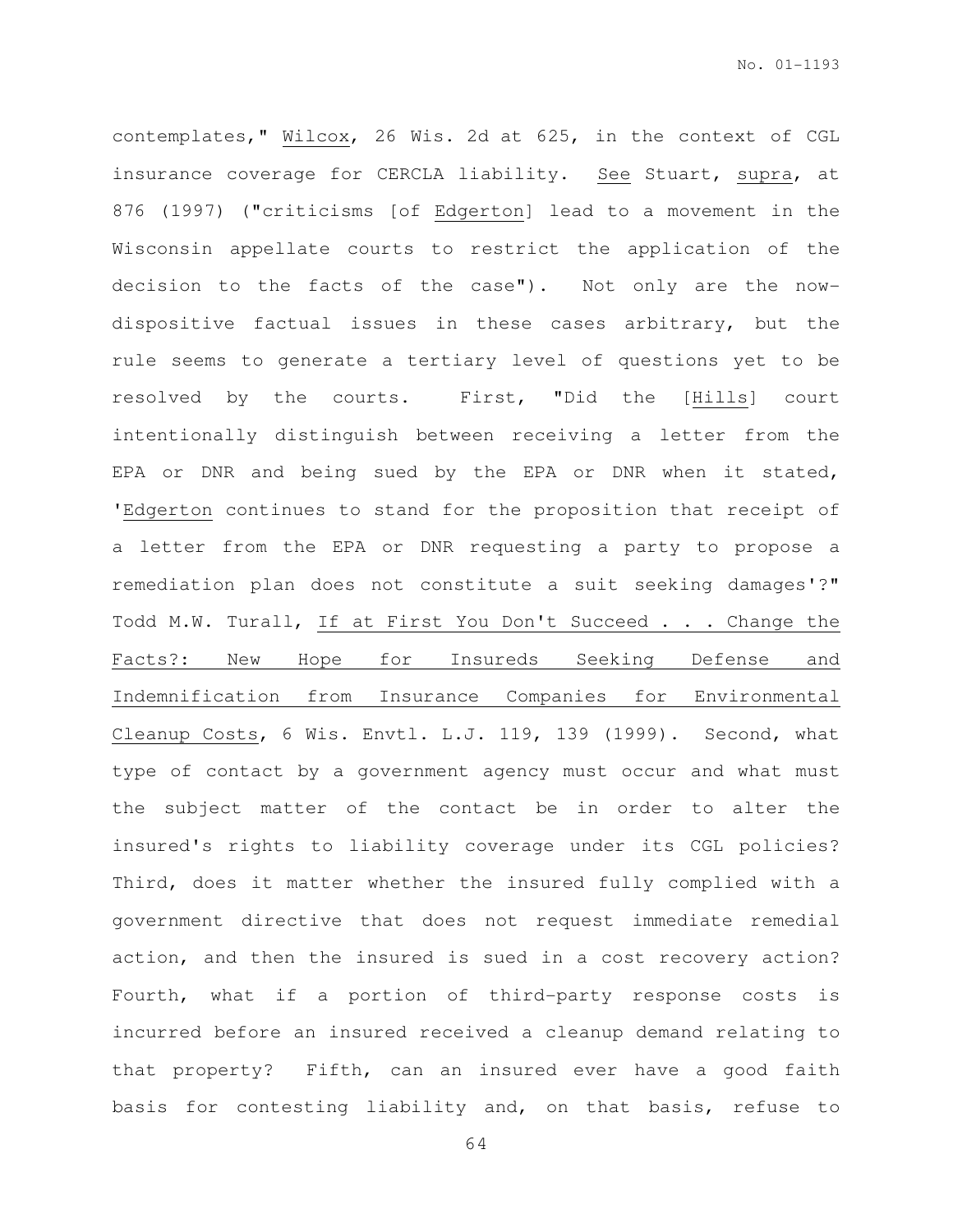contemplates," Wilcox, 26 Wis. 2d at 625, in the context of CGL insurance coverage for CERCLA liability. *See* Stuart, *supra*, at 876 (1997) ("criticisms [of Edgerton] lead to a movement in the Wisconsin appellate courts to restrict the application of the decision to the facts of the case"). Not only are the now-dispositive factual issues in these cases arbitrary, but the rule seems to generate a tertiary level of questions yet to be resolved by the courts. First, "Did the [Hills] court intentionally distinguish between receiving a letter from the EPA or DNR and being sued by the EPA or DNR when it stated, 'Edgerton continues to stand for the proposition that receipt of a letter from the EPA or DNR requesting a party to propose a remediation plan does not constitute a suit seeking damages'?" Todd M.W. Turall, *If at First You Don't Succeed . . . Change the Facts?: New Hope for Insureds Seeking Defense and Indemnification from Insurance Companies for Environmental Cleanup Costs*, 6 Wis. Envtl. L.J. 119, 139 (1999). Second, what type of contact by a government agency must occur and what must the subject matter of the contact be in order to alter the insured's rights to liability coverage under its CGL policies? Third, does it matter whether the insured fully complied with a government directive that does not request immediate remedial action, and then the insured is sued in a cost recovery action? Fourth, what if a portion of third-party response costs is incurred before an insured received a cleanup demand relating to that property? Fifth, can an insured ever have a good faith basis for contesting liability and, on that basis, refuse to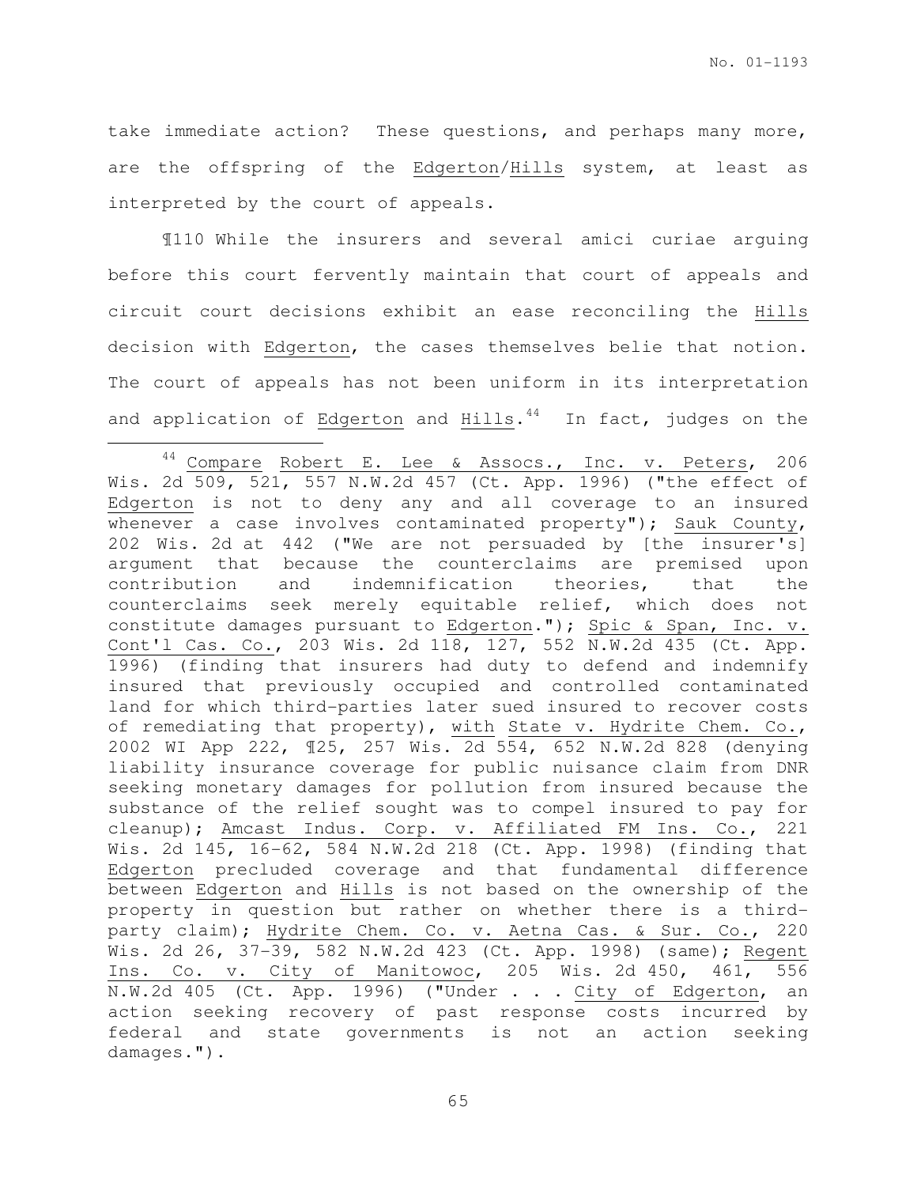take immediate action? These questions, and perhaps many more, are the offspring of the Edgerton/Hills system, at least as interpreted by the court of appeals.

¶110 While the insurers and several amici curiae arguing before this court fervently maintain that court of appeals and circuit court decisions exhibit an ease reconciling the Hills decision with Edgerton, the cases themselves belie that notion. The court of appeals has not been uniform in its interpretation and application of Edgerton and Hills.[44] In fact, judges on the

---

[44] Compare Robert E. Lee & Assocs., Inc. v. Peters, 206 Wis. 2d 509, 521, 557 N.W.2d 457 (Ct. App. 1996) ("the effect of Edgerton is not to deny any and all coverage to an insured whenever a case involves contaminated property"); Sauk County, 202 Wis. 2d at 442 ("We are not persuaded by [the insurer's] argument that because the counterclaims are premised upon contribution and indemnification theories, that the counterclaims seek merely equitable relief, which does not constitute damages pursuant to Edgerton."); Spic & Span, Inc. v. Cont'l Cas. Co., 203 Wis. 2d 118, 127, 552 N.W.2d 435 (Ct. App. 1996) (finding that insurers had duty to defend and indemnify insured that previously occupied and controlled contaminated land for which third-parties later sued insured to recover costs of remediating that property), with State v. Hydrite Chem. Co., 2002 WI App 222, ¶25, 257 Wis. 2d 554, 652 N.W.2d 828 (denying liability insurance coverage for public nuisance claim from DNR seeking monetary damages for pollution from insured because the substance of the relief sought was to compel insured to pay for cleanup); Amcast Indus. Corp. v. Affiliated FM Ins. Co., 221 Wis. 2d 145, 16-62, 584 N.W.2d 218 (Ct. App. 1998) (finding that Edgerton precluded coverage and that fundamental difference between Edgerton and Hills is not based on the ownership of the property in question but rather on whether there is a third-party claim); Hydrite Chem. Co. v. Aetna Cas. & Sur. Co., 220 Wis. 2d 26, 37-39, 582 N.W.2d 423 (Ct. App. 1998) (same); Regent Ins. Co. v. City of Manitowoc, 205 Wis. 2d 450, 461, 556 N.W.2d 405 (Ct. App. 1996) ("Under . . . City of Edgerton, an action seeking recovery of past response costs incurred by federal and state governments is not an action seeking damages.").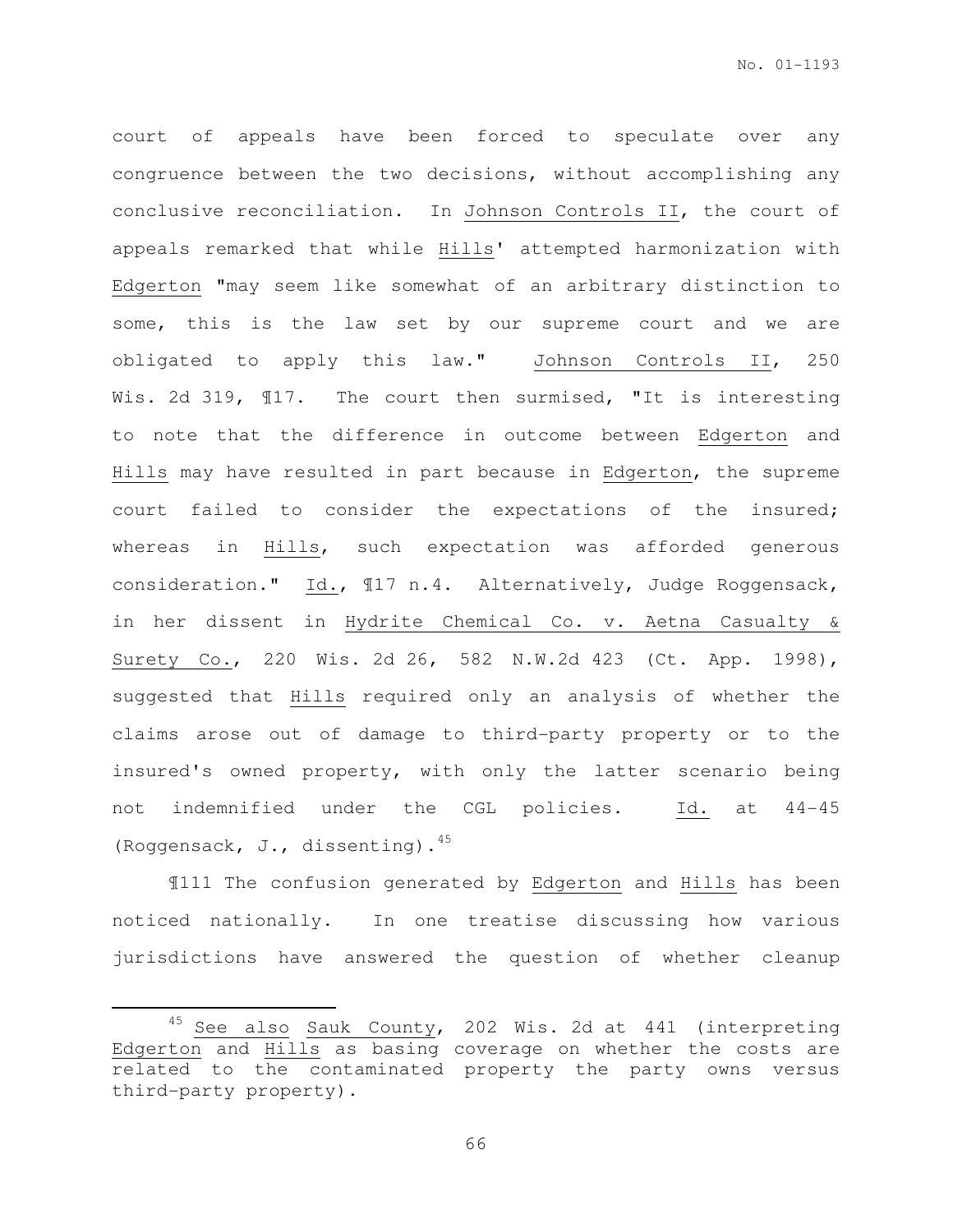court of appeals have been forced to speculate over any congruence between the two decisions, without accomplishing any conclusive reconciliation. In Johnson Controls II, the court of appeals remarked that while Hills' attempted harmonization with Edgerton "may seem like somewhat of an arbitrary distinction to some, this is the law set by our supreme court and we are obligated to apply this law." Johnson Controls II, 250 Wis. 2d 319, ¶17. The court then surmised, "It is interesting to note that the difference in outcome between Edgerton and Hills may have resulted in part because in Edgerton, the supreme court failed to consider the expectations of the insured; whereas in Hills, such expectation was afforded generous consideration." Id., ¶17 n.4. Alternatively, Judge Roggensack, in her dissent in Hydrite Chemical Co. v. Aetna Casualty & Surety Co., 220 Wis. 2d 26, 582 N.W.2d 423 (Ct. App. 1998), suggested that Hills required only an analysis of whether the claims arose out of damage to third-party property or to the insured's owned property, with only the latter scenario being not indemnified under the CGL policies. Id. at 44-45 (Roggensack, J., dissenting).[45]

¶111 The confusion generated by Edgerton and Hills has been noticed nationally. In one treatise discussing how various jurisdictions have answered the question of whether cleanup

[45] See also Sauk County, 202 Wis. 2d at 441 (interpreting Edgerton and Hills as basing coverage on whether the costs are related to the contaminated property the party owns versus third-party property).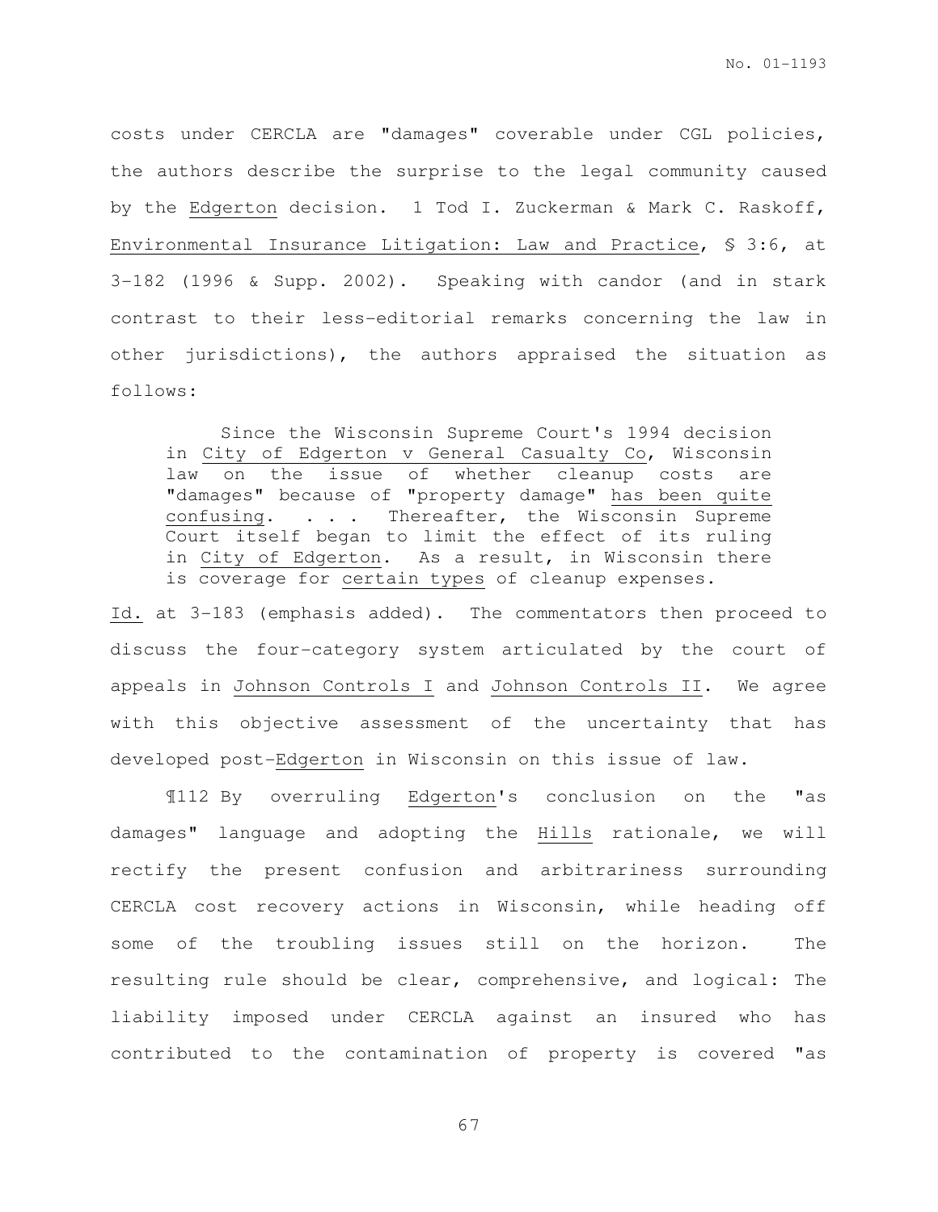costs under CERCLA are "damages" coverable under CGL policies, the authors describe the surprise to the legal community caused by the Edgerton decision. 1 Tod I. Zuckerman & Mark C. Raskoff, Environmental Insurance Litigation: Law and Practice, § 3:6, at 3-182 (1996 & Supp. 2002). Speaking with candor (and in stark contrast to their less-editorial remarks concerning the law in other jurisdictions), the authors appraised the situation as follows:

> Since the Wisconsin Supreme Court's 1994 decision in City of Edgerton v General Casualty Co, Wisconsin law on the issue of whether cleanup costs are "damages" because of "property damage" has been quite confusing. . . . Thereafter, the Wisconsin Supreme Court itself began to limit the effect of its ruling in City of Edgerton. As a result, in Wisconsin there is coverage for certain types of cleanup expenses.

Id. at 3-183 (emphasis added). The commentators then proceed to discuss the four-category system articulated by the court of appeals in Johnson Controls I and Johnson Controls II. We agree with this objective assessment of the uncertainty that has developed post-Edgerton in Wisconsin on this issue of law.

¶112 By overruling Edgerton's conclusion on the "as damages" language and adopting the Hills rationale, we will rectify the present confusion and arbitrariness surrounding CERCLA cost recovery actions in Wisconsin, while heading off some of the troubling issues still on the horizon. The resulting rule should be clear, comprehensive, and logical: The liability imposed under CERCLA against an insured who has contributed to the contamination of property is covered "as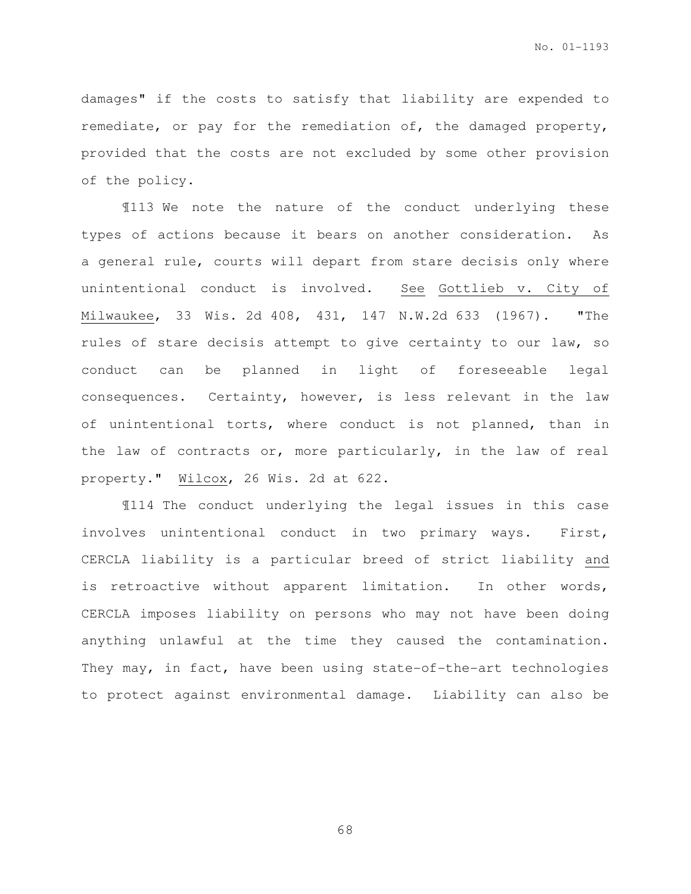damages" if the costs to satisfy that liability are expended to remediate, or pay for the remediation of, the damaged property, provided that the costs are not excluded by some other provision of the policy.

¶113 We note the nature of the conduct underlying these types of actions because it bears on another consideration. As a general rule, courts will depart from stare decisis only where unintentional conduct is involved. See Gottlieb v. City of Milwaukee, 33 Wis. 2d 408, 431, 147 N.W.2d 633 (1967). "The rules of stare decisis attempt to give certainty to our law, so conduct can be planned in light of foreseeable legal consequences. Certainty, however, is less relevant in the law of unintentional torts, where conduct is not planned, than in the law of contracts or, more particularly, in the law of real property." Wilcox, 26 Wis. 2d at 622.

¶114 The conduct underlying the legal issues in this case involves unintentional conduct in two primary ways. First, CERCLA liability is a particular breed of strict liability and is retroactive without apparent limitation. In other words, CERCLA imposes liability on persons who may not have been doing anything unlawful at the time they caused the contamination. They may, in fact, have been using state-of-the-art technologies to protect against environmental damage. Liability can also be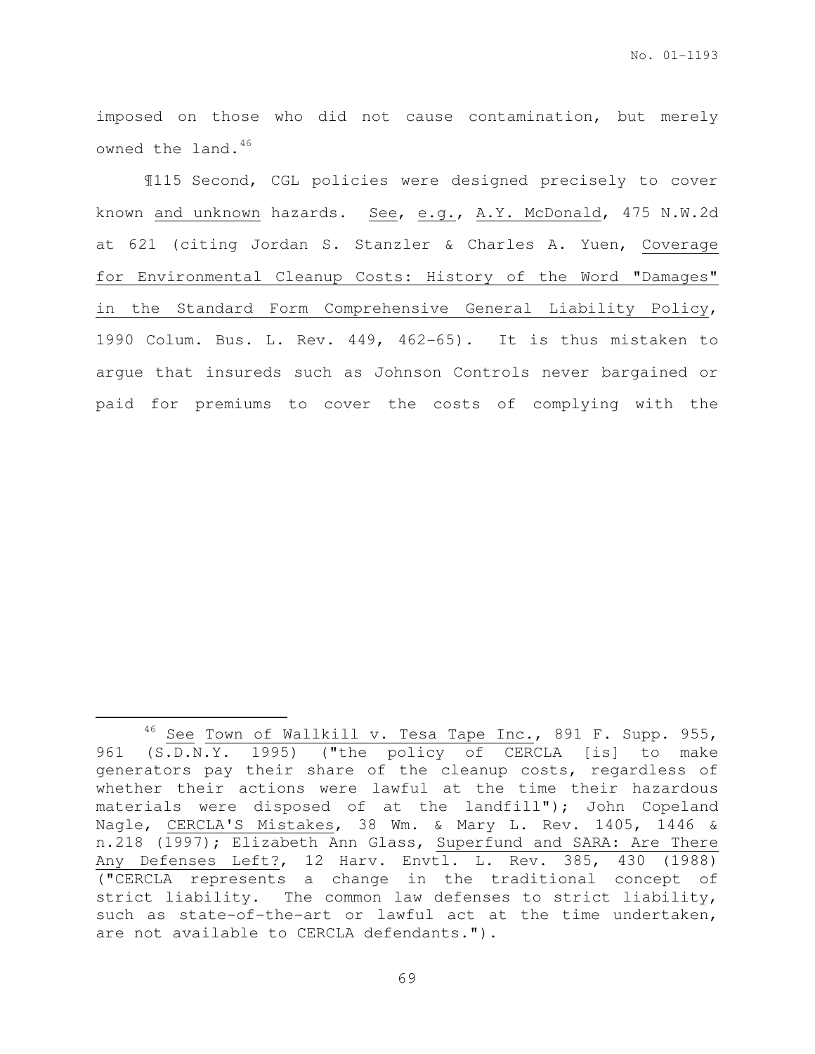imposed on those who did not cause contamination, but merely owned the land.[46]

¶115 Second, CGL policies were designed precisely to cover known and unknown hazards. See, e.g., A.Y. McDonald, 475 N.W.2d at 621 (citing Jordan S. Stanzler & Charles A. Yuen, Coverage for Environmental Cleanup Costs: History of the Word "Damages" in the Standard Form Comprehensive General Liability Policy, 1990 Colum. Bus. L. Rev. 449, 462-65). It is thus mistaken to argue that insureds such as Johnson Controls never bargained or paid for premiums to cover the costs of complying with the

---

[46] See Town of Wallkill v. Tesa Tape Inc., 891 F. Supp. 955, 961 (S.D.N.Y. 1995) ("the policy of CERCLA [is] to make generators pay their share of the cleanup costs, regardless of whether their actions were lawful at the time their hazardous materials were disposed of at the landfill"); John Copeland Nagle, CERCLA'S Mistakes, 38 Wm. & Mary L. Rev. 1405, 1446 & n.218 (1997); Elizabeth Ann Glass, Superfund and SARA: Are There Any Defenses Left?, 12 Harv. Envtl. L. Rev. 385, 430 (1988) ("CERCLA represents a change in the traditional concept of strict liability. The common law defenses to strict liability, such as state-of-the-art or lawful act at the time undertaken, are not available to CERCLA defendants.").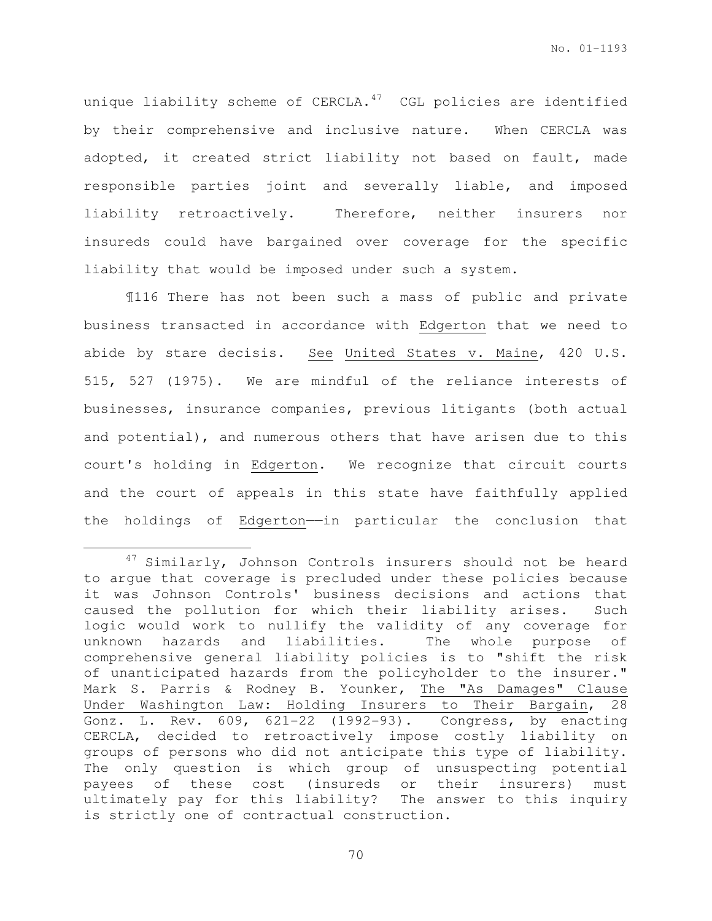unique liability scheme of CERCLA.[47] CGL policies are identified by their comprehensive and inclusive nature. When CERCLA was adopted, it created strict liability not based on fault, made responsible parties joint and severally liable, and imposed liability retroactively. Therefore, neither insurers nor insureds could have bargained over coverage for the specific liability that would be imposed under such a system.

¶116 There has not been such a mass of public and private business transacted in accordance with Edgerton that we need to abide by stare decisis. See United States v. Maine, 420 U.S. 515, 527 (1975). We are mindful of the reliance interests of businesses, insurance companies, previous litigants (both actual and potential), and numerous others that have arisen due to this court's holding in Edgerton. We recognize that circuit courts and the court of appeals in this state have faithfully applied the holdings of Edgerton——in particular the conclusion that

---

[47] Similarly, Johnson Controls insurers should not be heard to argue that coverage is precluded under these policies because it was Johnson Controls' business decisions and actions that caused the pollution for which their liability arises. Such logic would work to nullify the validity of any coverage for unknown hazards and liabilities. The whole purpose of comprehensive general liability policies is to "shift the risk of unanticipated hazards from the policyholder to the insurer." Mark S. Parris & Rodney B. Younker, The "As Damages" Clause Under Washington Law: Holding Insurers to Their Bargain, 28 Gonz. L. Rev. 609, 621-22 (1992-93). Congress, by enacting CERCLA, decided to retroactively impose costly liability on groups of persons who did not anticipate this type of liability. The only question is which group of unsuspecting potential payees of these cost (insureds or their insurers) must ultimately pay for this liability? The answer to this inquiry is strictly one of contractual construction.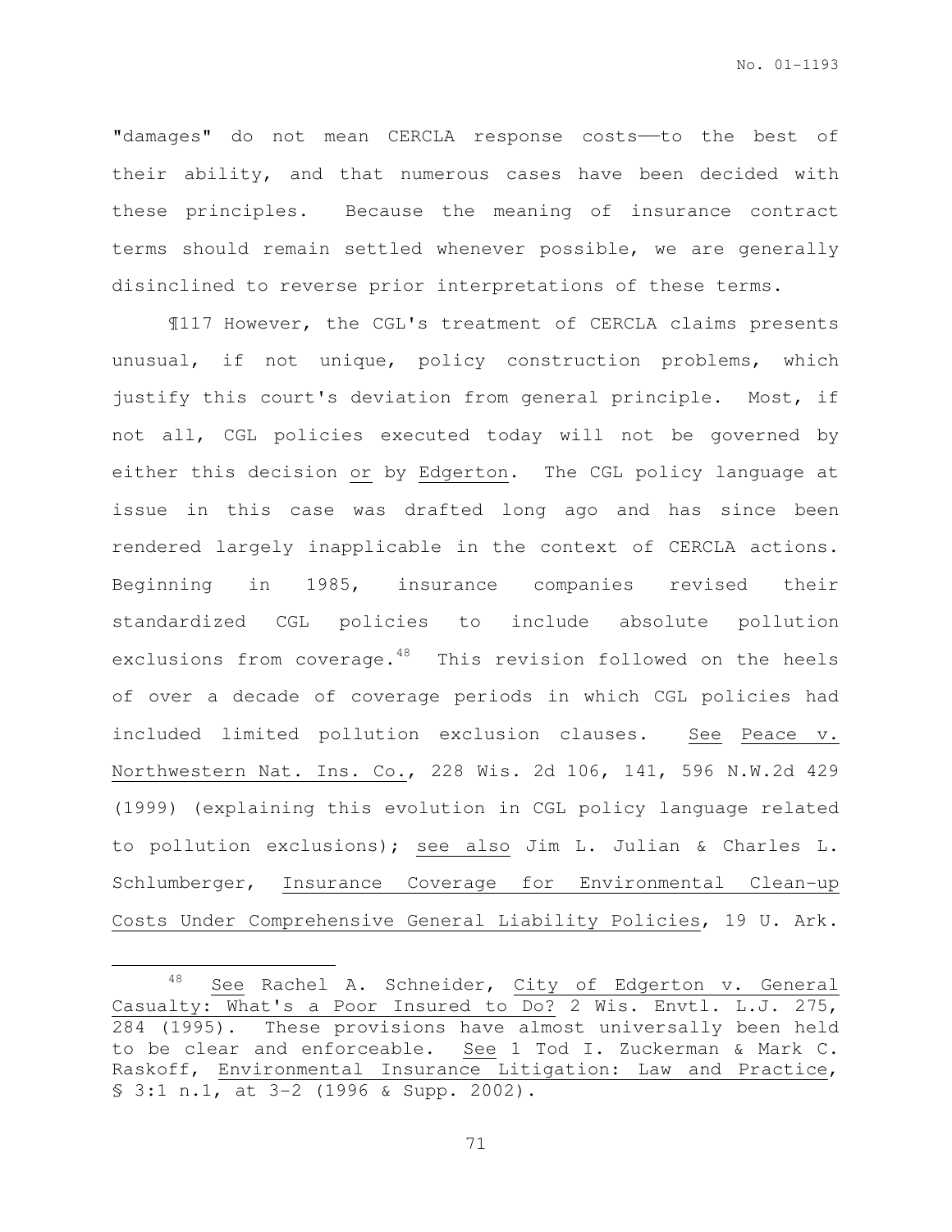"damages" do not mean CERCLA response costs——to the best of their ability, and that numerous cases have been decided with these principles. Because the meaning of insurance contract terms should remain settled whenever possible, we are generally disinclined to reverse prior interpretations of these terms.

¶117 However, the CGL's treatment of CERCLA claims presents unusual, if not unique, policy construction problems, which justify this court's deviation from general principle. Most, if not all, CGL policies executed today will not be governed by either this decision or by Edgerton. The CGL policy language at issue in this case was drafted long ago and has since been rendered largely inapplicable in the context of CERCLA actions. Beginning in 1985, insurance companies revised their standardized CGL policies to include absolute pollution exclusions from coverage.[48] This revision followed on the heels of over a decade of coverage periods in which CGL policies had included limited pollution exclusion clauses. See Peace v. Northwestern Nat. Ins. Co., 228 Wis. 2d 106, 141, 596 N.W.2d 429 (1999) (explaining this evolution in CGL policy language related to pollution exclusions); see also Jim L. Julian & Charles L. Schlumberger, Insurance Coverage for Environmental Clean-up Costs Under Comprehensive General Liability Policies, 19 U. Ark.

---

[48] See Rachel A. Schneider, City of Edgerton v. General Casualty: What's a Poor Insured to Do? 2 Wis. Envtl. L.J. 275, 284 (1995). These provisions have almost universally been held to be clear and enforceable. See 1 Tod I. Zuckerman & Mark C. Raskoff, Environmental Insurance Litigation: Law and Practice, § 3:1 n.1, at 3-2 (1996 & Supp. 2002).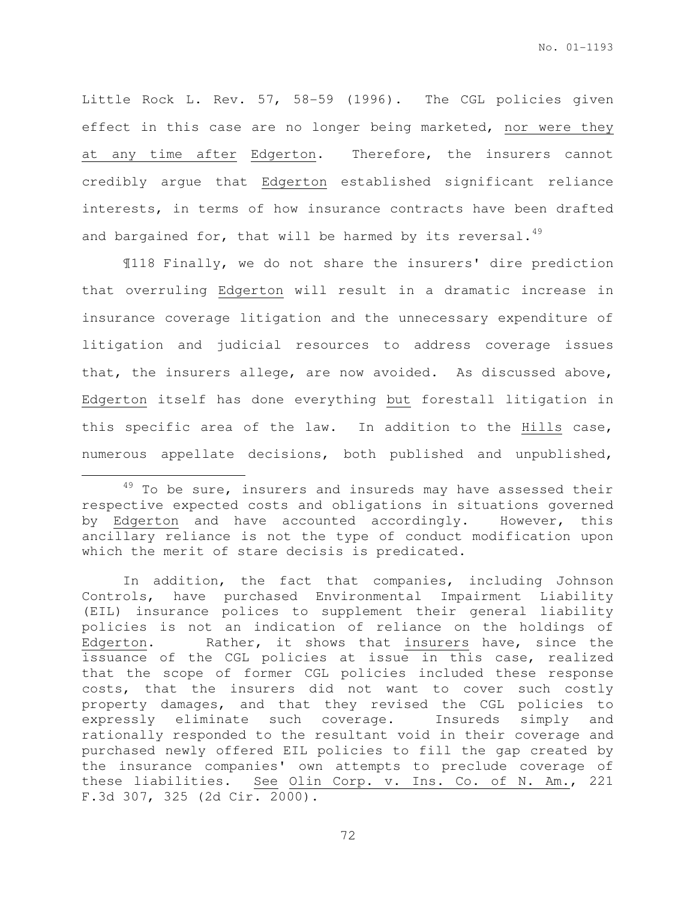Little Rock L. Rev. 57, 58-59 (1996). The CGL policies given effect in this case are no longer being marketed, <u>nor were they at any time after</u> *Edgerton*. Therefore, the insurers cannot credibly argue that *Edgerton* established significant reliance interests, in terms of how insurance contracts have been drafted and bargained for, that will be harmed by its reversal.[49]

¶118 Finally, we do not share the insurers' dire prediction that overruling *Edgerton* will result in a dramatic increase in insurance coverage litigation and the unnecessary expenditure of litigation and judicial resources to address coverage issues that, the insurers allege, are now avoided. As discussed above, *Edgerton* itself has done everything *but* forestall litigation in this specific area of the law. In addition to the *Hills* case, numerous appellate decisions, both published and unpublished,

---

[49] To be sure, insurers and insureds may have assessed their respective expected costs and obligations in situations governed by *Edgerton* and have accounted accordingly. However, this ancillary reliance is not the type of conduct modification upon which the merit of stare decisis is predicated.

In addition, the fact that companies, including Johnson Controls, have purchased Environmental Impairment Liability (EIL) insurance polices to supplement their general liability policies is not an indication of reliance on the holdings of *Edgerton*. Rather, it shows that *insurers* have, since the issuance of the CGL policies at issue in this case, realized that the scope of former CGL policies included these response costs, that the insurers did not want to cover such costly property damages, and that they revised the CGL policies to expressly eliminate such coverage. Insureds simply and rationally responded to the resultant void in their coverage and purchased newly offered EIL policies to fill the gap created by the insurance companies' own attempts to preclude coverage of these liabilities. *See* *Olin Corp. v. Ins. Co. of N. Am.*, 221 F.3d 307, 325 (2d Cir. 2000).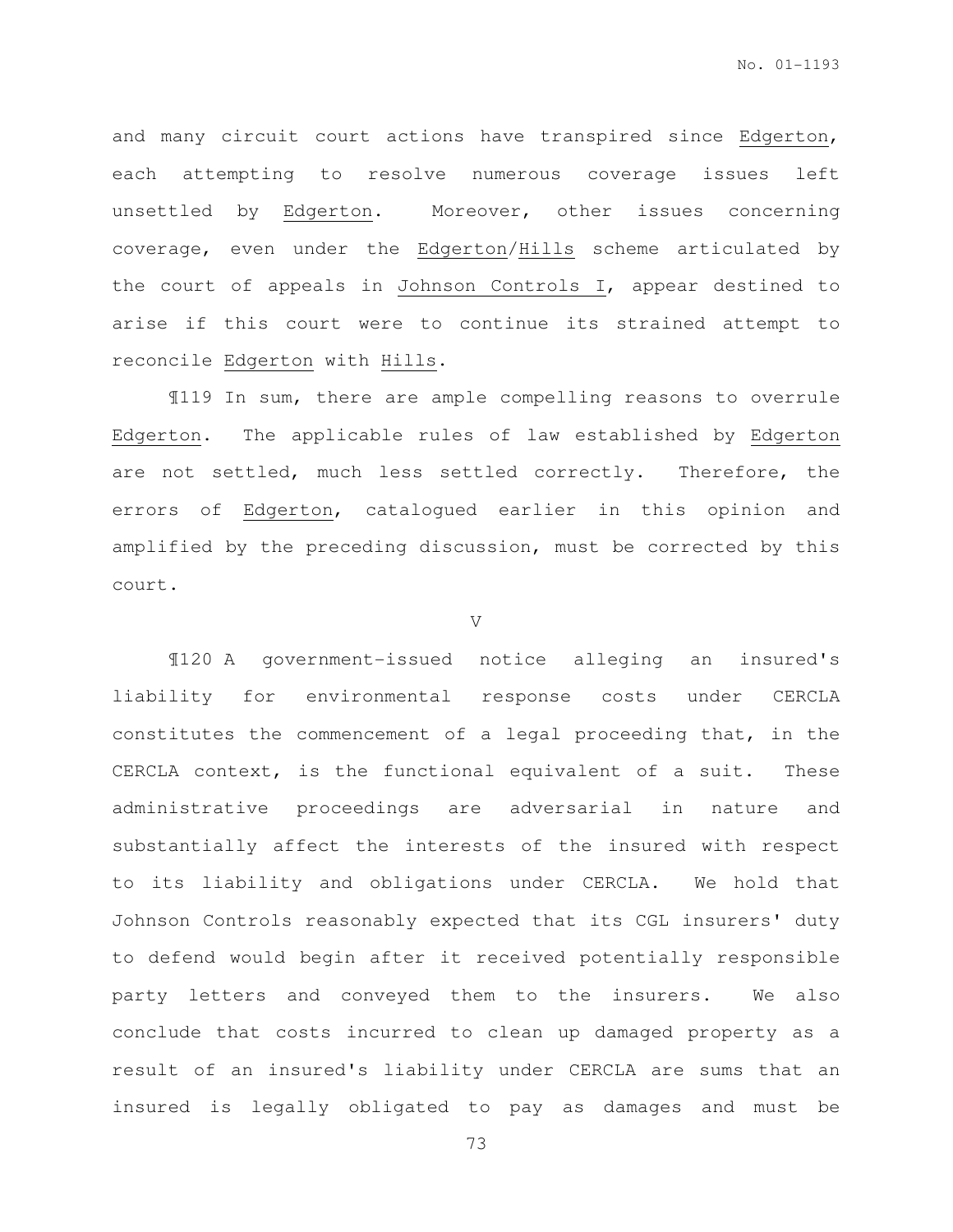and many circuit court actions have transpired since Edgerton, each attempting to resolve numerous coverage issues left unsettled by Edgerton. Moreover, other issues concerning coverage, even under the Edgerton/Hills scheme articulated by the court of appeals in Johnson Controls I, appear destined to arise if this court were to continue its strained attempt to reconcile Edgerton with Hills.

¶119 In sum, there are ample compelling reasons to overrule Edgerton. The applicable rules of law established by Edgerton are not settled, much less settled correctly. Therefore, the errors of Edgerton, catalogued earlier in this opinion and amplified by the preceding discussion, must be corrected by this court.

V

¶120 A government-issued notice alleging an insured's liability for environmental response costs under CERCLA constitutes the commencement of a legal proceeding that, in the CERCLA context, is the functional equivalent of a suit. These administrative proceedings are adversarial in nature and substantially affect the interests of the insured with respect to its liability and obligations under CERCLA. We hold that Johnson Controls reasonably expected that its CGL insurers' duty to defend would begin after it received potentially responsible party letters and conveyed them to the insurers. We also conclude that costs incurred to clean up damaged property as a result of an insured's liability under CERCLA are sums that an insured is legally obligated to pay as damages and must be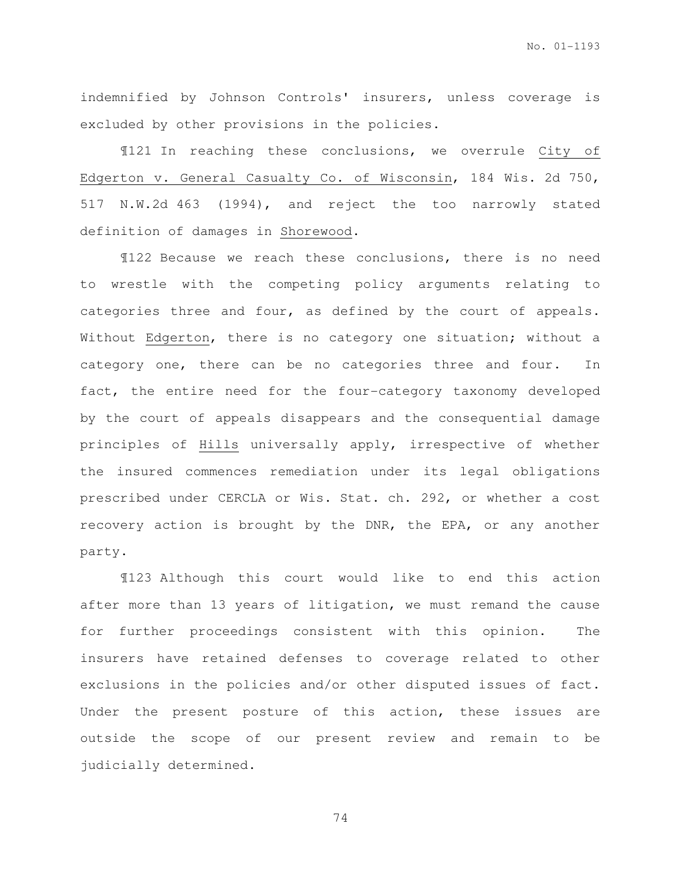indemnified by Johnson Controls' insurers, unless coverage is excluded by other provisions in the policies.

¶121 In reaching these conclusions, we overrule City of Edgerton v. General Casualty Co. of Wisconsin, 184 Wis. 2d 750, 517 N.W.2d 463 (1994), and reject the too narrowly stated definition of damages in Shorewood.

¶122 Because we reach these conclusions, there is no need to wrestle with the competing policy arguments relating to categories three and four, as defined by the court of appeals. Without Edgerton, there is no category one situation; without a category one, there can be no categories three and four. In fact, the entire need for the four-category taxonomy developed by the court of appeals disappears and the consequential damage principles of Hills universally apply, irrespective of whether the insured commences remediation under its legal obligations prescribed under CERCLA or Wis. Stat. ch. 292, or whether a cost recovery action is brought by the DNR, the EPA, or any another party.

¶123 Although this court would like to end this action after more than 13 years of litigation, we must remand the cause for further proceedings consistent with this opinion. The insurers have retained defenses to coverage related to other exclusions in the policies and/or other disputed issues of fact. Under the present posture of this action, these issues are outside the scope of our present review and remain to be judicially determined.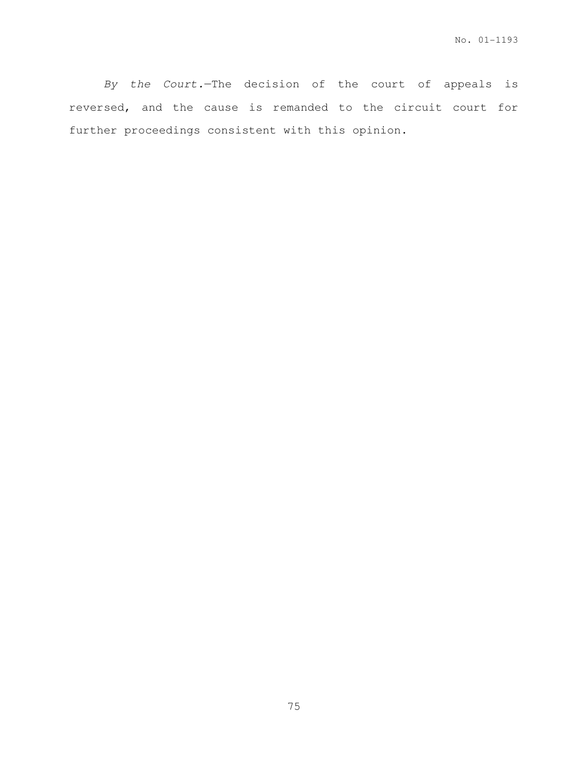*By the Court.*—The decision of the court of appeals is reversed, and the cause is remanded to the circuit court for further proceedings consistent with this opinion.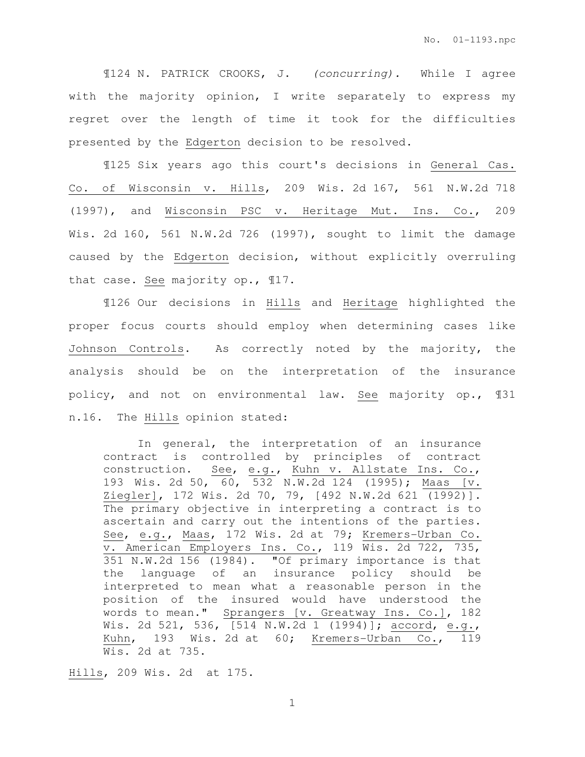¶124 N. PATRICK CROOKS, J. *(concurring).* While I agree with the majority opinion, I write separately to express my regret over the length of time it took for the difficulties presented by the Edgerton decision to be resolved.

¶125 Six years ago this court's decisions in General Cas. Co. of Wisconsin v. Hills, 209 Wis. 2d 167, 561 N.W.2d 718 (1997), and Wisconsin PSC v. Heritage Mut. Ins. Co., 209 Wis. 2d 160, 561 N.W.2d 726 (1997), sought to limit the damage caused by the Edgerton decision, without explicitly overruling that case. See majority op., ¶17.

¶126 Our decisions in Hills and Heritage highlighted the proper focus courts should employ when determining cases like Johnson Controls. As correctly noted by the majority, the analysis should be on the interpretation of the insurance policy, and not on environmental law. See majority op., ¶31 n.16. The Hills opinion stated:

> In general, the interpretation of an insurance contract is controlled by principles of contract construction. See, e.g., Kuhn v. Allstate Ins. Co., 193 Wis. 2d 50, 60, 532 N.W.2d 124 (1995); Maas [v. Ziegler], 172 Wis. 2d 70, 79, [492 N.W.2d 621 (1992)]. The primary objective in interpreting a contract is to ascertain and carry out the intentions of the parties. See, e.g., Maas, 172 Wis. 2d at 79; Kremers-Urban Co. v. American Employers Ins. Co., 119 Wis. 2d 722, 735, 351 N.W.2d 156 (1984). "Of primary importance is that the language of an insurance policy should be interpreted to mean what a reasonable person in the position of the insured would have understood the words to mean." Sprangers [v. Greatway Ins. Co.], 182 Wis. 2d 521, 536, [514 N.W.2d 1 (1994)]; accord, e.g., Kuhn, 193 Wis. 2d at 60; Kremers-Urban Co., 119 Wis. 2d at 735.

Hills, 209 Wis. 2d at 175.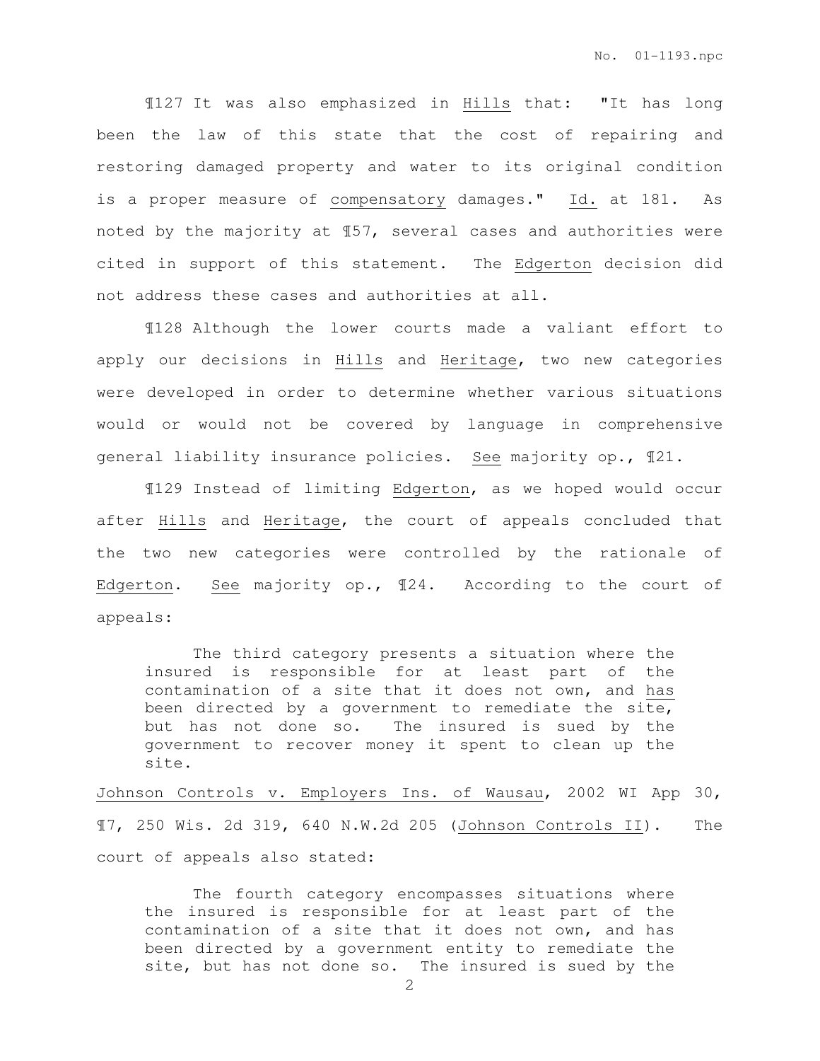¶127 It was also emphasized in Hills that: "It has long been the law of this state that the cost of repairing and restoring damaged property and water to its original condition is a proper measure of compensatory damages." Id. at 181. As noted by the majority at ¶57, several cases and authorities were cited in support of this statement. The Edgerton decision did not address these cases and authorities at all.

¶128 Although the lower courts made a valiant effort to apply our decisions in Hills and Heritage, two new categories were developed in order to determine whether various situations would or would not be covered by language in comprehensive general liability insurance policies. See majority op., ¶21.

¶129 Instead of limiting Edgerton, as we hoped would occur after Hills and Heritage, the court of appeals concluded that the two new categories were controlled by the rationale of Edgerton. See majority op., ¶24. According to the court of appeals:

> The third category presents a situation where the insured is responsible for at least part of the contamination of a site that it does not own, and has been directed by a government to remediate the site, but has not done so. The insured is sued by the government to recover money it spent to clean up the site.

Johnson Controls v. Employers Ins. of Wausau, 2002 WI App 30, ¶7, 250 Wis. 2d 319, 640 N.W.2d 205 (Johnson Controls II). The court of appeals also stated:

> The fourth category encompasses situations where the insured is responsible for at least part of the contamination of a site that it does not own, and has been directed by a government entity to remediate the site, but has not done so. The insured is sued by the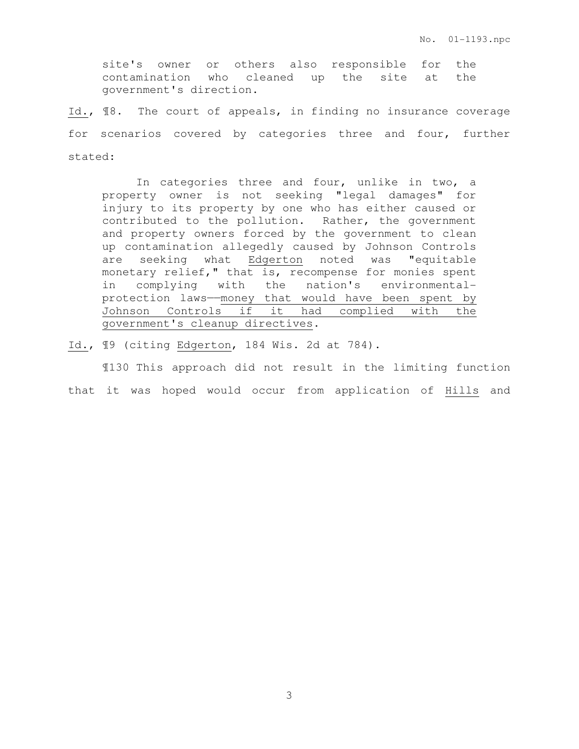> site's owner or others also responsible for the contamination who cleaned up the site at the government's direction.

Id., ¶8. The court of appeals, in finding no insurance coverage for scenarios covered by categories three and four, further stated:

> In categories three and four, unlike in two, a property owner is not seeking "legal damages" for injury to its property by one who has either caused or contributed to the pollution. Rather, the government and property owners forced by the government to clean up contamination allegedly caused by Johnson Controls are seeking what Edgerton noted was "equitable monetary relief," that is, recompense for monies spent in complying with the nation's environmental-protection laws——money that would have been spent by Johnson Controls if it had complied with the government's cleanup directives.

Id., ¶9 (citing Edgerton, 184 Wis. 2d at 784).

¶130 This approach did not result in the limiting function that it was hoped would occur from application of Hills and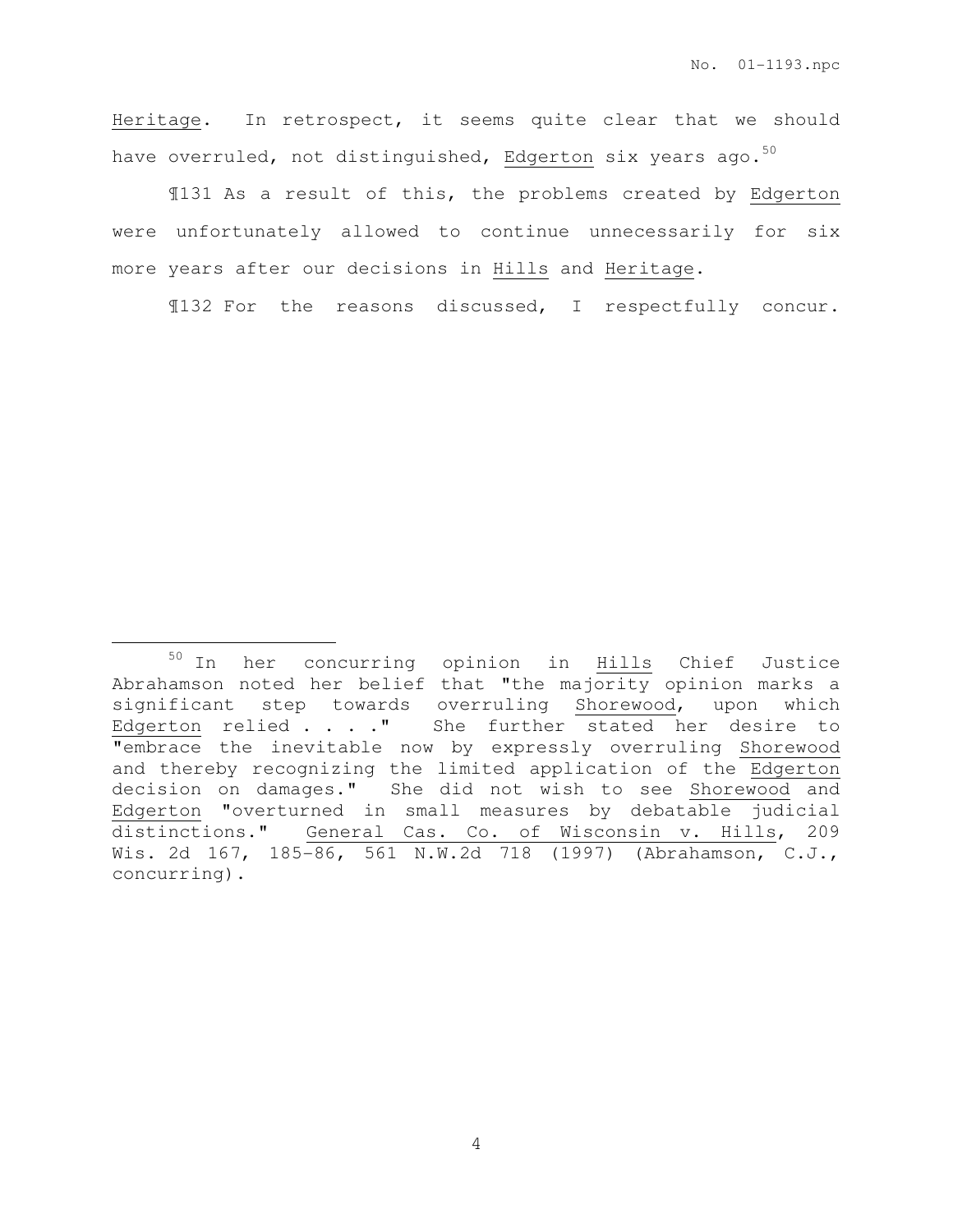Heritage. In retrospect, it seems quite clear that we should have overruled, not distinguished, Edgerton six years ago.[50]

¶131 As a result of this, the problems created by Edgerton were unfortunately allowed to continue unnecessarily for six more years after our decisions in Hills and Heritage.

¶132 For the reasons discussed, I respectfully concur.

---

[50] In her concurring opinion in Hills Chief Justice Abrahamson noted her belief that "the majority opinion marks a significant step towards overruling Shorewood, upon which Edgerton relied . . . ." She further stated her desire to "embrace the inevitable now by expressly overruling Shorewood and thereby recognizing the limited application of the Edgerton decision on damages." She did not wish to see Shorewood and Edgerton "overturned in small measures by debatable judicial distinctions." General Cas. Co. of Wisconsin v. Hills, 209 Wis. 2d 167, 185-86, 561 N.W.2d 718 (1997) (Abrahamson, C.J., concurring).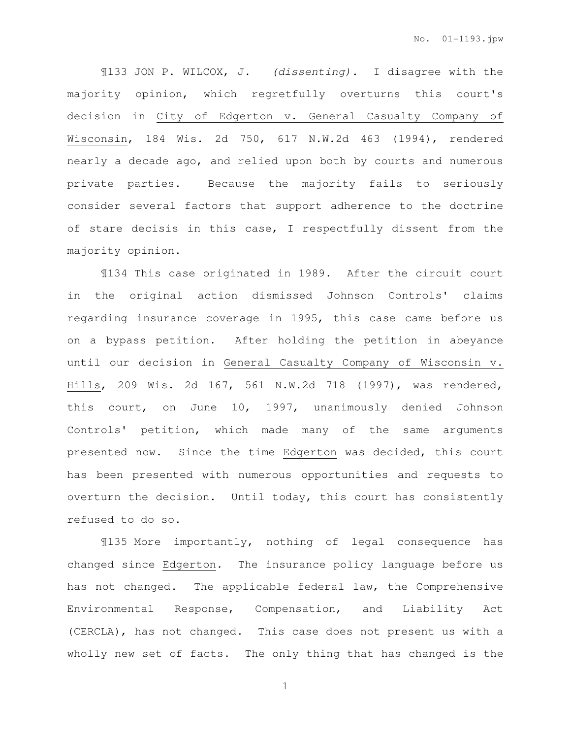¶133 JON P. WILCOX, J. *(dissenting).* I disagree with the majority opinion, which regretfully overturns this court's decision in City of Edgerton v. General Casualty Company of Wisconsin, 184 Wis. 2d 750, 617 N.W.2d 463 (1994), rendered nearly a decade ago, and relied upon both by courts and numerous private parties. Because the majority fails to seriously consider several factors that support adherence to the doctrine of stare decisis in this case, I respectfully dissent from the majority opinion.

¶134 This case originated in 1989. After the circuit court in the original action dismissed Johnson Controls' claims regarding insurance coverage in 1995, this case came before us on a bypass petition. After holding the petition in abeyance until our decision in General Casualty Company of Wisconsin v. Hills, 209 Wis. 2d 167, 561 N.W.2d 718 (1997), was rendered, this court, on June 10, 1997, unanimously denied Johnson Controls' petition, which made many of the same arguments presented now. Since the time Edgerton was decided, this court has been presented with numerous opportunities and requests to overturn the decision. Until today, this court has consistently refused to do so.

¶135 More importantly, nothing of legal consequence has changed since Edgerton. The insurance policy language before us has not changed. The applicable federal law, the Comprehensive Environmental Response, Compensation, and Liability Act (CERCLA), has not changed. This case does not present us with a wholly new set of facts. The only thing that has changed is the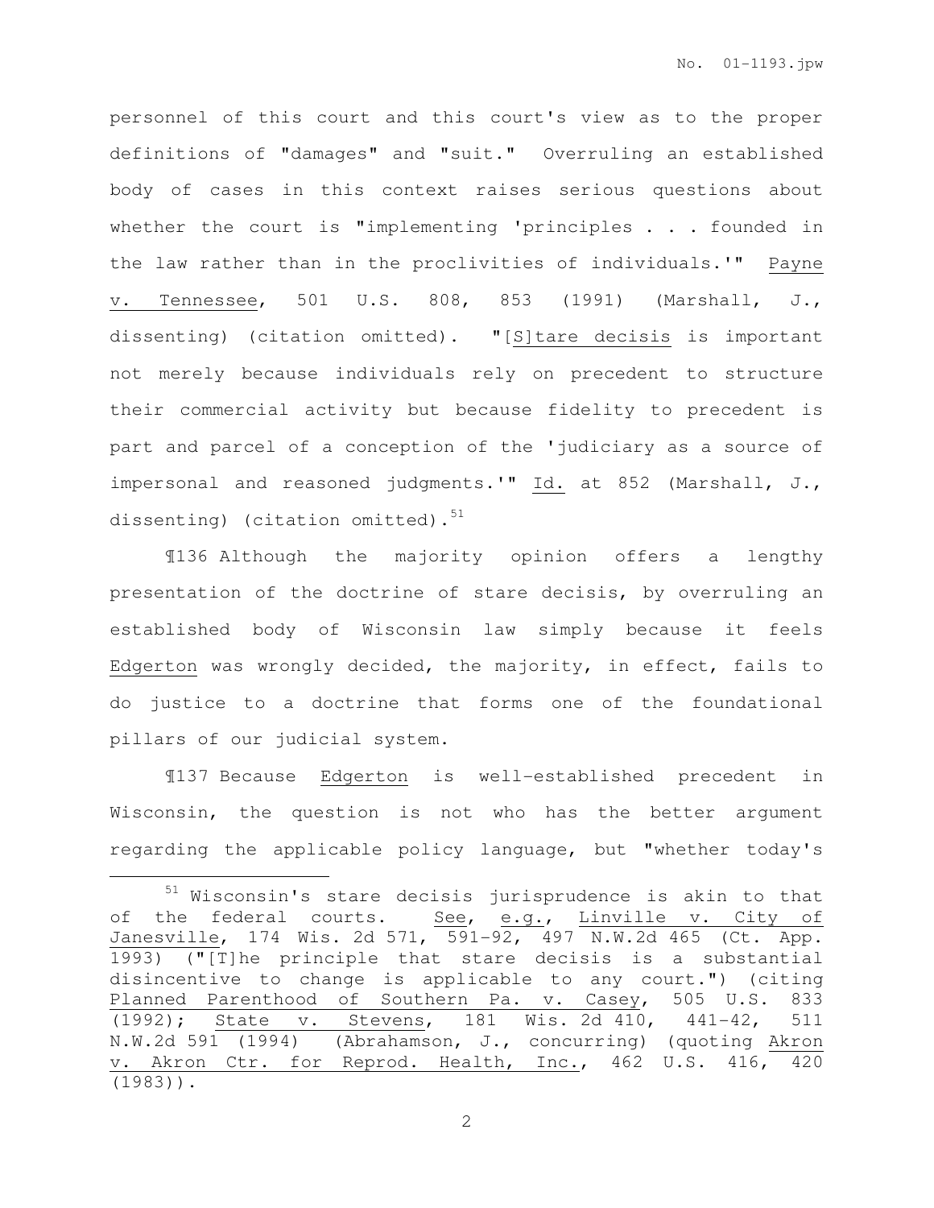personnel of this court and this court's view as to the proper definitions of "damages" and "suit." Overruling an established body of cases in this context raises serious questions about whether the court is "implementing 'principles . . . founded in the law rather than in the proclivities of individuals.'" Payne v. Tennessee, 501 U.S. 808, 853 (1991) (Marshall, J., dissenting) (citation omitted). "[S]tare decisis is important not merely because individuals rely on precedent to structure their commercial activity but because fidelity to precedent is part and parcel of a conception of the 'judiciary as a source of impersonal and reasoned judgments.'" Id. at 852 (Marshall, J., dissenting) (citation omitted).[51]

¶136 Although the majority opinion offers a lengthy presentation of the doctrine of stare decisis, by overruling an established body of Wisconsin law simply because it feels Edgerton was wrongly decided, the majority, in effect, fails to do justice to a doctrine that forms one of the foundational pillars of our judicial system.

¶137 Because Edgerton is well-established precedent in Wisconsin, the question is not who has the better argument regarding the applicable policy language, but "whether today's

---

[51] Wisconsin's stare decisis jurisprudence is akin to that of the federal courts. See, e.g., Linville v. City of Janesville, 174 Wis. 2d 571, 591-92, 497 N.W.2d 465 (Ct. App. 1993) ("[T]he principle that stare decisis is a substantial disincentive to change is applicable to any court.") (citing Planned Parenthood of Southern Pa. v. Casey, 505 U.S. 833 (1992); State v. Stevens, 181 Wis. 2d 410, 441-42, 511 N.W.2d 591 (1994) (Abrahamson, J., concurring) (quoting Akron v. Akron Ctr. for Reprod. Health, Inc., 462 U.S. 416, 420 (1983)).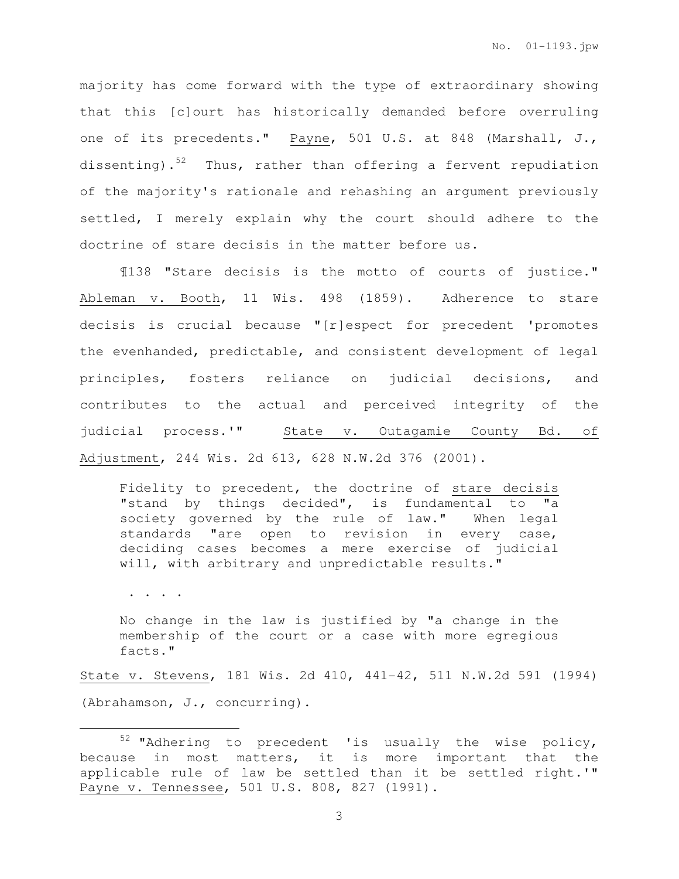majority has come forward with the type of extraordinary showing that this [c]ourt has historically demanded before overruling one of its precedents." Payne, 501 U.S. at 848 (Marshall, J., dissenting).[52] Thus, rather than offering a fervent repudiation of the majority's rationale and rehashing an argument previously settled, I merely explain why the court should adhere to the doctrine of stare decisis in the matter before us.

¶138 "Stare decisis is the motto of courts of justice." Ableman v. Booth, 11 Wis. 498 (1859). Adherence to stare decisis is crucial because "[r]espect for precedent 'promotes the evenhanded, predictable, and consistent development of legal principles, fosters reliance on judicial decisions, and contributes to the actual and perceived integrity of the judicial process.'" State v. Outagamie County Bd. of Adjustment, 244 Wis. 2d 613, 628 N.W.2d 376 (2001).

> Fidelity to precedent, the doctrine of stare decisis "stand by things decided", is fundamental to "a society governed by the rule of law." When legal standards "are open to revision in every case, deciding cases becomes a mere exercise of judicial will, with arbitrary and unpredictable results."
>
> . . . .
>
> No change in the law is justified by "a change in the membership of the court or a case with more egregious facts."

State v. Stevens, 181 Wis. 2d 410, 441-42, 511 N.W.2d 591 (1994) (Abrahamson, J., concurring).

---

[52] "Adhering to precedent 'is usually the wise policy, because in most matters, it is more important that the applicable rule of law be settled than it be settled right.'" Payne v. Tennessee, 501 U.S. 808, 827 (1991).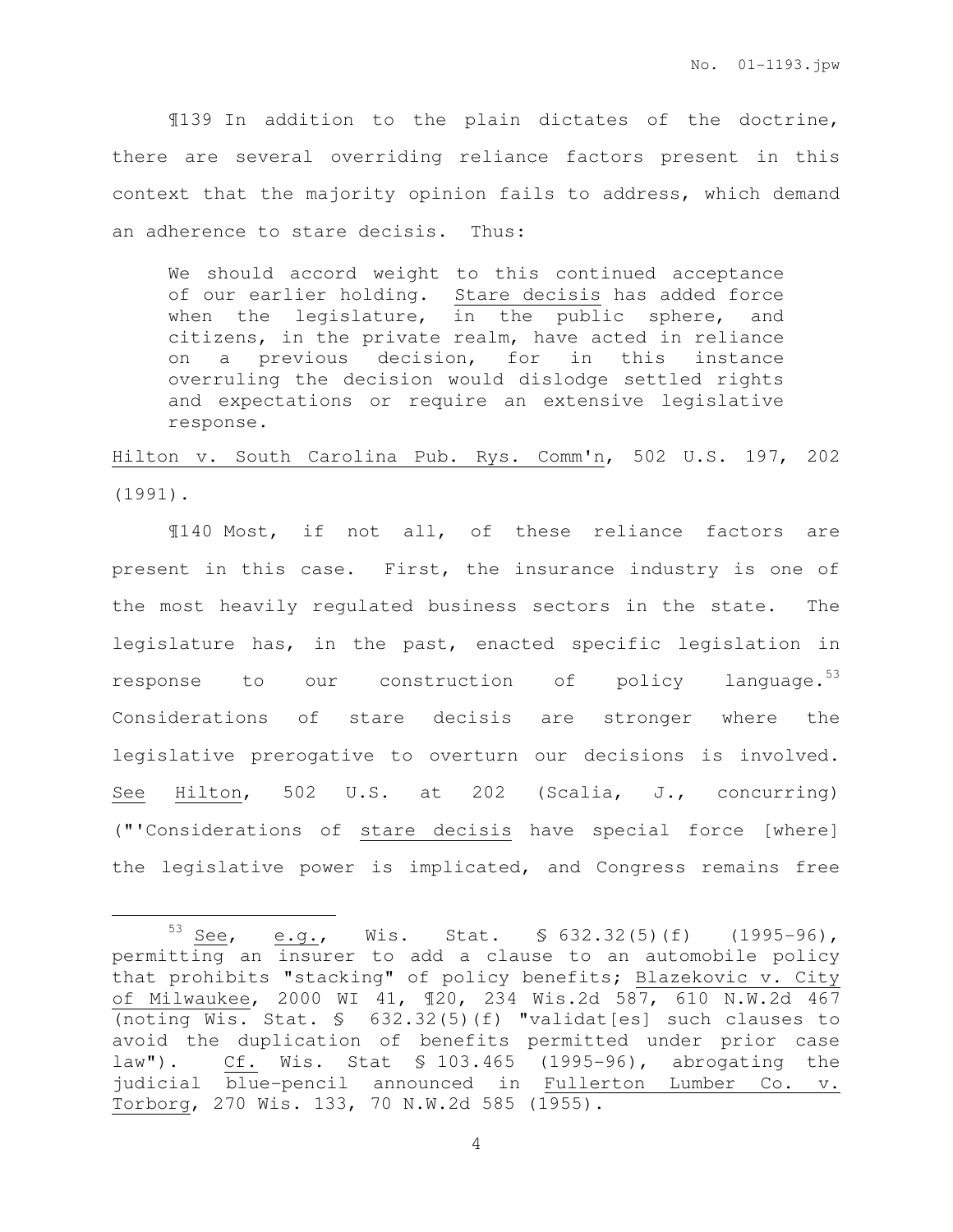¶139 In addition to the plain dictates of the doctrine, there are several overriding reliance factors present in this context that the majority opinion fails to address, which demand an adherence to stare decisis. Thus:

> We should accord weight to this continued acceptance of our earlier holding. Stare decisis has added force when the legislature, in the public sphere, and citizens, in the private realm, have acted in reliance on a previous decision, for in this instance overruling the decision would dislodge settled rights and expectations or require an extensive legislative response.

Hilton v. South Carolina Pub. Rys. Comm'n, 502 U.S. 197, 202 (1991).

¶140 Most, if not all, of these reliance factors are present in this case. First, the insurance industry is one of the most heavily regulated business sectors in the state. The legislature has, in the past, enacted specific legislation in response to our construction of policy language.[53] Considerations of stare decisis are stronger where the legislative prerogative to overturn our decisions is involved. See Hilton, 502 U.S. at 202 (Scalia, J., concurring) ("'Considerations of stare decisis have special force [where] the legislative power is implicated, and Congress remains free

---

[53] See, e.g., Wis. Stat. § 632.32(5)(f) (1995-96), permitting an insurer to add a clause to an automobile policy that prohibits "stacking" of policy benefits; Blazekovic v. City of Milwaukee, 2000 WI 41, ¶20, 234 Wis.2d 587, 610 N.W.2d 467 (noting Wis. Stat. § 632.32(5)(f) "validat[es] such clauses to avoid the duplication of benefits permitted under prior case law"). Cf. Wis. Stat § 103.465 (1995-96), abrogating the judicial blue-pencil announced in Fullerton Lumber Co. v. Torborg, 270 Wis. 133, 70 N.W.2d 585 (1955).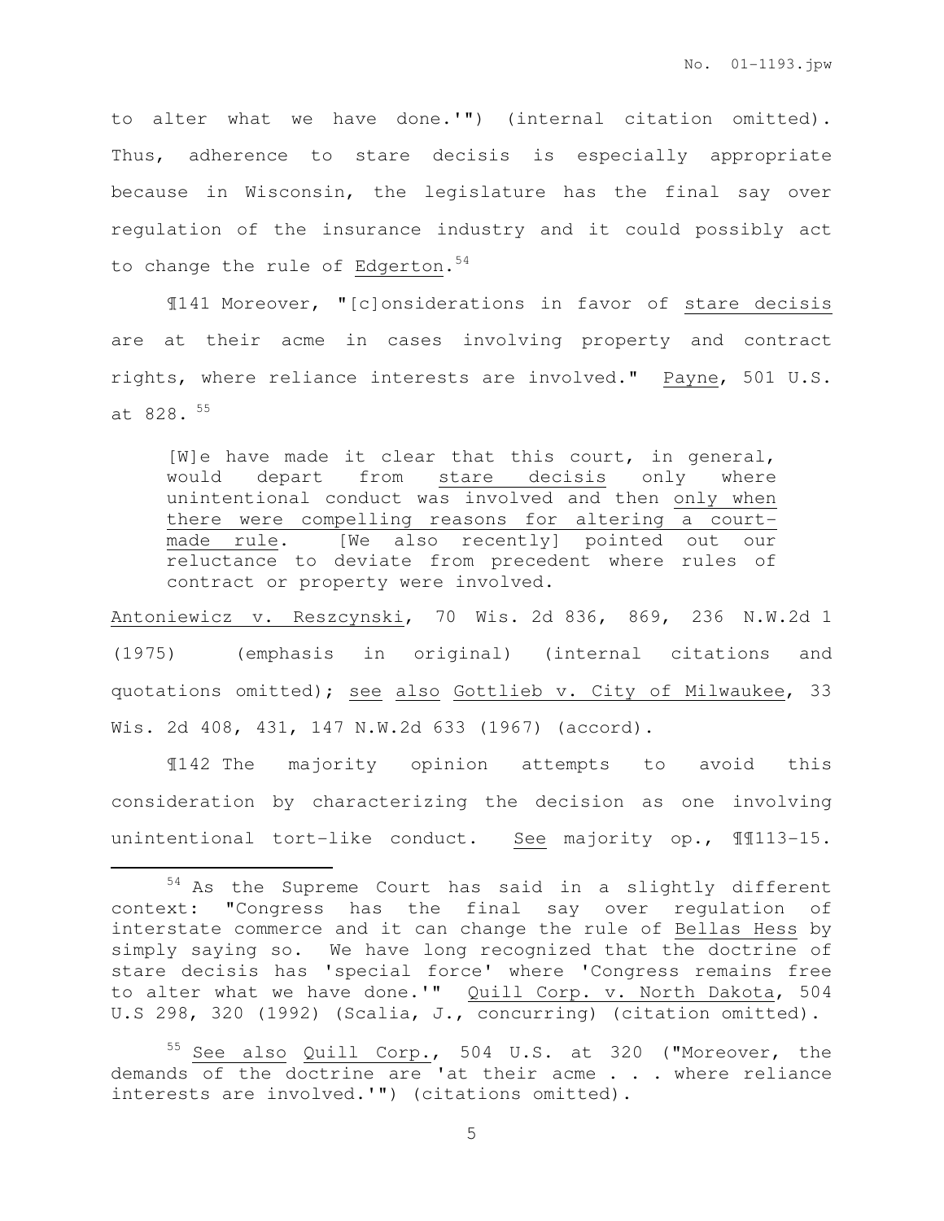to alter what we have done.'") (internal citation omitted). Thus, adherence to stare decisis is especially appropriate because in Wisconsin, the legislature has the final say over regulation of the insurance industry and it could possibly act to change the rule of Edgerton.[54]

¶141 Moreover, "[c]onsiderations in favor of stare decisis are at their acme in cases involving property and contract rights, where reliance interests are involved." Payne, 501 U.S. at 828.[55]

> [W]e have made it clear that this court, in general, would depart from stare decisis only where unintentional conduct was involved and then only when there were compelling reasons for altering a court-made rule. [We also recently] pointed out our reluctance to deviate from precedent where rules of contract or property were involved.

Antoniewicz v. Reszcynski, 70 Wis. 2d 836, 869, 236 N.W.2d 1 (1975) (emphasis in original) (internal citations and quotations omitted); see also Gottlieb v. City of Milwaukee, 33 Wis. 2d 408, 431, 147 N.W.2d 633 (1967) (accord).

¶142 The majority opinion attempts to avoid this consideration by characterizing the decision as one involving unintentional tort-like conduct. See majority op., ¶¶113-15.

---

[54] As the Supreme Court has said in a slightly different context: "Congress has the final say over regulation of interstate commerce and it can change the rule of Bellas Hess by simply saying so. We have long recognized that the doctrine of stare decisis has 'special force' where 'Congress remains free to alter what we have done.'" Quill Corp. v. North Dakota, 504 U.S 298, 320 (1992) (Scalia, J., concurring) (citation omitted).

[55] See also Quill Corp., 504 U.S. at 320 ("Moreover, the demands of the doctrine are 'at their acme . . . where reliance interests are involved.'") (citations omitted).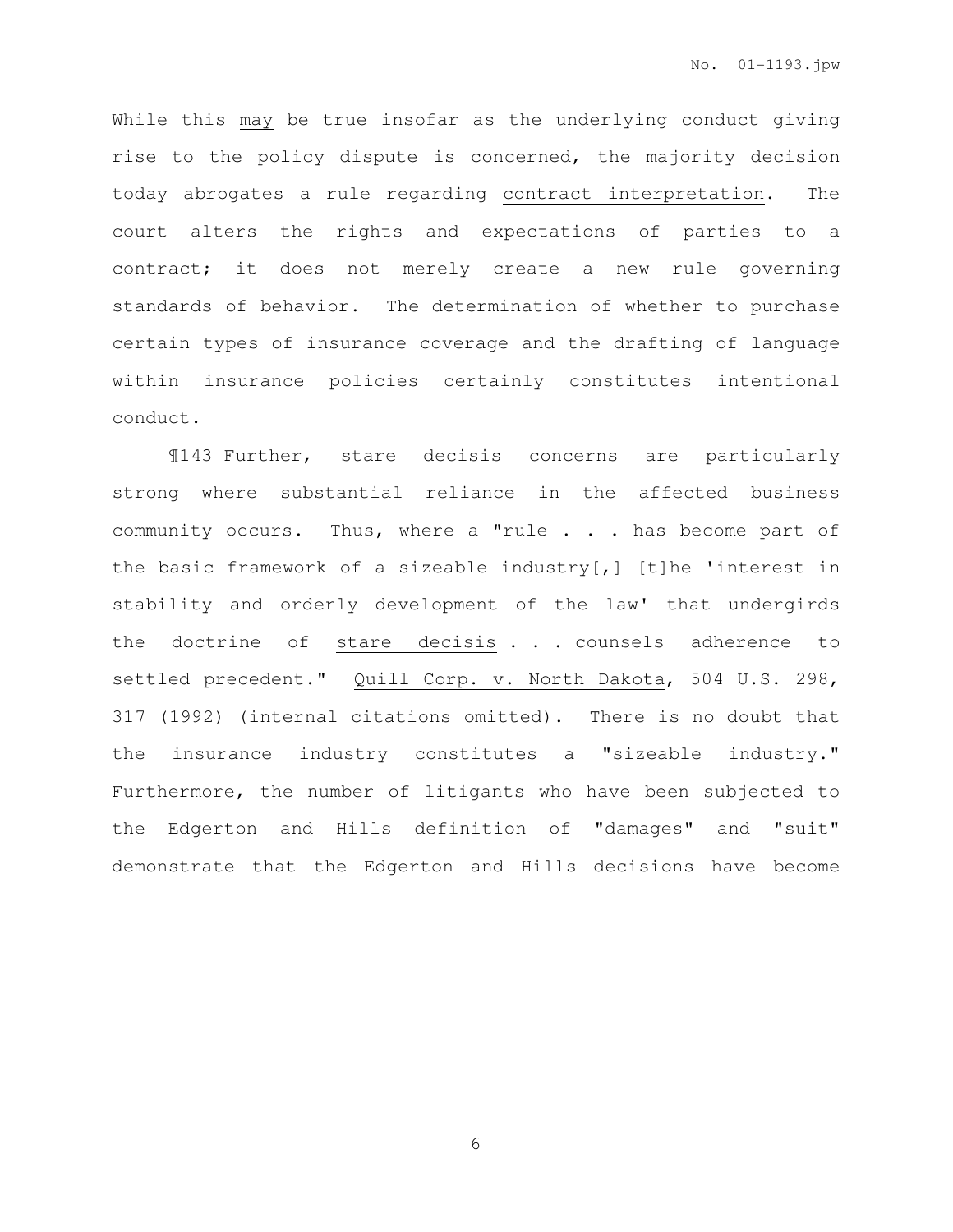While this *may* be true insofar as the underlying conduct giving rise to the policy dispute is concerned, the majority decision today abrogates a rule regarding *contract interpretation*. The court alters the rights and expectations of parties to a contract; it does not merely create a new rule governing standards of behavior. The determination of whether to purchase certain types of insurance coverage and the drafting of language within insurance policies certainly constitutes intentional conduct.

¶143 Further, stare decisis concerns are particularly strong where substantial reliance in the affected business community occurs. Thus, where a "rule . . . has become part of the basic framework of a sizeable industry[,] [t]he 'interest in stability and orderly development of the law' that undergirds the doctrine of *stare decisis* . . . counsels adherence to settled precedent." *Quill Corp. v. North Dakota*, 504 U.S. 298, 317 (1992) (internal citations omitted). There is no doubt that the insurance industry constitutes a "sizeable industry." Furthermore, the number of litigants who have been subjected to the *Edgerton* and *Hills* definition of "damages" and "suit" demonstrate that the *Edgerton* and *Hills* decisions have become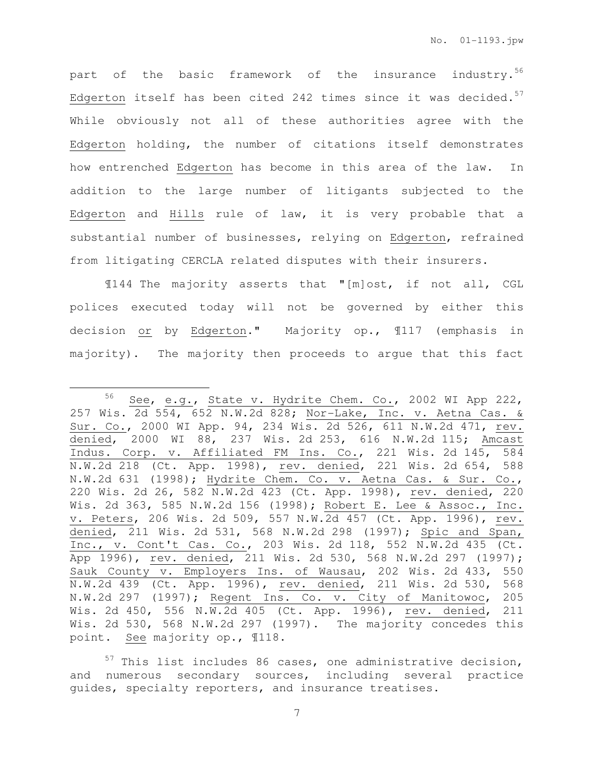part of the basic framework of the insurance industry.[56] Edgerton itself has been cited 242 times since it was decided.[57] While obviously not all of these authorities agree with the Edgerton holding, the number of citations itself demonstrates how entrenched Edgerton has become in this area of the law. In addition to the large number of litigants subjected to the Edgerton and Hills rule of law, it is very probable that a substantial number of businesses, relying on Edgerton, refrained from litigating CERCLA related disputes with their insurers.

¶144 The majority asserts that "[m]ost, if not all, CGL polices executed today will not be governed by either this decision or by Edgerton." Majority op., ¶117 (emphasis in majority). The majority then proceeds to argue that this fact

---

[56] See, e.g., State v. Hydrite Chem. Co., 2002 WI App 222, 257 Wis. 2d 554, 652 N.W.2d 828; Nor-Lake, Inc. v. Aetna Cas. & Sur. Co., 2000 WI App. 94, 234 Wis. 2d 526, 611 N.W.2d 471, rev. denied, 2000 WI 88, 237 Wis. 2d 253, 616 N.W.2d 115; Amcast Indus. Corp. v. Affiliated FM Ins. Co., 221 Wis. 2d 145, 584 N.W.2d 218 (Ct. App. 1998), rev. denied, 221 Wis. 2d 654, 588 N.W.2d 631 (1998); Hydrite Chem. Co. v. Aetna Cas. & Sur. Co., 220 Wis. 2d 26, 582 N.W.2d 423 (Ct. App. 1998), rev. denied, 220 Wis. 2d 363, 585 N.W.2d 156 (1998); Robert E. Lee & Assoc., Inc. v. Peters, 206 Wis. 2d 509, 557 N.W.2d 457 (Ct. App. 1996), rev. denied, 211 Wis. 2d 531, 568 N.W.2d 298 (1997); Spic and Span, Inc., v. Cont't Cas. Co., 203 Wis. 2d 118, 552 N.W.2d 435 (Ct. App 1996), rev. denied, 211 Wis. 2d 530, 568 N.W.2d 297 (1997); Sauk County v. Employers Ins. of Wausau, 202 Wis. 2d 433, 550 N.W.2d 439 (Ct. App. 1996), rev. denied, 211 Wis. 2d 530, 568 N.W.2d 297 (1997); Regent Ins. Co. v. City of Manitowoc, 205 Wis. 2d 450, 556 N.W.2d 405 (Ct. App. 1996), rev. denied, 211 Wis. 2d 530, 568 N.W.2d 297 (1997). The majority concedes this point. See majority op., ¶118.

[57] This list includes 86 cases, one administrative decision, and numerous secondary sources, including several practice guides, specialty reporters, and insurance treatises.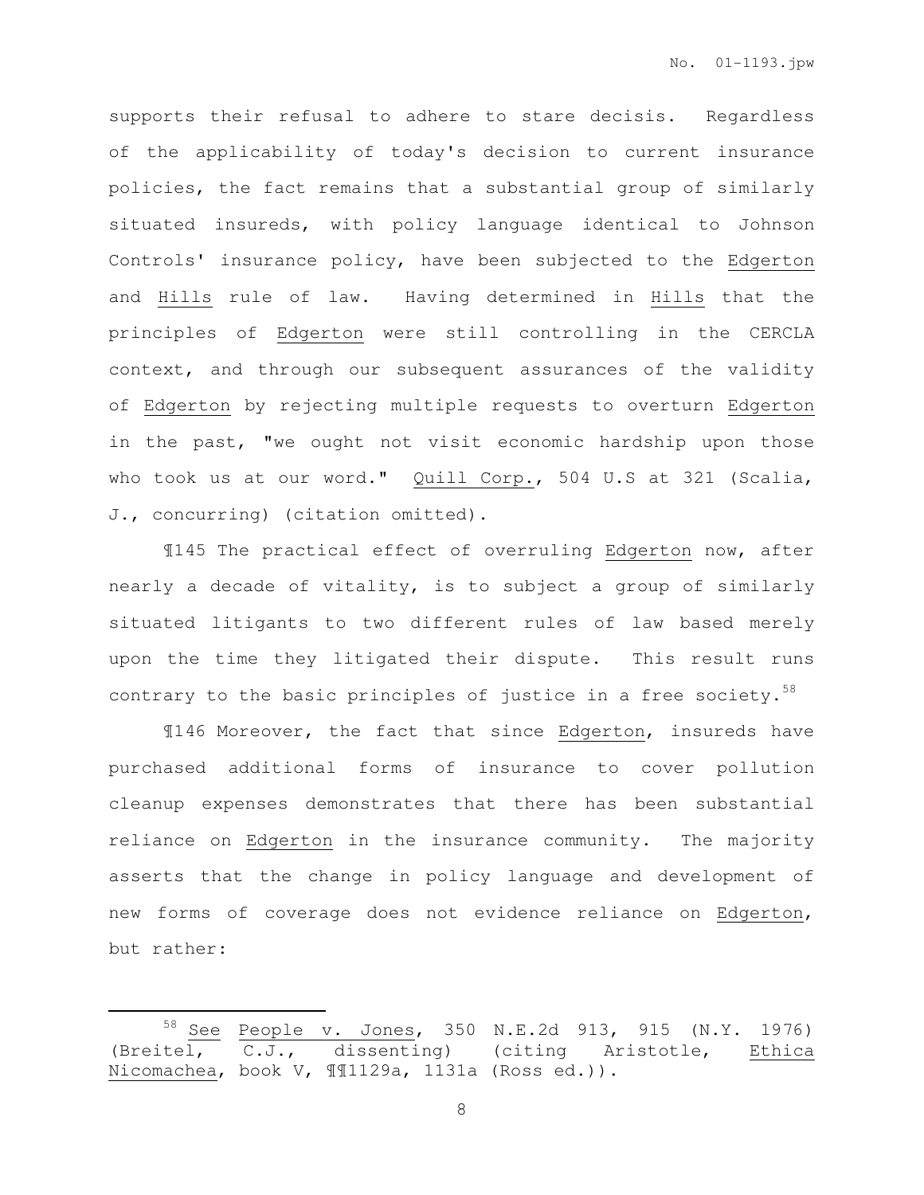supports their refusal to adhere to stare decisis. Regardless of the applicability of today's decision to current insurance policies, the fact remains that a substantial group of similarly situated insureds, with policy language identical to Johnson Controls' insurance policy, have been subjected to the Edgerton and Hills rule of law. Having determined in Hills that the principles of Edgerton were still controlling in the CERCLA context, and through our subsequent assurances of the validity of Edgerton by rejecting multiple requests to overturn Edgerton in the past, "we ought not visit economic hardship upon those who took us at our word." Quill Corp., 504 U.S at 321 (Scalia, J., concurring) (citation omitted).

¶145 The practical effect of overruling Edgerton now, after nearly a decade of vitality, is to subject a group of similarly situated litigants to two different rules of law based merely upon the time they litigated their dispute. This result runs contrary to the basic principles of justice in a free society.[58]

¶146 Moreover, the fact that since Edgerton, insureds have purchased additional forms of insurance to cover pollution cleanup expenses demonstrates that there has been substantial reliance on Edgerton in the insurance community. The majority asserts that the change in policy language and development of new forms of coverage does not evidence reliance on Edgerton, but rather:

---

[58] See People v. Jones, 350 N.E.2d 913, 915 (N.Y. 1976) (Breitel, C.J., dissenting) (citing Aristotle, Ethica Nicomachea, book V, ¶¶1129a, 1131a (Ross ed.)).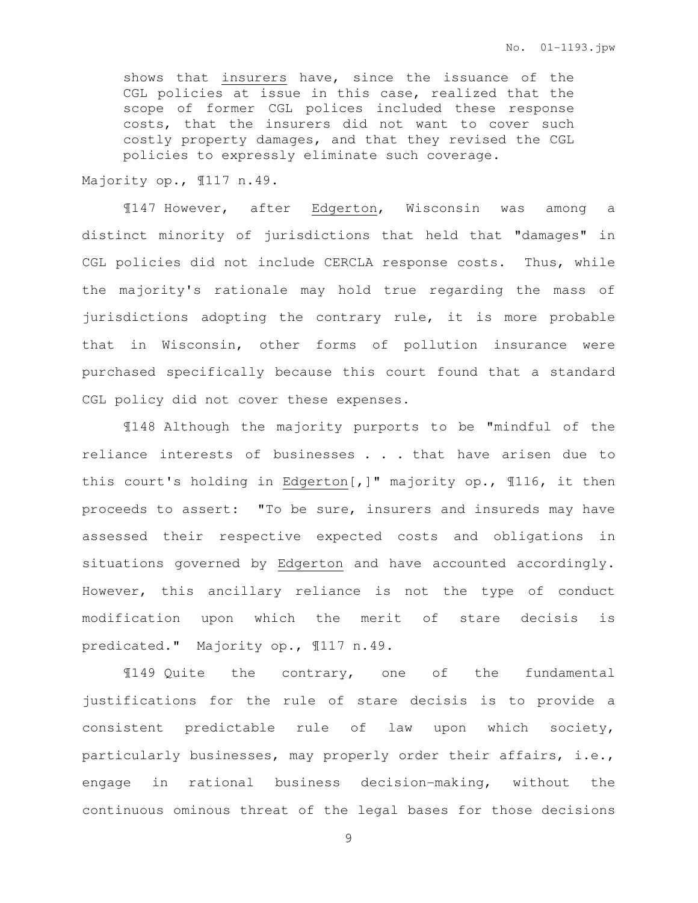shows that _insurers_ have, since the issuance of the CGL policies at issue in this case, realized that the scope of former CGL polices included these response costs, that the insurers did not want to cover such costly property damages, and that they revised the CGL policies to expressly eliminate such coverage.

Majority op., ¶117 n.49.

¶147 However, after _Edgerton_, Wisconsin was among a distinct minority of jurisdictions that held that "damages" in CGL policies did not include CERCLA response costs. Thus, while the majority's rationale may hold true regarding the mass of jurisdictions adopting the contrary rule, it is more probable that in Wisconsin, other forms of pollution insurance were purchased specifically because this court found that a standard CGL policy did not cover these expenses.

¶148 Although the majority purports to be "mindful of the reliance interests of businesses . . . that have arisen due to this court's holding in _Edgerton_[,]" majority op., ¶116, it then proceeds to assert: "To be sure, insurers and insureds may have assessed their respective expected costs and obligations in situations governed by _Edgerton_ and have accounted accordingly. However, this ancillary reliance is not the type of conduct modification upon which the merit of stare decisis is predicated." Majority op., ¶117 n.49.

¶149 Quite the contrary, one of the fundamental justifications for the rule of stare decisis is to provide a consistent predictable rule of law upon which society, particularly businesses, may properly order their affairs, i.e., engage in rational business decision-making, without the continuous ominous threat of the legal bases for those decisions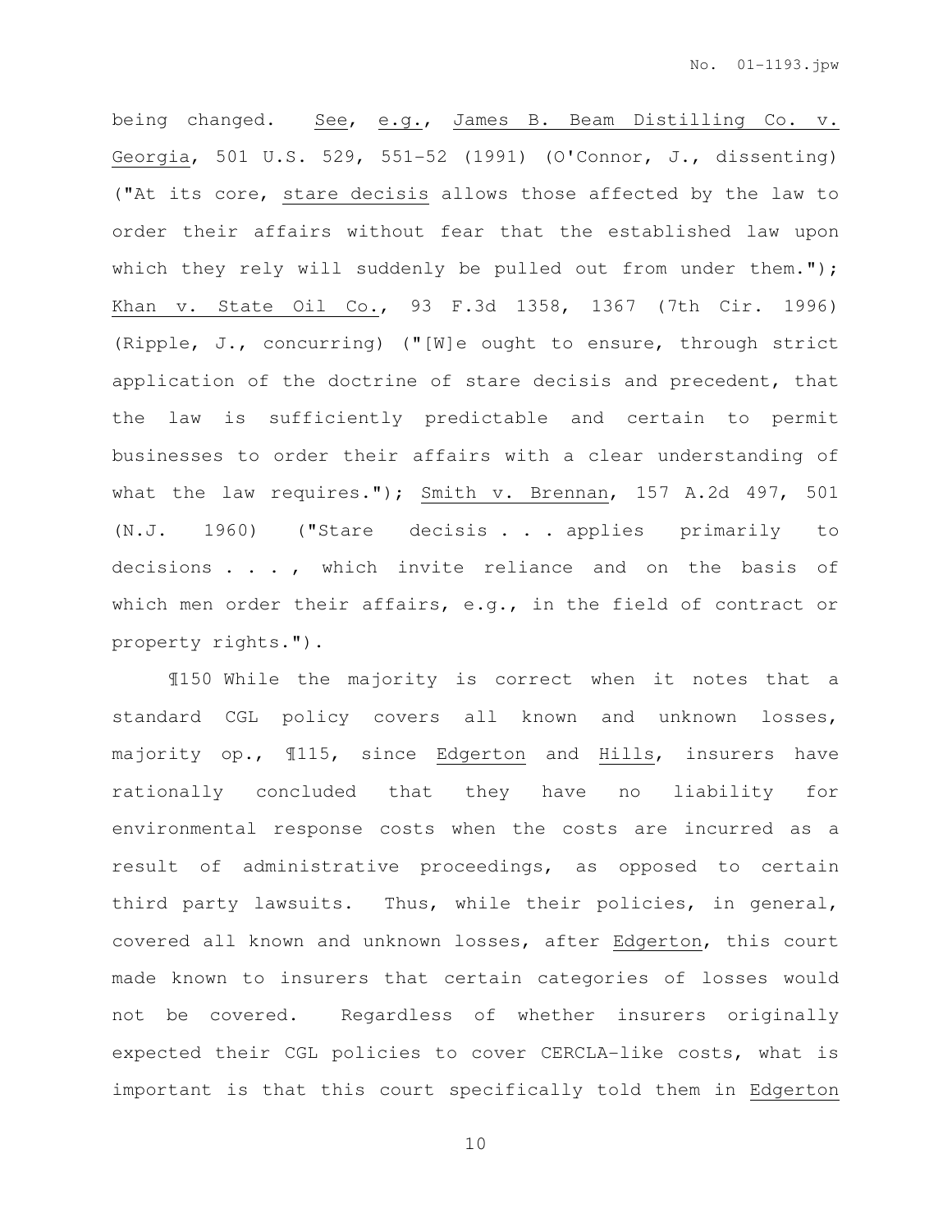being changed. _See_, _e.g._, _James B. Beam Distilling Co. v. Georgia_, 501 U.S. 529, 551-52 (1991) (O'Connor, J., dissenting) ("At its core, _stare decisis_ allows those affected by the law to order their affairs without fear that the established law upon which they rely will suddenly be pulled out from under them."); _Khan v. State Oil Co._, 93 F.3d 1358, 1367 (7th Cir. 1996) (Ripple, J., concurring) ("[W]e ought to ensure, through strict application of the doctrine of stare decisis and precedent, that the law is sufficiently predictable and certain to permit businesses to order their affairs with a clear understanding of what the law requires."); _Smith v. Brennan_, 157 A.2d 497, 501 (N.J. 1960) ("Stare decisis . . . applies primarily to decisions . . . , which invite reliance and on the basis of which men order their affairs, e.g., in the field of contract or property rights.").

¶150 While the majority is correct when it notes that a standard CGL policy covers all known and unknown losses, majority op., ¶115, since _Edgerton_ and _Hills_, insurers have rationally concluded that they have no liability for environmental response costs when the costs are incurred as a result of administrative proceedings, as opposed to certain third party lawsuits. Thus, while their policies, in general, covered all known and unknown losses, after _Edgerton_, this court made known to insurers that certain categories of losses would not be covered. Regardless of whether insurers originally expected their CGL policies to cover CERCLA-like costs, what is important is that this court specifically told them in _Edgerton_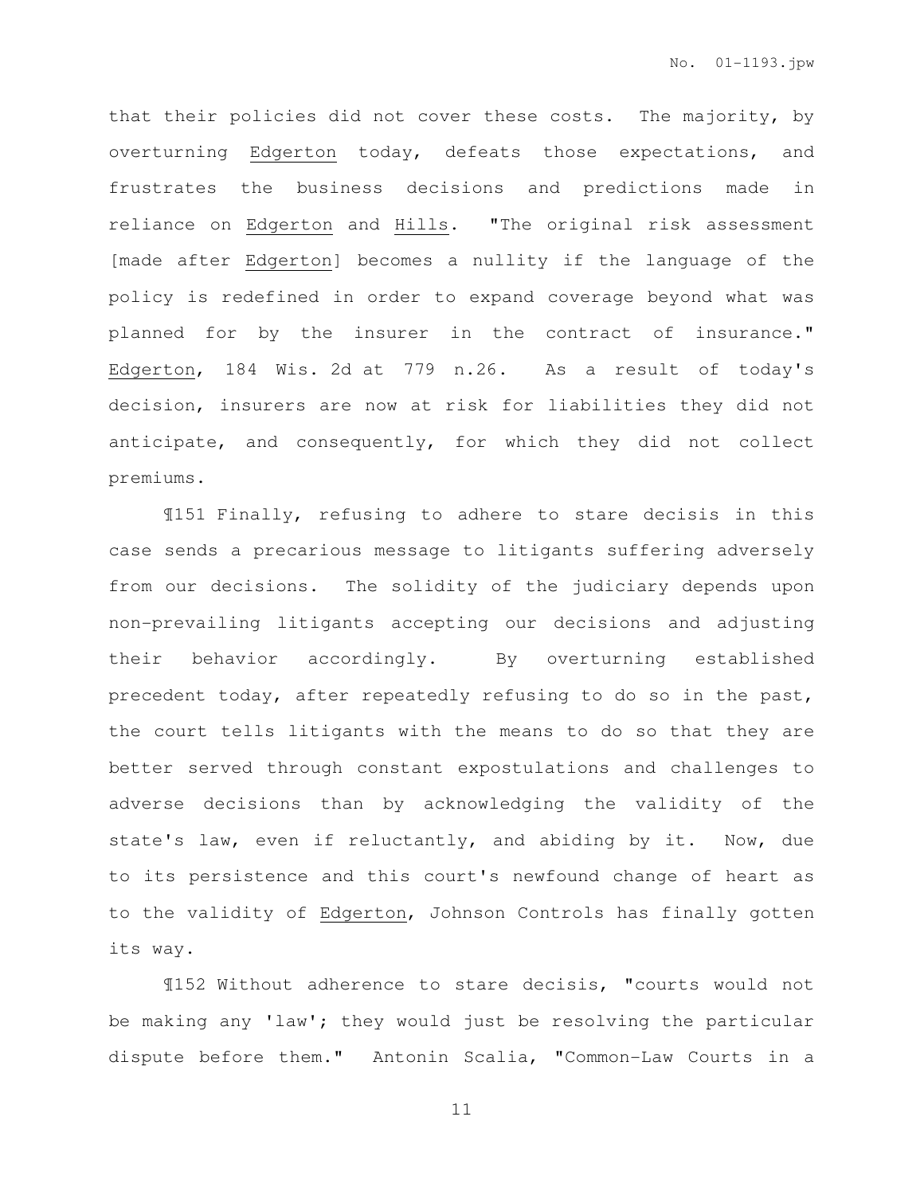that their policies did not cover these costs. The majority, by overturning Edgerton today, defeats those expectations, and frustrates the business decisions and predictions made in reliance on Edgerton and Hills. "The original risk assessment [made after Edgerton] becomes a nullity if the language of the policy is redefined in order to expand coverage beyond what was planned for by the insurer in the contract of insurance." Edgerton, 184 Wis. 2d at 779 n.26. As a result of today's decision, insurers are now at risk for liabilities they did not anticipate, and consequently, for which they did not collect premiums.

¶151 Finally, refusing to adhere to stare decisis in this case sends a precarious message to litigants suffering adversely from our decisions. The solidity of the judiciary depends upon non-prevailing litigants accepting our decisions and adjusting their behavior accordingly. By overturning established precedent today, after repeatedly refusing to do so in the past, the court tells litigants with the means to do so that they are better served through constant expostulations and challenges to adverse decisions than by acknowledging the validity of the state's law, even if reluctantly, and abiding by it. Now, due to its persistence and this court's newfound change of heart as to the validity of Edgerton, Johnson Controls has finally gotten its way.

¶152 Without adherence to stare decisis, "courts would not be making any 'law'; they would just be resolving the particular dispute before them." Antonin Scalia, "Common-Law Courts in a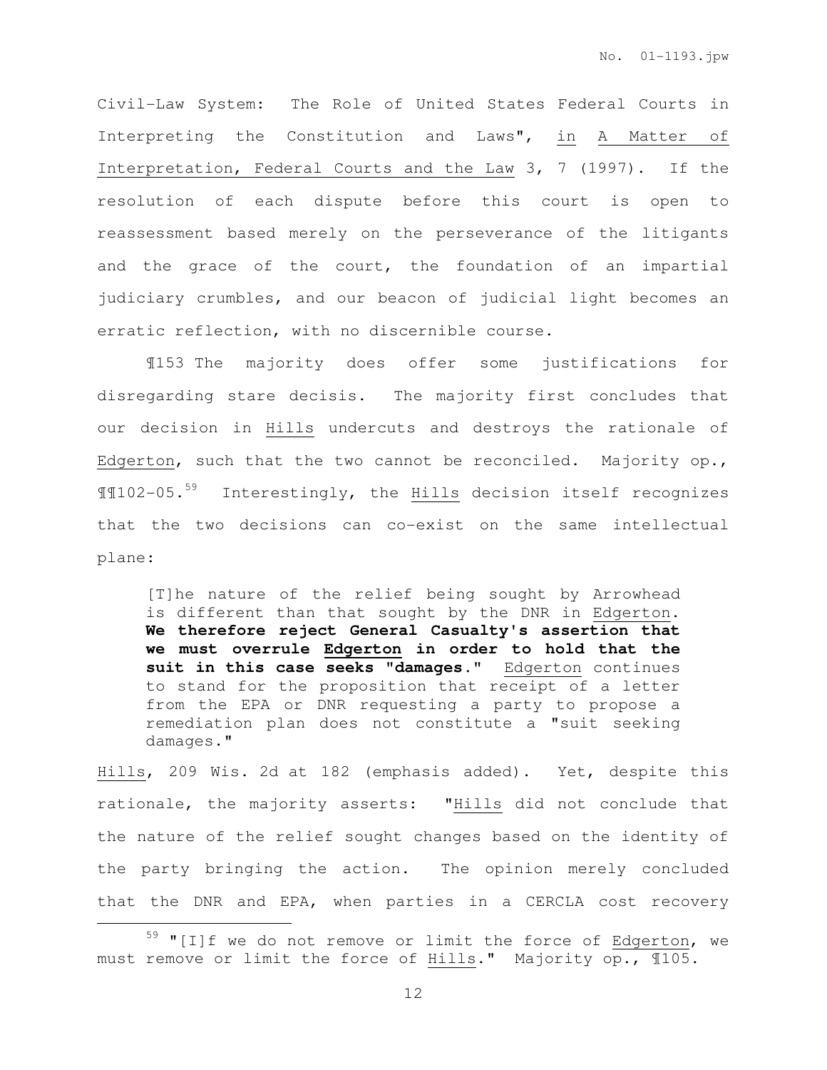Civil-Law System: The Role of United States Federal Courts in Interpreting the Constitution and Laws", in A Matter of Interpretation, Federal Courts and the Law 3, 7 (1997). If the resolution of each dispute before this court is open to reassessment based merely on the perseverance of the litigants and the grace of the court, the foundation of an impartial judiciary crumbles, and our beacon of judicial light becomes an erratic reflection, with no discernible course.

¶153 The majority does offer some justifications for disregarding stare decisis. The majority first concludes that our decision in Hills undercuts and destroys the rationale of Edgerton, such that the two cannot be reconciled. Majority op., ¶¶102-05.[59] Interestingly, the Hills decision itself recognizes that the two decisions can co-exist on the same intellectual plane:

> [T]he nature of the relief being sought by Arrowhead is different than that sought by the DNR in Edgerton. **We therefore reject General Casualty's assertion that we must overrule Edgerton in order to hold that the suit in this case seeks "damages."** Edgerton continues to stand for the proposition that receipt of a letter from the EPA or DNR requesting a party to propose a remediation plan does not constitute a "suit seeking damages."

Hills, 209 Wis. 2d at 182 (emphasis added). Yet, despite this rationale, the majority asserts: "Hills did not conclude that the nature of the relief sought changes based on the identity of the party bringing the action. The opinion merely concluded that the DNR and EPA, when parties in a CERCLA cost recovery

[59] "[I]f we do not remove or limit the force of Edgerton, we must remove or limit the force of Hills." Majority op., ¶105.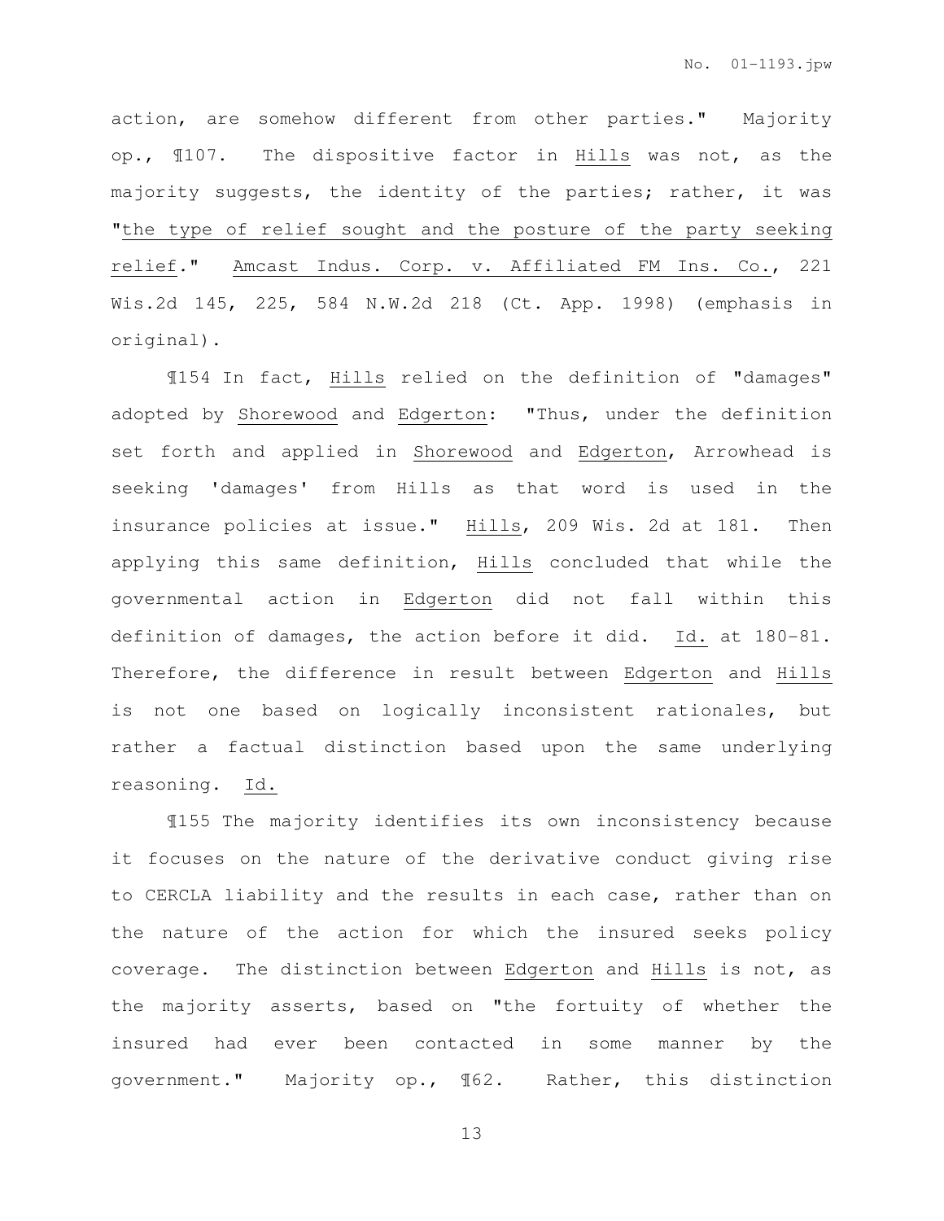action, are somehow different from other parties." Majority op., ¶107. The dispositive factor in Hills was not, as the majority suggests, the identity of the parties; rather, it was "the type of relief sought and the posture of the party seeking relief." Amcast Indus. Corp. v. Affiliated FM Ins. Co., 221 Wis.2d 145, 225, 584 N.W.2d 218 (Ct. App. 1998) (emphasis in original).

¶154 In fact, Hills relied on the definition of "damages" adopted by Shorewood and Edgerton: "Thus, under the definition set forth and applied in Shorewood and Edgerton, Arrowhead is seeking 'damages' from Hills as that word is used in the insurance policies at issue." Hills, 209 Wis. 2d at 181. Then applying this same definition, Hills concluded that while the governmental action in Edgerton did not fall within this definition of damages, the action before it did. Id. at 180-81. Therefore, the difference in result between Edgerton and Hills is not one based on logically inconsistent rationales, but rather a factual distinction based upon the same underlying reasoning. Id.

¶155 The majority identifies its own inconsistency because it focuses on the nature of the derivative conduct giving rise to CERCLA liability and the results in each case, rather than on the nature of the action for which the insured seeks policy coverage. The distinction between Edgerton and Hills is not, as the majority asserts, based on "the fortuity of whether the insured had ever been contacted in some manner by the government." Majority op., ¶62. Rather, this distinction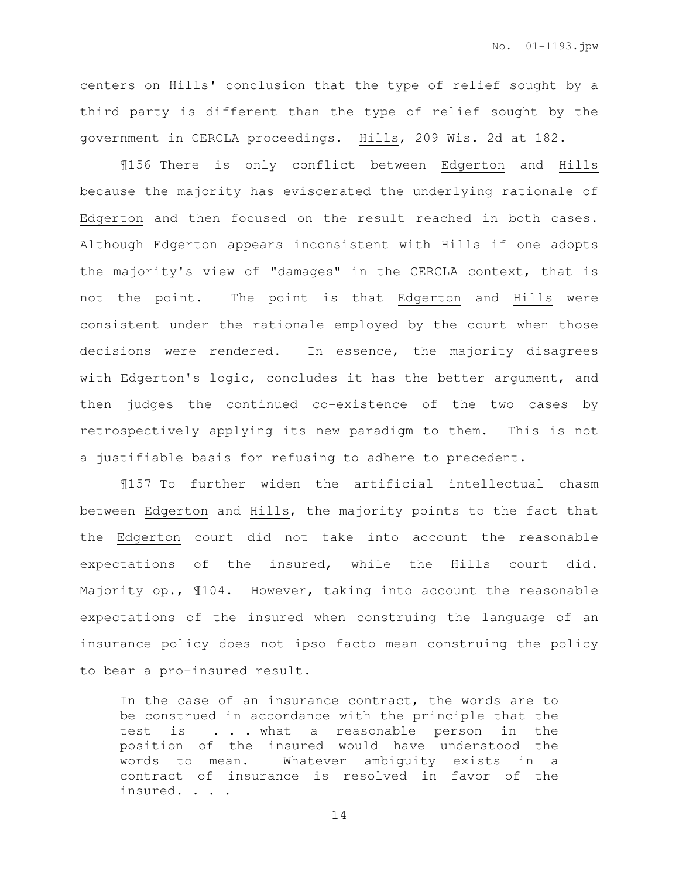centers on Hills' conclusion that the type of relief sought by a third party is different than the type of relief sought by the government in CERCLA proceedings. Hills, 209 Wis. 2d at 182.

¶156 There is only conflict between Edgerton and Hills because the majority has eviscerated the underlying rationale of Edgerton and then focused on the result reached in both cases. Although Edgerton appears inconsistent with Hills if one adopts the majority's view of "damages" in the CERCLA context, that is not the point. The point is that Edgerton and Hills were consistent under the rationale employed by the court when those decisions were rendered. In essence, the majority disagrees with Edgerton's logic, concludes it has the better argument, and then judges the continued co-existence of the two cases by retrospectively applying its new paradigm to them. This is not a justifiable basis for refusing to adhere to precedent.

¶157 To further widen the artificial intellectual chasm between Edgerton and Hills, the majority points to the fact that the Edgerton court did not take into account the reasonable expectations of the insured, while the Hills court did. Majority op., ¶104. However, taking into account the reasonable expectations of the insured when construing the language of an insurance policy does not ipso facto mean construing the policy to bear a pro-insured result.

> In the case of an insurance contract, the words are to be construed in accordance with the principle that the test is . . . what a reasonable person in the position of the insured would have understood the words to mean. Whatever ambiguity exists in a contract of insurance is resolved in favor of the insured. . . .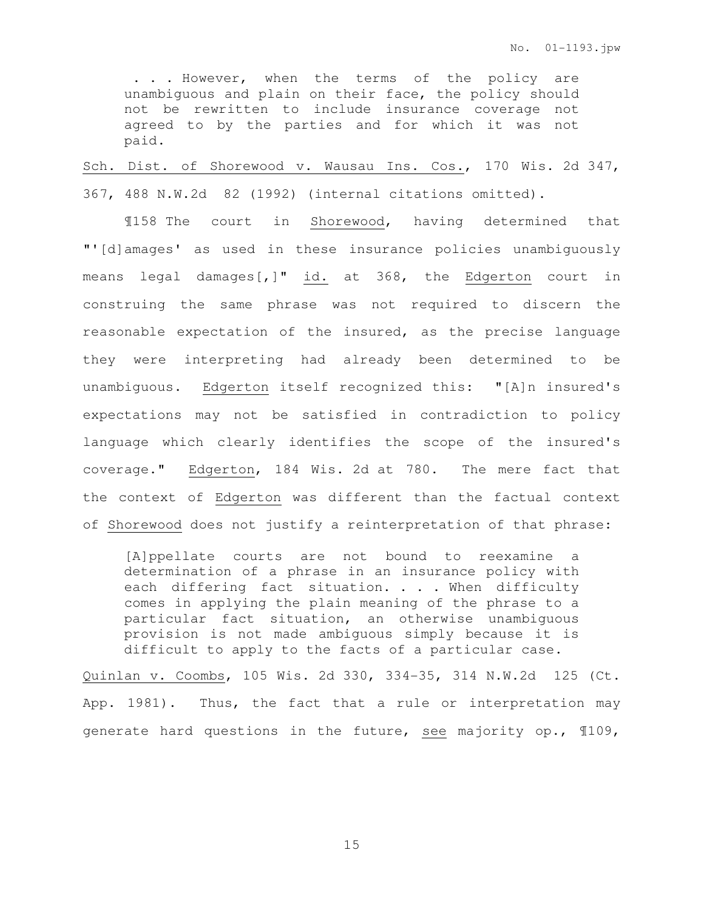> . . . However, when the terms of the policy are unambiguous and plain on their face, the policy should not be rewritten to include insurance coverage not agreed to by the parties and for which it was not paid.

Sch. Dist. of Shorewood v. Wausau Ins. Cos., 170 Wis. 2d 347, 367, 488 N.W.2d 82 (1992) (internal citations omitted).

¶158 The court in Shorewood, having determined that "'[d]amages' as used in these insurance policies unambiguously means legal damages[,]" id. at 368, the Edgerton court in construing the same phrase was not required to discern the reasonable expectation of the insured, as the precise language they were interpreting had already been determined to be unambiguous. Edgerton itself recognized this: "[A]n insured's expectations may not be satisfied in contradiction to policy language which clearly identifies the scope of the insured's coverage." Edgerton, 184 Wis. 2d at 780. The mere fact that the context of Edgerton was different than the factual context of Shorewood does not justify a reinterpretation of that phrase:

> [A]ppellate courts are not bound to reexamine a determination of a phrase in an insurance policy with each differing fact situation. . . . When difficulty comes in applying the plain meaning of the phrase to a particular fact situation, an otherwise unambiguous provision is not made ambiguous simply because it is difficult to apply to the facts of a particular case.

Quinlan v. Coombs, 105 Wis. 2d 330, 334-35, 314 N.W.2d 125 (Ct. App. 1981). Thus, the fact that a rule or interpretation may generate hard questions in the future, see majority op., ¶109,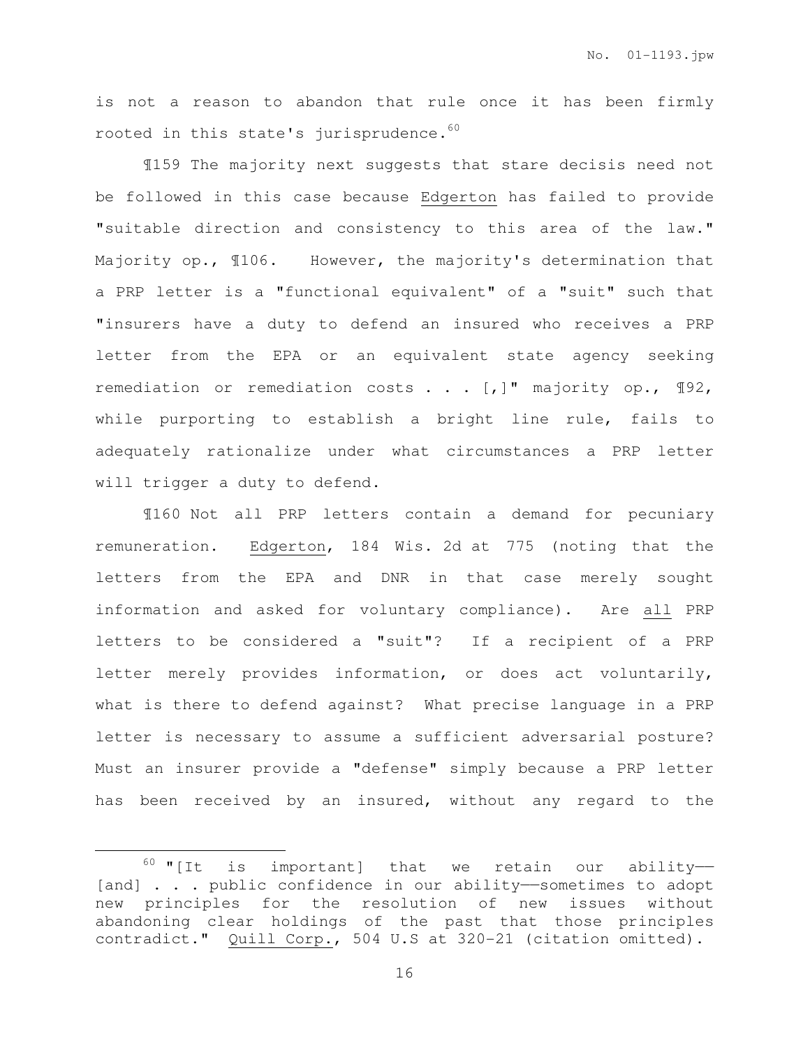is not a reason to abandon that rule once it has been firmly rooted in this state's jurisprudence.[60]

¶159 The majority next suggests that stare decisis need not be followed in this case because Edgerton has failed to provide "suitable direction and consistency to this area of the law." Majority op., ¶106. However, the majority's determination that a PRP letter is a "functional equivalent" of a "suit" such that "insurers have a duty to defend an insured who receives a PRP letter from the EPA or an equivalent state agency seeking remediation or remediation costs . . . [,]" majority op., ¶92, while purporting to establish a bright line rule, fails to adequately rationalize under what circumstances a PRP letter will trigger a duty to defend.

¶160 Not all PRP letters contain a demand for pecuniary remuneration. Edgerton, 184 Wis. 2d at 775 (noting that the letters from the EPA and DNR in that case merely sought information and asked for voluntary compliance). Are all PRP letters to be considered a "suit"? If a recipient of a PRP letter merely provides information, or does act voluntarily, what is there to defend against? What precise language in a PRP letter is necessary to assume a sufficient adversarial posture? Must an insurer provide a "defense" simply because a PRP letter has been received by an insured, without any regard to the

---

[60] "[It is important] that we retain our ability—— [and] . . . public confidence in our ability——sometimes to adopt new principles for the resolution of new issues without abandoning clear holdings of the past that those principles contradict." Quill Corp., 504 U.S at 320-21 (citation omitted).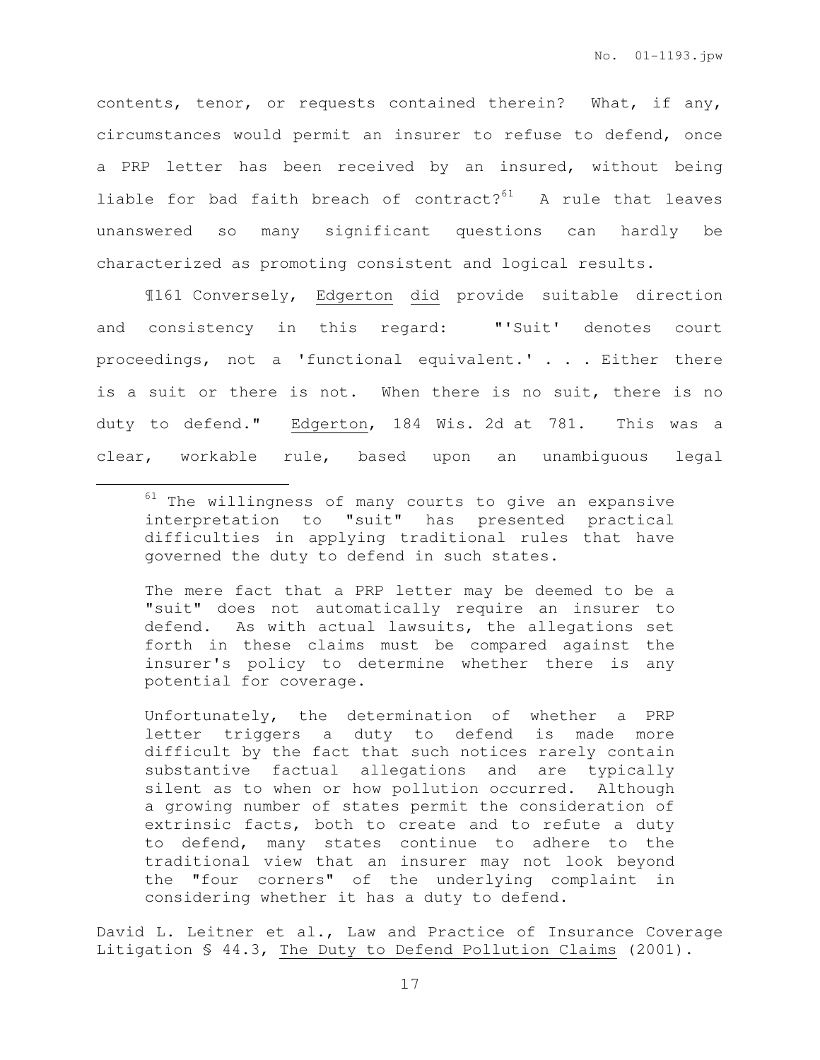contents, tenor, or requests contained therein? What, if any, circumstances would permit an insurer to refuse to defend, once a PRP letter has been received by an insured, without being liable for bad faith breach of contract?[61] A rule that leaves unanswered so many significant questions can hardly be characterized as promoting consistent and logical results.

¶161 Conversely, Edgerton did provide suitable direction and consistency in this regard: "'Suit' denotes court proceedings, not a 'functional equivalent.' . . . Either there is a suit or there is not. When there is no suit, there is no duty to defend." Edgerton, 184 Wis. 2d at 781. This was a clear, workable rule, based upon an unambiguous legal

---

[61] The willingness of many courts to give an expansive interpretation to "suit" has presented practical difficulties in applying traditional rules that have governed the duty to defend in such states.

> The mere fact that a PRP letter may be deemed to be a "suit" does not automatically require an insurer to defend. As with actual lawsuits, the allegations set forth in these claims must be compared against the insurer's policy to determine whether there is any potential for coverage.
>
> Unfortunately, the determination of whether a PRP letter triggers a duty to defend is made more difficult by the fact that such notices rarely contain substantive factual allegations and are typically silent as to when or how pollution occurred. Although a growing number of states permit the consideration of extrinsic facts, both to create and to refute a duty to defend, many states continue to adhere to the traditional view that an insurer may not look beyond the "four corners" of the underlying complaint in considering whether it has a duty to defend.

David L. Leitner et al., Law and Practice of Insurance Coverage Litigation § 44.3, The Duty to Defend Pollution Claims (2001).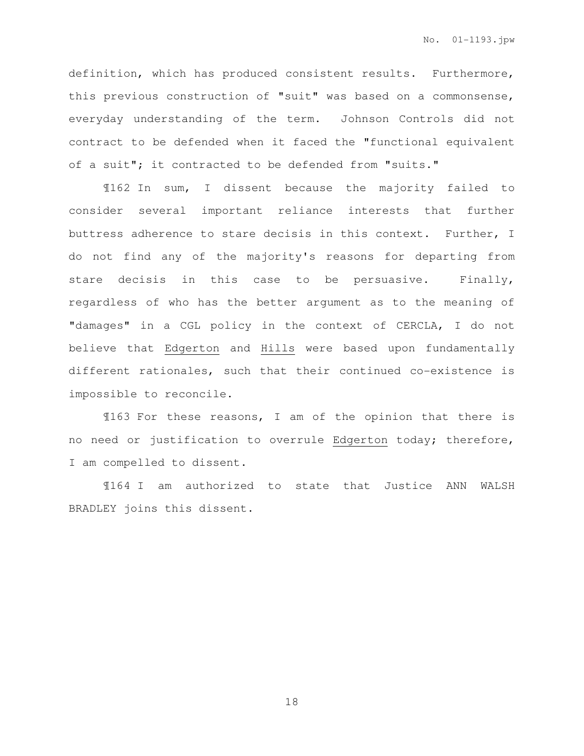definition, which has produced consistent results. Furthermore, this previous construction of "suit" was based on a commonsense, everyday understanding of the term. Johnson Controls did not contract to be defended when it faced the "functional equivalent of a suit"; it contracted to be defended from "suits."

¶162 In sum, I dissent because the majority failed to consider several important reliance interests that further buttress adherence to stare decisis in this context. Further, I do not find any of the majority's reasons for departing from stare decisis in this case to be persuasive. Finally, regardless of who has the better argument as to the meaning of "damages" in a CGL policy in the context of CERCLA, I do not believe that Edgerton and Hills were based upon fundamentally different rationales, such that their continued co-existence is impossible to reconcile.

¶163 For these reasons, I am of the opinion that there is no need or justification to overrule Edgerton today; therefore, I am compelled to dissent.

¶164 I am authorized to state that Justice ANN WALSH BRADLEY joins this dissent.